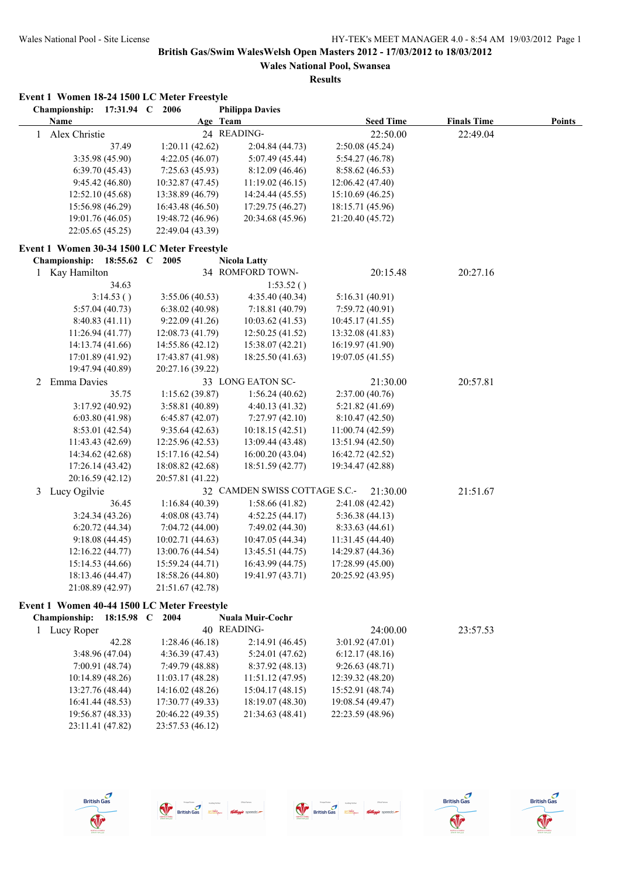**British Gas/Swim WalesWelsh Open Masters 2012 - 17/03/2012 to 18/03/2012**

**Wales National Pool, Swansea**

**Results**

### Event 1 Women 18-24 1500 LC Meter Freestyle

**Championship: 17:31.94 C 2006 Philippa Davies**

| Name | Age | Team | Seed Time | Finals Time | Points |
|---|---|---|---|---|---|
| 1 Alex Christie | 24 | READING- | 22:50.00 | 22:49.04 | |

37.49 | 1:20.11 (42.62) | 2:04.84 (44.73) | 2:50.08 (45.24)
3:35.98 (45.90) | 4:22.05 (46.07) | 5:07.49 (45.44) | 5:54.27 (46.78)
6:39.70 (45.43) | 7:25.63 (45.93) | 8:12.09 (46.46) | 8:58.62 (46.53)
9:45.42 (46.80) | 10:32.87 (47.45) | 11:19.02 (46.15) | 12:06.42 (47.40)
12:52.10 (45.68) | 13:38.89 (46.79) | 14:24.44 (45.55) | 15:10.69 (46.25)
15:56.98 (46.29) | 16:43.48 (46.50) | 17:29.75 (46.27) | 18:15.71 (45.96)
19:01.76 (46.05) | 19:48.72 (46.96) | 20:34.68 (45.96) | 21:20.40 (45.72)
22:05.65 (45.25) | 22:49.04 (43.39)

### Event 1 Women 30-34 1500 LC Meter Freestyle

**Championship: 18:55.62 C 2005 Nicola Latty**

| Name | Age | Team | Seed Time | Finals Time | Points |
|---|---|---|---|---|---|
| 1 Kay Hamilton | 34 | ROMFORD TOWN- | 20:15.48 | 20:27.16 | |

34.63 | | 1:53.52 ( ) |
3:14.53 ( ) | 3:55.06 (40.53) | 4:35.40 (40.34) | 5:16.31 (40.91)
5:57.04 (40.73) | 6:38.02 (40.98) | 7:18.81 (40.79) | 7:59.72 (40.91)
8:40.83 (41.11) | 9:22.09 (41.26) | 10:03.62 (41.53) | 10:45.17 (41.55)
11:26.94 (41.77) | 12:08.73 (41.79) | 12:50.25 (41.52) | 13:32.08 (41.83)
14:13.74 (41.66) | 14:55.86 (42.12) | 15:38.07 (42.21) | 16:19.97 (41.90)
17:01.89 (41.92) | 17:43.87 (41.98) | 18:25.50 (41.63) | 19:07.05 (41.55)
19:47.94 (40.89) | 20:27.16 (39.22)

| Name | Age | Team | Seed Time | Finals Time | Points |
|---|---|---|---|---|---|
| 2 Emma Davies | 33 | LONG EATON SC- | 21:30.00 | 20:57.81 | |

35.75 | 1:15.62 (39.87) | 1:56.24 (40.62) | 2:37.00 (40.76)
3:17.92 (40.92) | 3:58.81 (40.89) | 4:40.13 (41.32) | 5:21.82 (41.69)
6:03.80 (41.98) | 6:45.87 (42.07) | 7:27.97 (42.10) | 8:10.47 (42.50)
8:53.01 (42.54) | 9:35.64 (42.63) | 10:18.15 (42.51) | 11:00.74 (42.59)
11:43.43 (42.69) | 12:25.96 (42.53) | 13:09.44 (43.48) | 13:51.94 (42.50)
14:34.62 (42.68) | 15:17.16 (42.54) | 16:00.20 (43.04) | 16:42.72 (42.52)
17:26.14 (43.42) | 18:08.82 (42.68) | 18:51.59 (42.77) | 19:34.47 (42.88)
20:16.59 (42.12) | 20:57.81 (41.22)

| Name | Age | Team | Seed Time | Finals Time | Points |
|---|---|---|---|---|---|
| 3 Lucy Ogilvie | 32 | CAMDEN SWISS COTTAGE S.C.- | 21:30.00 | 21:51.67 | |

36.45 | 1:16.84 (40.39) | 1:58.66 (41.82) | 2:41.08 (42.42)
3:24.34 (43.26) | 4:08.08 (43.74) | 4:52.25 (44.17) | 5:36.38 (44.13)
6:20.72 (44.34) | 7:04.72 (44.00) | 7:49.02 (44.30) | 8:33.63 (44.61)
9:18.08 (44.45) | 10:02.71 (44.63) | 10:47.05 (44.34) | 11:31.45 (44.40)
12:16.22 (44.77) | 13:00.76 (44.54) | 13:45.51 (44.75) | 14:29.87 (44.36)
15:14.53 (44.66) | 15:59.24 (44.71) | 16:43.99 (44.75) | 17:28.99 (45.00)
18:13.46 (44.47) | 18:58.26 (44.80) | 19:41.97 (43.71) | 20:25.92 (43.95)
21:08.89 (42.97) | 21:51.67 (42.78)

### Event 1 Women 40-44 1500 LC Meter Freestyle

**Championship: 18:15.98 C 2004 Nuala Muir-Cochr**

| Name | Age | Team | Seed Time | Finals Time | Points |
|---|---|---|---|---|---|
| 1 Lucy Roper | 40 | READING- | 24:00.00 | 23:57.53 | |

42.28 | 1:28.46 (46.18) | 2:14.91 (46.45) | 3:01.92 (47.01)
3:48.96 (47.04) | 4:36.39 (47.43) | 5:24.01 (47.62) | 6:12.17 (48.16)
7:00.91 (48.74) | 7:49.79 (48.88) | 8:37.92 (48.13) | 9:26.63 (48.71)
10:14.89 (48.26) | 11:03.17 (48.28) | 11:51.12 (47.95) | 12:39.32 (48.20)
13:27.76 (48.44) | 14:16.02 (48.26) | 15:04.17 (48.15) | 15:52.91 (48.74)
16:41.44 (48.53) | 17:30.77 (49.33) | 18:19.07 (48.30) | 19:08.54 (49.47)
19:56.87 (48.33) | 20:46.22 (49.35) | 21:34.63 (48.41) | 22:23.59 (48.96)
23:11.41 (47.82) | 23:57.53 (46.12)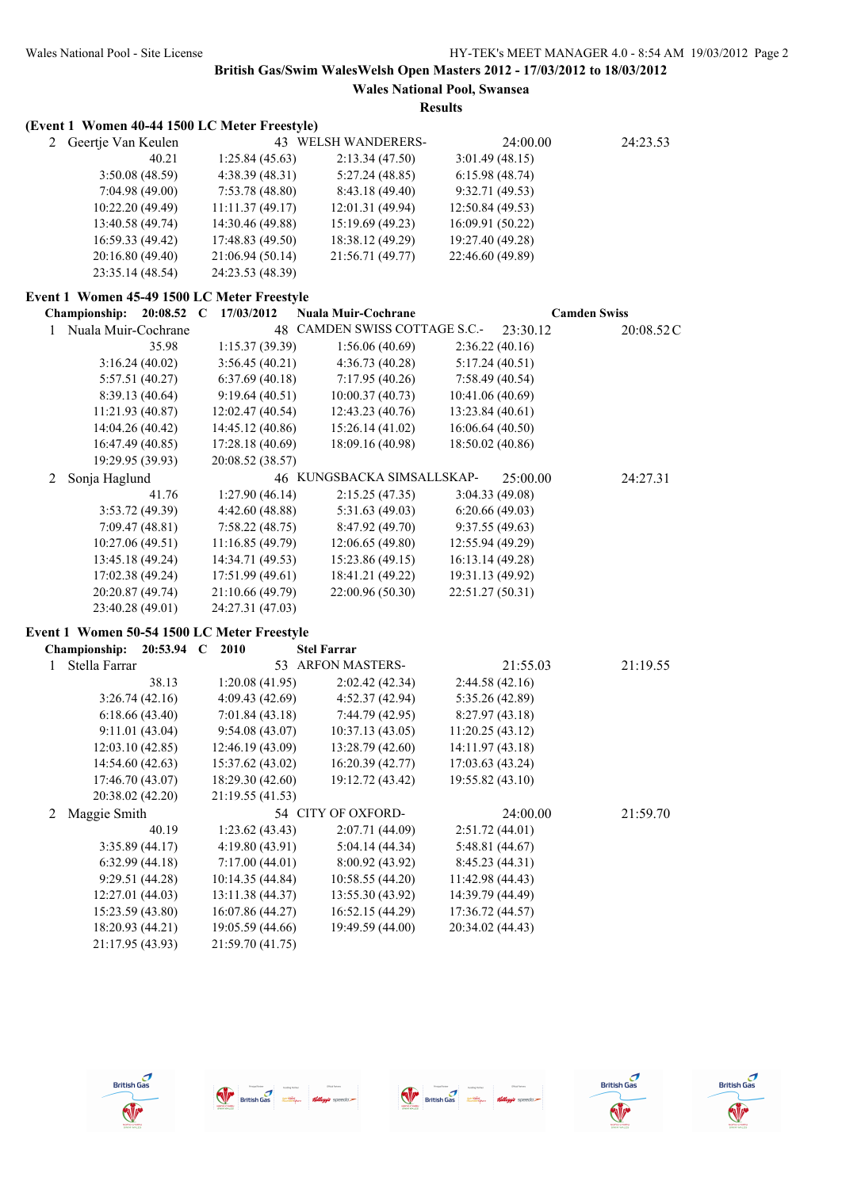British Gas/Swim WalesWelsh Open Masters 2012 - 17/03/2012 to 18/03/2012

Wales National Pool, Swansea

Results

**(Event 1 Women 40-44 1500 LC Meter Freestyle)**

2 Geertje Van Keulen 43 WELSH WANDERERS- 24:00.00 24:23.53

| | | | |
|---|---|---|---|
| 40.21 | 1:25.84 (45.63) | 2:13.34 (47.50) | 3:01.49 (48.15) |
| 3:50.08 (48.59) | 4:38.39 (48.31) | 5:27.24 (48.85) | 6:15.98 (48.74) |
| 7:04.98 (49.00) | 7:53.78 (48.80) | 8:43.18 (49.40) | 9:32.71 (49.53) |
| 10:22.20 (49.49) | 11:11.37 (49.17) | 12:01.31 (49.94) | 12:50.84 (49.53) |
| 13:40.58 (49.74) | 14:30.46 (49.88) | 15:19.69 (49.23) | 16:09.91 (50.22) |
| 16:59.33 (49.42) | 17:48.83 (49.50) | 18:38.12 (49.29) | 19:27.40 (49.28) |
| 20:16.80 (49.40) | 21:06.94 (50.14) | 21:56.71 (49.77) | 22:46.60 (49.89) |
| 23:35.14 (48.54) | 24:23.53 (48.39) | | |

**Event 1 Women 45-49 1500 LC Meter Freestyle**

**Championship: 20:08.52 C 17/03/2012 Nuala Muir-Cochrane Camden Swiss**

1 Nuala Muir-Cochrane 48 CAMDEN SWISS COTTAGE S.C.- 23:30.12 20:08.52C

| | | | |
|---|---|---|---|
| 35.98 | 1:15.37 (39.39) | 1:56.06 (40.69) | 2:36.22 (40.16) |
| 3:16.24 (40.02) | 3:56.45 (40.21) | 4:36.73 (40.28) | 5:17.24 (40.51) |
| 5:57.51 (40.27) | 6:37.69 (40.18) | 7:17.95 (40.26) | 7:58.49 (40.54) |
| 8:39.13 (40.64) | 9:19.64 (40.51) | 10:00.37 (40.73) | 10:41.06 (40.69) |
| 11:21.93 (40.87) | 12:02.47 (40.54) | 12:43.23 (40.76) | 13:23.84 (40.61) |
| 14:04.26 (40.42) | 14:45.12 (40.86) | 15:26.14 (41.02) | 16:06.64 (40.50) |
| 16:47.49 (40.85) | 17:28.18 (40.69) | 18:09.16 (40.98) | 18:50.02 (40.86) |
| 19:29.95 (39.93) | 20:08.52 (38.57) | | |

2 Sonja Haglund 46 KUNGSBACKA SIMSALLSKAP- 25:00.00 24:27.31

| | | | |
|---|---|---|---|
| 41.76 | 1:27.90 (46.14) | 2:15.25 (47.35) | 3:04.33 (49.08) |
| 3:53.72 (49.39) | 4:42.60 (48.88) | 5:31.63 (49.03) | 6:20.66 (49.03) |
| 7:09.47 (48.81) | 7:58.22 (48.75) | 8:47.92 (49.70) | 9:37.55 (49.63) |
| 10:27.06 (49.51) | 11:16.85 (49.79) | 12:06.65 (49.80) | 12:55.94 (49.29) |
| 13:45.18 (49.24) | 14:34.71 (49.53) | 15:23.86 (49.15) | 16:13.14 (49.28) |
| 17:02.38 (49.24) | 17:51.99 (49.61) | 18:41.21 (49.22) | 19:31.13 (49.92) |
| 20:20.87 (49.74) | 21:10.66 (49.79) | 22:00.96 (50.30) | 22:51.27 (50.31) |
| 23:40.28 (49.01) | 24:27.31 (47.03) | | |

**Event 1 Women 50-54 1500 LC Meter Freestyle**

**Championship: 20:53.94 C 2010 Stel Farrar**

1 Stella Farrar 53 ARFON MASTERS- 21:55.03 21:19.55

| | | | |
|---|---|---|---|
| 38.13 | 1:20.08 (41.95) | 2:02.42 (42.34) | 2:44.58 (42.16) |
| 3:26.74 (42.16) | 4:09.43 (42.69) | 4:52.37 (42.94) | 5:35.26 (42.89) |
| 6:18.66 (43.40) | 7:01.84 (43.18) | 7:44.79 (42.95) | 8:27.97 (43.18) |
| 9:11.01 (43.04) | 9:54.08 (43.07) | 10:37.13 (43.05) | 11:20.25 (43.12) |
| 12:03.10 (42.85) | 12:46.19 (43.09) | 13:28.79 (42.60) | 14:11.97 (43.18) |
| 14:54.60 (42.63) | 15:37.62 (43.02) | 16:20.39 (42.77) | 17:03.63 (43.24) |
| 17:46.70 (43.07) | 18:29.30 (42.60) | 19:12.72 (43.42) | 19:55.82 (43.10) |
| 20:38.02 (42.20) | 21:19.55 (41.53) | | |

2 Maggie Smith 54 CITY OF OXFORD- 24:00.00 21:59.70

| | | | |
|---|---|---|---|
| 40.19 | 1:23.62 (43.43) | 2:07.71 (44.09) | 2:51.72 (44.01) |
| 3:35.89 (44.17) | 4:19.80 (43.91) | 5:04.14 (44.34) | 5:48.81 (44.67) |
| 6:32.99 (44.18) | 7:17.00 (44.01) | 8:00.92 (43.92) | 8:45.23 (44.31) |
| 9:29.51 (44.28) | 10:14.35 (44.84) | 10:58.55 (44.20) | 11:42.98 (44.43) |
| 12:27.01 (44.03) | 13:11.38 (44.37) | 13:55.30 (43.92) | 14:39.79 (44.49) |
| 15:23.59 (43.80) | 16:07.86 (44.27) | 16:52.15 (44.29) | 17:36.72 (44.57) |
| 18:20.93 (44.21) | 19:05.59 (44.66) | 19:49.59 (44.00) | 20:34.02 (44.43) |
| 21:17.95 (43.93) | 21:59.70 (41.75) | | |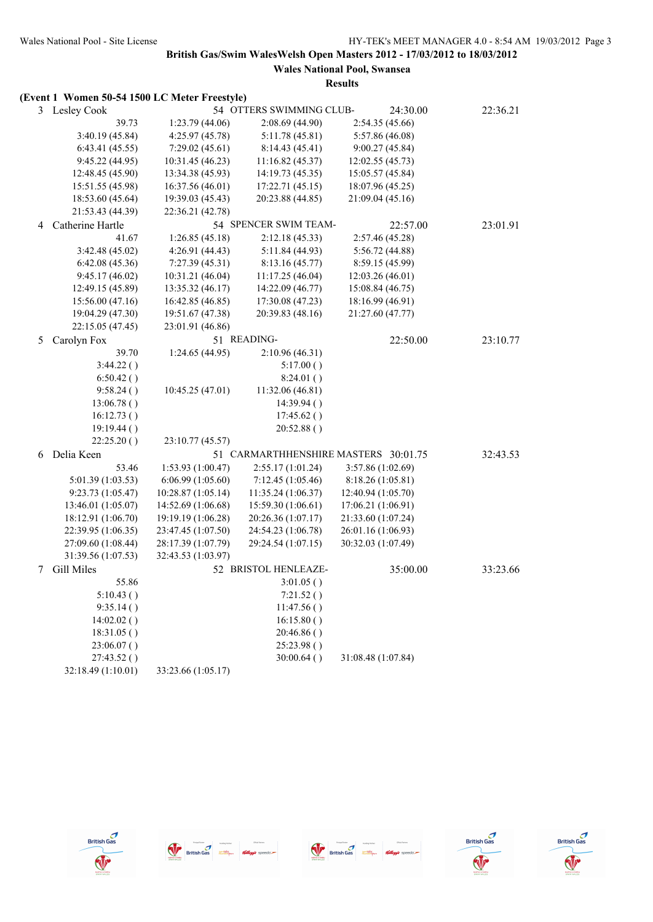**British Gas/Swim WalesWelsh Open Masters 2012 - 17/03/2012 to 18/03/2012**

**Wales National Pool, Swansea**

**Results**

**(Event 1 Women 50-54 1500 LC Meter Freestyle)**

| | Name | Age | Team | Seed Time | Finals Time |
|---|---|---|---|---|---|
| 3 | Lesley Cook | 54 | OTTERS SWIMMING CLUB- | 24:30.00 | 22:36.21 |

39.73 | 1:23.79 (44.06) | 2:08.69 (44.90) | 2:54.35 (45.66)
3:40.19 (45.84) | 4:25.97 (45.78) | 5:11.78 (45.81) | 5:57.86 (46.08)
6:43.41 (45.55) | 7:29.02 (45.61) | 8:14.43 (45.41) | 9:00.27 (45.84)
9:45.22 (44.95) | 10:31.45 (46.23) | 11:16.82 (45.37) | 12:02.55 (45.73)
12:48.45 (45.90) | 13:34.38 (45.93) | 14:19.73 (45.35) | 15:05.57 (45.84)
15:51.55 (45.98) | 16:37.56 (46.01) | 17:22.71 (45.15) | 18:07.96 (45.25)
18:53.60 (45.64) | 19:39.03 (45.43) | 20:23.88 (44.85) | 21:09.04 (45.16)
21:53.43 (44.39) | 22:36.21 (42.78)

| | Name | Age | Team | Seed Time | Finals Time |
|---|---|---|---|---|---|
| 4 | Catherine Hartle | 54 | SPENCER SWIM TEAM- | 22:57.00 | 23:01.91 |

41.67 | 1:26.85 (45.18) | 2:12.18 (45.33) | 2:57.46 (45.28)
3:42.48 (45.02) | 4:26.91 (44.43) | 5:11.84 (44.93) | 5:56.72 (44.88)
6:42.08 (45.36) | 7:27.39 (45.31) | 8:13.16 (45.77) | 8:59.15 (45.99)
9:45.17 (46.02) | 10:31.21 (46.04) | 11:17.25 (46.04) | 12:03.26 (46.01)
12:49.15 (45.89) | 13:35.32 (46.17) | 14:22.09 (46.77) | 15:08.84 (46.75)
15:56.00 (47.16) | 16:42.85 (46.85) | 17:30.08 (47.23) | 18:16.99 (46.91)
19:04.29 (47.30) | 19:51.67 (47.38) | 20:39.83 (48.16) | 21:27.60 (47.77)
22:15.05 (47.45) | 23:01.91 (46.86)

| | Name | Age | Team | Seed Time | Finals Time |
|---|---|---|---|---|---|
| 5 | Carolyn Fox | 51 | READING- | 22:50.00 | 23:10.77 |

39.70 | 1:24.65 (44.95) | 2:10.96 (46.31)
3:44.22 ( ) | | 5:17.00 ( )
6:50.42 ( ) | | 8:24.01 ( )
9:58.24 ( ) | 10:45.25 (47.01) | 11:32.06 (46.81)
13:06.78 ( ) | | 14:39.94 ( )
16:12.73 ( ) | | 17:45.62 ( )
19:19.44 ( ) | | 20:52.88 ( )
22:25.20 ( ) | 23:10.77 (45.57)

| | Name | Age | Team | Seed Time | Finals Time |
|---|---|---|---|---|---|
| 6 | Delia Keen | 51 | CARMARTHHENSHIRE MASTERS | 30:01.75 | 32:43.53 |

53.46 | 1:53.93 (1:00.47) | 2:55.17 (1:01.24) | 3:57.86 (1:02.69)
5:01.39 (1:03.53) | 6:06.99 (1:05.60) | 7:12.45 (1:05.46) | 8:18.26 (1:05.81)
9:23.73 (1:05.47) | 10:28.87 (1:05.14) | 11:35.24 (1:06.37) | 12:40.94 (1:05.70)
13:46.01 (1:05.07) | 14:52.69 (1:06.68) | 15:59.30 (1:06.61) | 17:06.21 (1:06.91)
18:12.91 (1:06.70) | 19:19.19 (1:06.28) | 20:26.36 (1:07.17) | 21:33.60 (1:07.24)
22:39.95 (1:06.35) | 23:47.45 (1:07.50) | 24:54.23 (1:06.78) | 26:01.16 (1:06.93)
27:09.60 (1:08.44) | 28:17.39 (1:07.79) | 29:24.54 (1:07.15) | 30:32.03 (1:07.49)
31:39.56 (1:07.53) | 32:43.53 (1:03.97)

| | Name | Age | Team | Seed Time | Finals Time |
|---|---|---|---|---|---|
| 7 | Gill Miles | 52 | BRISTOL HENLEAZE- | 35:00.00 | 33:23.66 |

55.86 | | 3:01.05 ( )
5:10.43 ( ) | | 7:21.52 ( )
9:35.14 ( ) | | 11:47.56 ( )
14:02.02 ( ) | | 16:15.80 ( )
18:31.05 ( ) | | 20:46.86 ( )
23:06.07 ( ) | | 25:23.98 ( )
27:43.52 ( ) | | 30:00.64 ( ) | 31:08.48 (1:07.84)
32:18.49 (1:10.01) | 33:23.66 (1:05.17)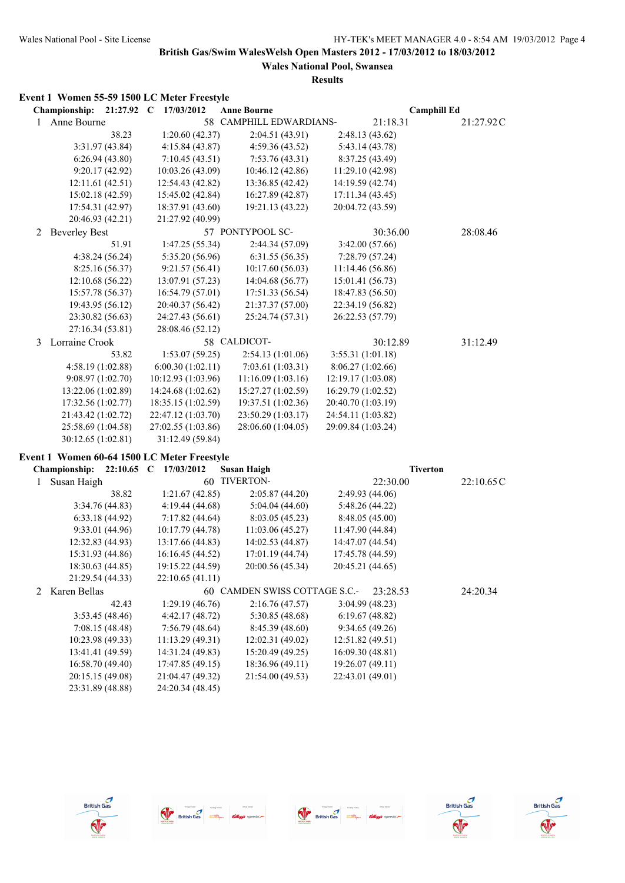# British Gas/Swim WalesWelsh Open Masters 2012 - 17/03/2012 to 18/03/2012

## Wales National Pool, Swansea

### Results

**Event 1 Women 55-59 1500 LC Meter Freestyle**

**Championship: 21:27.92 C 17/03/2012 Anne Bourne Camphill Ed**

1 Anne Bourne 58 CAMPHILL EDWARDIANS- 21:18.31 21:27.92C

| | | | |
|---|---|---|---|
| 38.23 | 1:20.60 (42.37) | 2:04.51 (43.91) | 2:48.13 (43.62) |
| 3:31.97 (43.84) | 4:15.84 (43.87) | 4:59.36 (43.52) | 5:43.14 (43.78) |
| 6:26.94 (43.80) | 7:10.45 (43.51) | 7:53.76 (43.31) | 8:37.25 (43.49) |
| 9:20.17 (42.92) | 10:03.26 (43.09) | 10:46.12 (42.86) | 11:29.10 (42.98) |
| 12:11.61 (42.51) | 12:54.43 (42.82) | 13:36.85 (42.42) | 14:19.59 (42.74) |
| 15:02.18 (42.59) | 15:45.02 (42.84) | 16:27.89 (42.87) | 17:11.34 (43.45) |
| 17:54.31 (42.97) | 18:37.91 (43.60) | 19:21.13 (43.22) | 20:04.72 (43.59) |
| 20:46.93 (42.21) | 21:27.92 (40.99) | | |

2 Beverley Best 57 PONTYPOOL SC- 30:36.00 28:08.46

| | | | |
|---|---|---|---|
| 51.91 | 1:47.25 (55.34) | 2:44.34 (57.09) | 3:42.00 (57.66) |
| 4:38.24 (56.24) | 5:35.20 (56.96) | 6:31.55 (56.35) | 7:28.79 (57.24) |
| 8:25.16 (56.37) | 9:21.57 (56.41) | 10:17.60 (56.03) | 11:14.46 (56.86) |
| 12:10.68 (56.22) | 13:07.91 (57.23) | 14:04.68 (56.77) | 15:01.41 (56.73) |
| 15:57.78 (56.37) | 16:54.79 (57.01) | 17:51.33 (56.54) | 18:47.83 (56.50) |
| 19:43.95 (56.12) | 20:40.37 (56.42) | 21:37.37 (57.00) | 22:34.19 (56.82) |
| 23:30.82 (56.63) | 24:27.43 (56.61) | 25:24.74 (57.31) | 26:22.53 (57.79) |
| 27:16.34 (53.81) | 28:08.46 (52.12) | | |

3 Lorraine Crook 58 CALDICOT- 30:12.89 31:12.49

| | | | |
|---|---|---|---|
| 53.82 | 1:53.07 (59.25) | 2:54.13 (1:01.06) | 3:55.31 (1:01.18) |
| 4:58.19 (1:02.88) | 6:00.30 (1:02.11) | 7:03.61 (1:03.31) | 8:06.27 (1:02.66) |
| 9:08.97 (1:02.70) | 10:12.93 (1:03.96) | 11:16.09 (1:03.16) | 12:19.17 (1:03.08) |
| 13:22.06 (1:02.89) | 14:24.68 (1:02.62) | 15:27.27 (1:02.59) | 16:29.79 (1:02.52) |
| 17:32.56 (1:02.77) | 18:35.15 (1:02.59) | 19:37.51 (1:02.36) | 20:40.70 (1:03.19) |
| 21:43.42 (1:02.72) | 22:47.12 (1:03.70) | 23:50.29 (1:03.17) | 24:54.11 (1:03.82) |
| 25:58.69 (1:04.58) | 27:02.55 (1:03.86) | 28:06.60 (1:04.05) | 29:09.84 (1:03.24) |
| 30:12.65 (1:02.81) | 31:12.49 (59.84) | | |

**Event 1 Women 60-64 1500 LC Meter Freestyle**

**Championship: 22:10.65 C 17/03/2012 Susan Haigh Tiverton**

1 Susan Haigh 60 TIVERTON- 22:30.00 22:10.65C

| | | | |
|---|---|---|---|
| 38.82 | 1:21.67 (42.85) | 2:05.87 (44.20) | 2:49.93 (44.06) |
| 3:34.76 (44.83) | 4:19.44 (44.68) | 5:04.04 (44.60) | 5:48.26 (44.22) |
| 6:33.18 (44.92) | 7:17.82 (44.64) | 8:03.05 (45.23) | 8:48.05 (45.00) |
| 9:33.01 (44.96) | 10:17.79 (44.78) | 11:03.06 (45.27) | 11:47.90 (44.84) |
| 12:32.83 (44.93) | 13:17.66 (44.83) | 14:02.53 (44.87) | 14:47.07 (44.54) |
| 15:31.93 (44.86) | 16:16.45 (44.52) | 17:01.19 (44.74) | 17:45.78 (44.59) |
| 18:30.63 (44.85) | 19:15.22 (44.59) | 20:00.56 (45.34) | 20:45.21 (44.65) |
| 21:29.54 (44.33) | 22:10.65 (41.11) | | |

2 Karen Bellas 60 CAMDEN SWISS COTTAGE S.C.- 23:28.53 24:20.34

| | | | |
|---|---|---|---|
| 42.43 | 1:29.19 (46.76) | 2:16.76 (47.57) | 3:04.99 (48.23) |
| 3:53.45 (48.46) | 4:42.17 (48.72) | 5:30.85 (48.68) | 6:19.67 (48.82) |
| 7:08.15 (48.48) | 7:56.79 (48.64) | 8:45.39 (48.60) | 9:34.65 (49.26) |
| 10:23.98 (49.33) | 11:13.29 (49.31) | 12:02.31 (49.02) | 12:51.82 (49.51) |
| 13:41.41 (49.59) | 14:31.24 (49.83) | 15:20.49 (49.25) | 16:09.30 (48.81) |
| 16:58.70 (49.40) | 17:47.85 (49.15) | 18:36.96 (49.11) | 19:26.07 (49.11) |
| 20:15.15 (49.08) | 21:04.47 (49.32) | 21:54.00 (49.53) | 22:43.01 (49.01) |
| 23:31.89 (48.88) | 24:20.34 (48.45) | | |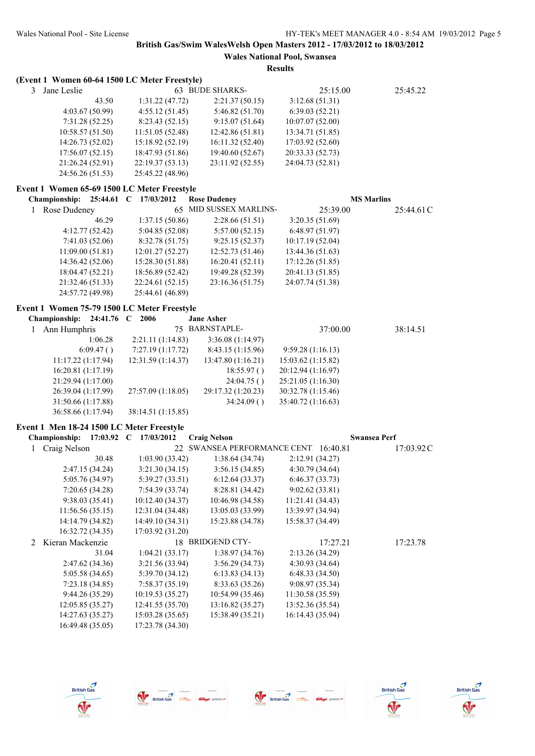## British Gas/Swim WalesWelsh Open Masters 2012 - 17/03/2012 to 18/03/2012

### Wales National Pool, Swansea

### Results

**(Event 1 Women 60-64 1500 LC Meter Freestyle)**

3 Jane Leslie 63 BUDE SHARKS- 25:15.00 25:45.22

| | | | |
|---|---|---|---|
| 43.50 | 1:31.22 (47.72) | 2:21.37 (50.15) | 3:12.68 (51.31) |
| 4:03.67 (50.99) | 4:55.12 (51.45) | 5:46.82 (51.70) | 6:39.03 (52.21) |
| 7:31.28 (52.25) | 8:23.43 (52.15) | 9:15.07 (51.64) | 10:07.07 (52.00) |
| 10:58.57 (51.50) | 11:51.05 (52.48) | 12:42.86 (51.81) | 13:34.71 (51.85) |
| 14:26.73 (52.02) | 15:18.92 (52.19) | 16:11.32 (52.40) | 17:03.92 (52.60) |
| 17:56.07 (52.15) | 18:47.93 (51.86) | 19:40.60 (52.67) | 20:33.33 (52.73) |
| 21:26.24 (52.91) | 22:19.37 (53.13) | 23:11.92 (52.55) | 24:04.73 (52.81) |
| 24:56.26 (51.53) | 25:45.22 (48.96) | | |

### Event 1 Women 65-69 1500 LC Meter Freestyle

**Championship: 25:44.61 C 17/03/2012 Rose Dudeney MS Marlins**

1 Rose Dudeney 65 MID SUSSEX MARLINS- 25:39.00 25:44.61 C

| | | | |
|---|---|---|---|
| 46.29 | 1:37.15 (50.86) | 2:28.66 (51.51) | 3:20.35 (51.69) |
| 4:12.77 (52.42) | 5:04.85 (52.08) | 5:57.00 (52.15) | 6:48.97 (51.97) |
| 7:41.03 (52.06) | 8:32.78 (51.75) | 9:25.15 (52.37) | 10:17.19 (52.04) |
| 11:09.00 (51.81) | 12:01.27 (52.27) | 12:52.73 (51.46) | 13:44.36 (51.63) |
| 14:36.42 (52.06) | 15:28.30 (51.88) | 16:20.41 (52.11) | 17:12.26 (51.85) |
| 18:04.47 (52.21) | 18:56.89 (52.42) | 19:49.28 (52.39) | 20:41.13 (51.85) |
| 21:32.46 (51.33) | 22:24.61 (52.15) | 23:16.36 (51.75) | 24:07.74 (51.38) |
| 24:57.72 (49.98) | 25:44.61 (46.89) | | |

### Event 1 Women 75-79 1500 LC Meter Freestyle

**Championship: 24:41.76 C 2006 Jane Asher**

1 Ann Humphris 75 BARNSTAPLE- 37:00.00 38:14.51

| | | | |
|---|---|---|---|
| 1:06.28 | 2:21.11 (1:14.83) | 3:36.08 (1:14.97) | |
| 6:09.47 ( ) | 7:27.19 (1:17.72) | 8:43.15 (1:15.96) | 9:59.28 (1:16.13) |
| 11:17.22 (1:17.94) | 12:31.59 (1:14.37) | 13:47.80 (1:16.21) | 15:03.62 (1:15.82) |
| 16:20.81 (1:17.19) | | 18:55.97 ( ) | 20:12.94 (1:16.97) |
| 21:29.94 (1:17.00) | | 24:04.75 ( ) | 25:21.05 (1:16.30) |
| 26:39.04 (1:17.99) | 27:57.09 (1:18.05) | 29:17.32 (1:20.23) | 30:32.78 (1:15.46) |
| 31:50.66 (1:17.88) | | 34:24.09 ( ) | 35:40.72 (1:16.63) |
| 36:58.66 (1:17.94) | 38:14.51 (1:15.85) | | |

### Event 1 Men 18-24 1500 LC Meter Freestyle

**Championship: 17:03.92 C 17/03/2012 Craig Nelson Swansea Perf**

1 Craig Nelson 22 SWANSEA PERFORMANCE CENT 16:40.81 17:03.92 C

| | | | |
|---|---|---|---|
| 30.48 | 1:03.90 (33.42) | 1:38.64 (34.74) | 2:12.91 (34.27) |
| 2:47.15 (34.24) | 3:21.30 (34.15) | 3:56.15 (34.85) | 4:30.79 (34.64) |
| 5:05.76 (34.97) | 5:39.27 (33.51) | 6:12.64 (33.37) | 6:46.37 (33.73) |
| 7:20.65 (34.28) | 7:54.39 (33.74) | 8:28.81 (34.42) | 9:02.62 (33.81) |
| 9:38.03 (35.41) | 10:12.40 (34.37) | 10:46.98 (34.58) | 11:21.41 (34.43) |
| 11:56.56 (35.15) | 12:31.04 (34.48) | 13:05.03 (33.99) | 13:39.97 (34.94) |
| 14:14.79 (34.82) | 14:49.10 (34.31) | 15:23.88 (34.78) | 15:58.37 (34.49) |
| 16:32.72 (34.35) | 17:03.92 (31.20) | | |

2 Kieran Mackenzie 18 BRIDGEND CTY- 17:27.21 17:23.78

| | | | |
|---|---|---|---|
| 31.04 | 1:04.21 (33.17) | 1:38.97 (34.76) | 2:13.26 (34.29) |
| 2:47.62 (34.36) | 3:21.56 (33.94) | 3:56.29 (34.73) | 4:30.93 (34.64) |
| 5:05.58 (34.65) | 5:39.70 (34.12) | 6:13.83 (34.13) | 6:48.33 (34.50) |
| 7:23.18 (34.85) | 7:58.37 (35.19) | 8:33.63 (35.26) | 9:08.97 (35.34) |
| 9:44.26 (35.29) | 10:19.53 (35.27) | 10:54.99 (35.46) | 11:30.58 (35.59) |
| 12:05.85 (35.27) | 12:41.55 (35.70) | 13:16.82 (35.27) | 13:52.36 (35.54) |
| 14:27.63 (35.27) | 15:03.28 (35.65) | 15:38.49 (35.21) | 16:14.43 (35.94) |
| 16:49.48 (35.05) | 17:23.78 (34.30) | | |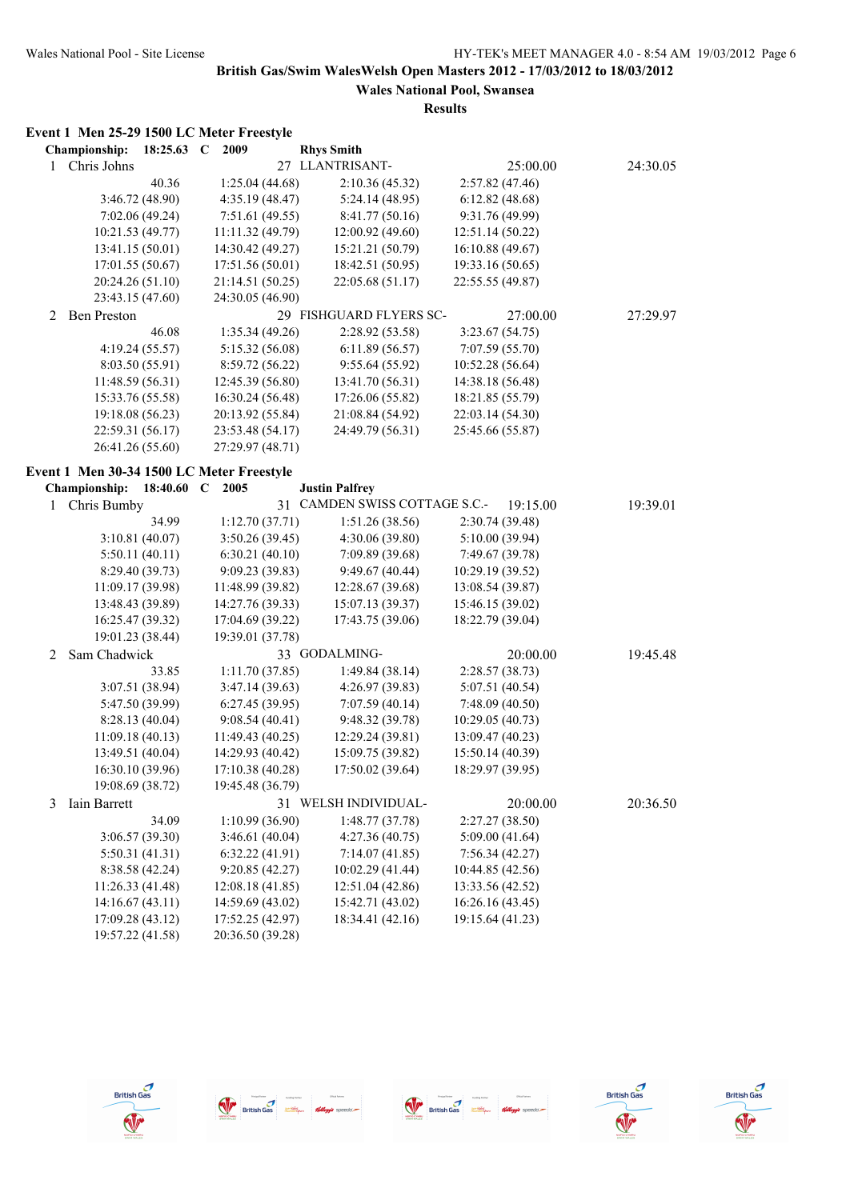**British Gas/Swim WalesWelsh Open Masters 2012 - 17/03/2012 to 18/03/2012**

**Wales National Pool, Swansea**

**Results**

### Event 1 Men 25-29 1500 LC Meter Freestyle

**Championship: 18:25.63 C 2009 Rhys Smith**

1 Chris Johns 27 LLANTRISANT- 25:00.00 24:30.05

| | | | |
|---|---|---|---|
| 40.36 | 1:25.04 (44.68) | 2:10.36 (45.32) | 2:57.82 (47.46) |
| 3:46.72 (48.90) | 4:35.19 (48.47) | 5:24.14 (48.95) | 6:12.82 (48.68) |
| 7:02.06 (49.24) | 7:51.61 (49.55) | 8:41.77 (50.16) | 9:31.76 (49.99) |
| 10:21.53 (49.77) | 11:11.32 (49.79) | 12:00.92 (49.60) | 12:51.14 (50.22) |
| 13:41.15 (50.01) | 14:30.42 (49.27) | 15:21.21 (50.79) | 16:10.88 (49.67) |
| 17:01.55 (50.67) | 17:51.56 (50.01) | 18:42.51 (50.95) | 19:33.16 (50.65) |
| 20:24.26 (51.10) | 21:14.51 (50.25) | 22:05.68 (51.17) | 22:55.55 (49.87) |
| 23:43.15 (47.60) | 24:30.05 (46.90) | | |

2 Ben Preston 29 FISHGUARD FLYERS SC- 27:00.00 27:29.97

| | | | |
|---|---|---|---|
| 46.08 | 1:35.34 (49.26) | 2:28.92 (53.58) | 3:23.67 (54.75) |
| 4:19.24 (55.57) | 5:15.32 (56.08) | 6:11.89 (56.57) | 7:07.59 (55.70) |
| 8:03.50 (55.91) | 8:59.72 (56.22) | 9:55.64 (55.92) | 10:52.28 (56.64) |
| 11:48.59 (56.31) | 12:45.39 (56.80) | 13:41.70 (56.31) | 14:38.18 (56.48) |
| 15:33.76 (55.58) | 16:30.24 (56.48) | 17:26.06 (55.82) | 18:21.85 (55.79) |
| 19:18.08 (56.23) | 20:13.92 (55.84) | 21:08.84 (54.92) | 22:03.14 (54.30) |
| 22:59.31 (56.17) | 23:53.48 (54.17) | 24:49.79 (56.31) | 25:45.66 (55.87) |
| 26:41.26 (55.60) | 27:29.97 (48.71) | | |

### Event 1 Men 30-34 1500 LC Meter Freestyle

**Championship: 18:40.60 C 2005 Justin Palfrey**

1 Chris Bumby 31 CAMDEN SWISS COTTAGE S.C.- 19:15.00 19:39.01

| | | | |
|---|---|---|---|
| 34.99 | 1:12.70 (37.71) | 1:51.26 (38.56) | 2:30.74 (39.48) |
| 3:10.81 (40.07) | 3:50.26 (39.45) | 4:30.06 (39.80) | 5:10.00 (39.94) |
| 5:50.11 (40.11) | 6:30.21 (40.10) | 7:09.89 (39.68) | 7:49.67 (39.78) |
| 8:29.40 (39.73) | 9:09.23 (39.83) | 9:49.67 (40.44) | 10:29.19 (39.52) |
| 11:09.17 (39.98) | 11:48.99 (39.82) | 12:28.67 (39.68) | 13:08.54 (39.87) |
| 13:48.43 (39.89) | 14:27.76 (39.33) | 15:07.13 (39.37) | 15:46.15 (39.02) |
| 16:25.47 (39.32) | 17:04.69 (39.22) | 17:43.75 (39.06) | 18:22.79 (39.04) |
| 19:01.23 (38.44) | 19:39.01 (37.78) | | |

2 Sam Chadwick 33 GODALMING- 20:00.00 19:45.48

| | | | |
|---|---|---|---|
| 33.85 | 1:11.70 (37.85) | 1:49.84 (38.14) | 2:28.57 (38.73) |
| 3:07.51 (38.94) | 3:47.14 (39.63) | 4:26.97 (39.83) | 5:07.51 (40.54) |
| 5:47.50 (39.99) | 6:27.45 (39.95) | 7:07.59 (40.14) | 7:48.09 (40.50) |
| 8:28.13 (40.04) | 9:08.54 (40.41) | 9:48.32 (39.78) | 10:29.05 (40.73) |
| 11:09.18 (40.13) | 11:49.43 (40.25) | 12:29.24 (39.81) | 13:09.47 (40.23) |
| 13:49.51 (40.04) | 14:29.93 (40.42) | 15:09.75 (39.82) | 15:50.14 (40.39) |
| 16:30.10 (39.96) | 17:10.38 (40.28) | 17:50.02 (39.64) | 18:29.97 (39.95) |
| 19:08.69 (38.72) | 19:45.48 (36.79) | | |

3 Iain Barrett 31 WELSH INDIVIDUAL- 20:00.00 20:36.50

| | | | |
|---|---|---|---|
| 34.09 | 1:10.99 (36.90) | 1:48.77 (37.78) | 2:27.27 (38.50) |
| 3:06.57 (39.30) | 3:46.61 (40.04) | 4:27.36 (40.75) | 5:09.00 (41.64) |
| 5:50.31 (41.31) | 6:32.22 (41.91) | 7:14.07 (41.85) | 7:56.34 (42.27) |
| 8:38.58 (42.24) | 9:20.85 (42.27) | 10:02.29 (41.44) | 10:44.85 (42.56) |
| 11:26.33 (41.48) | 12:08.18 (41.85) | 12:51.04 (42.86) | 13:33.56 (42.52) |
| 14:16.67 (43.11) | 14:59.69 (43.02) | 15:42.71 (43.02) | 16:26.16 (43.45) |
| 17:09.28 (43.12) | 17:52.25 (42.97) | 18:34.41 (42.16) | 19:15.64 (41.23) |
| 19:57.22 (41.58) | 20:36.50 (39.28) | | |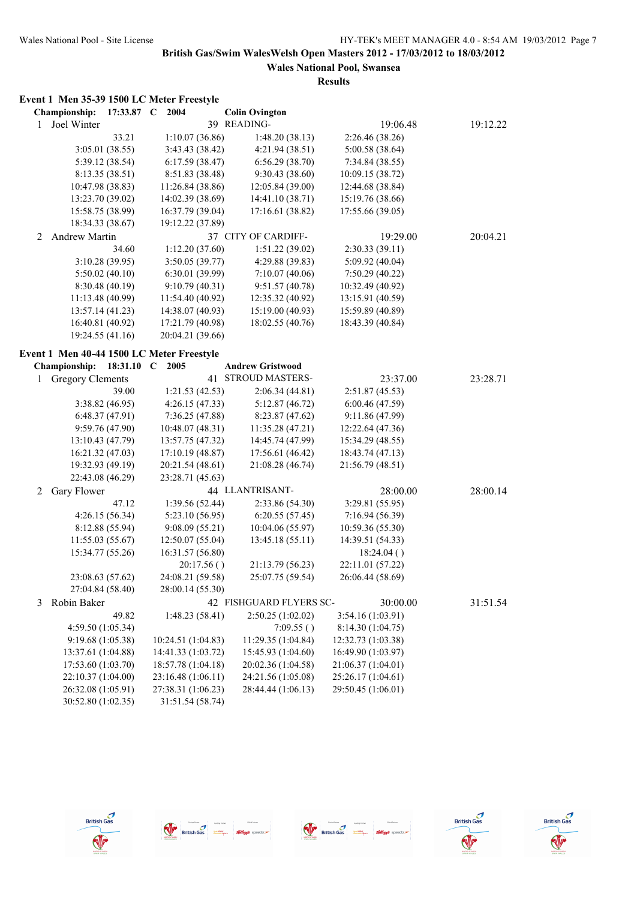**British Gas/Swim WalesWelsh Open Masters 2012 - 17/03/2012 to 18/03/2012**

**Wales National Pool, Swansea**

**Results**

## Event 1 Men 35-39 1500 LC Meter Freestyle

**Championship: 17:33.87 C 2004 Colin Ovington**

1 Joel Winter 39 READING- 19:06.48 19:12.22

| | | | |
|---|---|---|---|
| 33.21 | 1:10.07 (36.86) | 1:48.20 (38.13) | 2:26.46 (38.26) |
| 3:05.01 (38.55) | 3:43.43 (38.42) | 4:21.94 (38.51) | 5:00.58 (38.64) |
| 5:39.12 (38.54) | 6:17.59 (38.47) | 6:56.29 (38.70) | 7:34.84 (38.55) |
| 8:13.35 (38.51) | 8:51.83 (38.48) | 9:30.43 (38.60) | 10:09.15 (38.72) |
| 10:47.98 (38.83) | 11:26.84 (38.86) | 12:05.84 (39.00) | 12:44.68 (38.84) |
| 13:23.70 (39.02) | 14:02.39 (38.69) | 14:41.10 (38.71) | 15:19.76 (38.66) |
| 15:58.75 (38.99) | 16:37.79 (39.04) | 17:16.61 (38.82) | 17:55.66 (39.05) |
| 18:34.33 (38.67) | 19:12.22 (37.89) | | |

2 Andrew Martin 37 CITY OF CARDIFF- 19:29.00 20:04.21

| | | | |
|---|---|---|---|
| 34.60 | 1:12.20 (37.60) | 1:51.22 (39.02) | 2:30.33 (39.11) |
| 3:10.28 (39.95) | 3:50.05 (39.77) | 4:29.88 (39.83) | 5:09.92 (40.04) |
| 5:50.02 (40.10) | 6:30.01 (39.99) | 7:10.07 (40.06) | 7:50.29 (40.22) |
| 8:30.48 (40.19) | 9:10.79 (40.31) | 9:51.57 (40.78) | 10:32.49 (40.92) |
| 11:13.48 (40.99) | 11:54.40 (40.92) | 12:35.32 (40.92) | 13:15.91 (40.59) |
| 13:57.14 (41.23) | 14:38.07 (40.93) | 15:19.00 (40.93) | 15:59.89 (40.89) |
| 16:40.81 (40.92) | 17:21.79 (40.98) | 18:02.55 (40.76) | 18:43.39 (40.84) |
| 19:24.55 (41.16) | 20:04.21 (39.66) | | |

## Event 1 Men 40-44 1500 LC Meter Freestyle

**Championship: 18:31.10 C 2005 Andrew Gristwood**

1 Gregory Clements 41 STROUD MASTERS- 23:37.00 23:28.71

| | | | |
|---|---|---|---|
| 39.00 | 1:21.53 (42.53) | 2:06.34 (44.81) | 2:51.87 (45.53) |
| 3:38.82 (46.95) | 4:26.15 (47.33) | 5:12.87 (46.72) | 6:00.46 (47.59) |
| 6:48.37 (47.91) | 7:36.25 (47.88) | 8:23.87 (47.62) | 9:11.86 (47.99) |
| 9:59.76 (47.90) | 10:48.07 (48.31) | 11:35.28 (47.21) | 12:22.64 (47.36) |
| 13:10.43 (47.79) | 13:57.75 (47.32) | 14:45.74 (47.99) | 15:34.29 (48.55) |
| 16:21.32 (47.03) | 17:10.19 (48.87) | 17:56.61 (46.42) | 18:43.74 (47.13) |
| 19:32.93 (49.19) | 20:21.54 (48.61) | 21:08.28 (46.74) | 21:56.79 (48.51) |
| 22:43.08 (46.29) | 23:28.71 (45.63) | | |

2 Gary Flower 44 LLANTRISANT- 28:00.00 28:00.14

| | | | |
|---|---|---|---|
| 47.12 | 1:39.56 (52.44) | 2:33.86 (54.30) | 3:29.81 (55.95) |
| 4:26.15 (56.34) | 5:23.10 (56.95) | 6:20.55 (57.45) | 7:16.94 (56.39) |
| 8:12.88 (55.94) | 9:08.09 (55.21) | 10:04.06 (55.97) | 10:59.36 (55.30) |
| 11:55.03 (55.67) | 12:50.07 (55.04) | 13:45.18 (55.11) | 14:39.51 (54.33) |
| 15:34.77 (55.26) | 16:31.57 (56.80) | | 18:24.04 ( ) |
| | 20:17.56 ( ) | 21:13.79 (56.23) | 22:11.01 (57.22) |
| 23:08.63 (57.62) | 24:08.21 (59.58) | 25:07.75 (59.54) | 26:06.44 (58.69) |
| 27:04.84 (58.40) | 28:00.14 (55.30) | | |

3 Robin Baker 42 FISHGUARD FLYERS SC- 30:00.00 31:51.54

| | | | |
|---|---|---|---|
| 49.82 | 1:48.23 (58.41) | 2:50.25 (1:02.02) | 3:54.16 (1:03.91) |
| 4:59.50 (1:05.34) | | 7:09.55 ( ) | 8:14.30 (1:04.75) |
| 9:19.68 (1:05.38) | 10:24.51 (1:04.83) | 11:29.35 (1:04.84) | 12:32.73 (1:03.38) |
| 13:37.61 (1:04.88) | 14:41.33 (1:03.72) | 15:45.93 (1:04.60) | 16:49.90 (1:03.97) |
| 17:53.60 (1:03.70) | 18:57.78 (1:04.18) | 20:02.36 (1:04.58) | 21:06.37 (1:04.01) |
| 22:10.37 (1:04.00) | 23:16.48 (1:06.11) | 24:21.56 (1:05.08) | 25:26.17 (1:04.61) |
| 26:32.08 (1:05.91) | 27:38.31 (1:06.23) | 28:44.44 (1:06.13) | 29:50.45 (1:06.01) |
| 30:52.80 (1:02.35) | 31:51.54 (58.74) | | |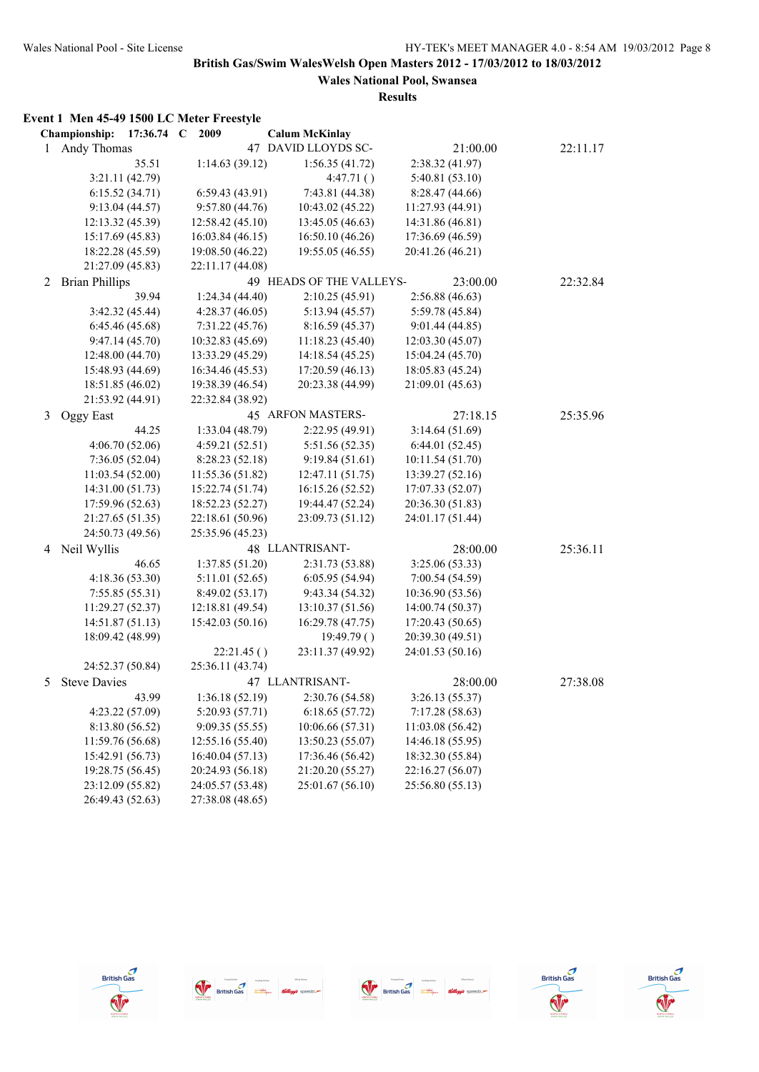**British Gas/Swim WalesWelsh Open Masters 2012 - 17/03/2012 to 18/03/2012**

**Wales National Pool, Swansea**

**Results**

## Event 1 Men 45-49 1500 LC Meter Freestyle

**Championship: 17:36.74 C 2009 Calum McKinlay**

1 Andy Thomas 47 DAVID LLOYDS SC- 21:00.00 22:11.17

| | | | |
|---|---|---|---|
| 35.51 | 1:14.63 (39.12) | 1:56.35 (41.72) | 2:38.32 (41.97) |
| 3:21.11 (42.79) | | 4:47.71 ( ) | 5:40.81 (53.10) |
| 6:15.52 (34.71) | 6:59.43 (43.91) | 7:43.81 (44.38) | 8:28.47 (44.66) |
| 9:13.04 (44.57) | 9:57.80 (44.76) | 10:43.02 (45.22) | 11:27.93 (44.91) |
| 12:13.32 (45.39) | 12:58.42 (45.10) | 13:45.05 (46.63) | 14:31.86 (46.81) |
| 15:17.69 (45.83) | 16:03.84 (46.15) | 16:50.10 (46.26) | 17:36.69 (46.59) |
| 18:22.28 (45.59) | 19:08.50 (46.22) | 19:55.05 (46.55) | 20:41.26 (46.21) |
| 21:27.09 (45.83) | 22:11.17 (44.08) | | |

2 Brian Phillips 49 HEADS OF THE VALLEYS- 23:00.00 22:32.84

| | | | |
|---|---|---|---|
| 39.94 | 1:24.34 (44.40) | 2:10.25 (45.91) | 2:56.88 (46.63) |
| 3:42.32 (45.44) | 4:28.37 (46.05) | 5:13.94 (45.57) | 5:59.78 (45.84) |
| 6:45.46 (45.68) | 7:31.22 (45.76) | 8:16.59 (45.37) | 9:01.44 (44.85) |
| 9:47.14 (45.70) | 10:32.83 (45.69) | 11:18.23 (45.40) | 12:03.30 (45.07) |
| 12:48.00 (44.70) | 13:33.29 (45.29) | 14:18.54 (45.25) | 15:04.24 (45.70) |
| 15:48.93 (44.69) | 16:34.46 (45.53) | 17:20.59 (46.13) | 18:05.83 (45.24) |
| 18:51.85 (46.02) | 19:38.39 (46.54) | 20:23.38 (44.99) | 21:09.01 (45.63) |
| 21:53.92 (44.91) | 22:32.84 (38.92) | | |

3 Oggy East 45 ARFON MASTERS- 27:18.15 25:35.96

| | | | |
|---|---|---|---|
| 44.25 | 1:33.04 (48.79) | 2:22.95 (49.91) | 3:14.64 (51.69) |
| 4:06.70 (52.06) | 4:59.21 (52.51) | 5:51.56 (52.35) | 6:44.01 (52.45) |
| 7:36.05 (52.04) | 8:28.23 (52.18) | 9:19.84 (51.61) | 10:11.54 (51.70) |
| 11:03.54 (52.00) | 11:55.36 (51.82) | 12:47.11 (51.75) | 13:39.27 (52.16) |
| 14:31.00 (51.73) | 15:22.74 (51.74) | 16:15.26 (52.52) | 17:07.33 (52.07) |
| 17:59.96 (52.63) | 18:52.23 (52.27) | 19:44.47 (52.24) | 20:36.30 (51.83) |
| 21:27.65 (51.35) | 22:18.61 (50.96) | 23:09.73 (51.12) | 24:01.17 (51.44) |
| 24:50.73 (49.56) | 25:35.96 (45.23) | | |

4 Neil Wyllis 48 LLANTRISANT- 28:00.00 25:36.11

| | | | |
|---|---|---|---|
| 46.65 | 1:37.85 (51.20) | 2:31.73 (53.88) | 3:25.06 (53.33) |
| 4:18.36 (53.30) | 5:11.01 (52.65) | 6:05.95 (54.94) | 7:00.54 (54.59) |
| 7:55.85 (55.31) | 8:49.02 (53.17) | 9:43.34 (54.32) | 10:36.90 (53.56) |
| 11:29.27 (52.37) | 12:18.81 (49.54) | 13:10.37 (51.56) | 14:00.74 (50.37) |
| 14:51.87 (51.13) | 15:42.03 (50.16) | 16:29.78 (47.75) | 17:20.43 (50.65) |
| 18:09.42 (48.99) | | 19:49.79 ( ) | 20:39.30 (49.51) |
| | 22:21.45 ( ) | 23:11.37 (49.92) | 24:01.53 (50.16) |
| 24:52.37 (50.84) | 25:36.11 (43.74) | | |

5 Steve Davies 47 LLANTRISANT- 28:00.00 27:38.08

| | | | |
|---|---|---|---|
| 43.99 | 1:36.18 (52.19) | 2:30.76 (54.58) | 3:26.13 (55.37) |
| 4:23.22 (57.09) | 5:20.93 (57.71) | 6:18.65 (57.72) | 7:17.28 (58.63) |
| 8:13.80 (56.52) | 9:09.35 (55.55) | 10:06.66 (57.31) | 11:03.08 (56.42) |
| 11:59.76 (56.68) | 12:55.16 (55.40) | 13:50.23 (55.07) | 14:46.18 (55.95) |
| 15:42.91 (56.73) | 16:40.04 (57.13) | 17:36.46 (56.42) | 18:32.30 (55.84) |
| 19:28.75 (56.45) | 20:24.93 (56.18) | 21:20.20 (55.27) | 22:16.27 (56.07) |
| 23:12.09 (55.82) | 24:05.57 (53.48) | 25:01.67 (56.10) | 25:56.80 (55.13) |
| 26:49.43 (52.63) | 27:38.08 (48.65) | | |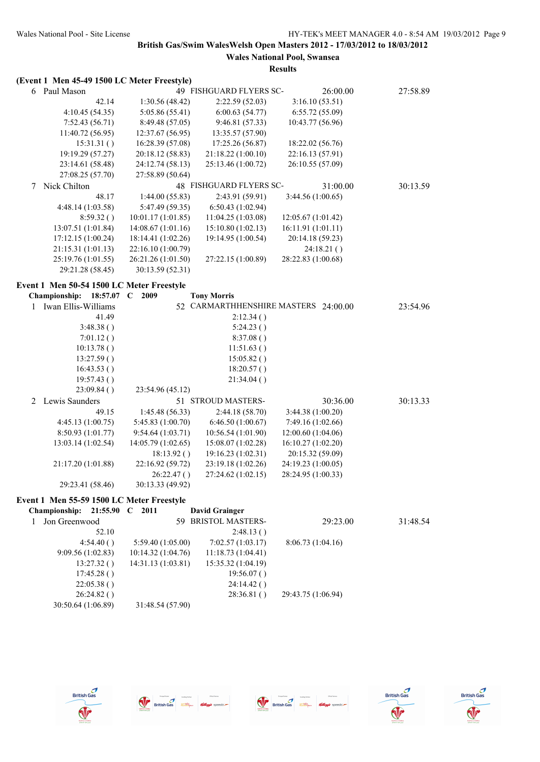**British Gas/Swim WalesWelsh Open Masters 2012 - 17/03/2012 to 18/03/2012**

**Wales National Pool, Swansea**

**Results**

**(Event 1 Men 45-49 1500 LC Meter Freestyle)**

6 Paul Mason 49 FISHGUARD FLYERS SC- 26:00.00 27:58.89

| | | | |
|---|---|---|---|
| 42.14 | 1:30.56 (48.42) | 2:22.59 (52.03) | 3:16.10 (53.51) |
| 4:10.45 (54.35) | 5:05.86 (55.41) | 6:00.63 (54.77) | 6:55.72 (55.09) |
| 7:52.43 (56.71) | 8:49.48 (57.05) | 9:46.81 (57.33) | 10:43.77 (56.96) |
| 11:40.72 (56.95) | 12:37.67 (56.95) | 13:35.57 (57.90) | |
| 15:31.31 ( ) | 16:28.39 (57.08) | 17:25.26 (56.87) | 18:22.02 (56.76) |
| 19:19.29 (57.27) | 20:18.12 (58.83) | 21:18.22 (1:00.10) | 22:16.13 (57.91) |
| 23:14.61 (58.48) | 24:12.74 (58.13) | 25:13.46 (1:00.72) | 26:10.55 (57.09) |
| 27:08.25 (57.70) | 27:58.89 (50.64) | | |

7 Nick Chilton 48 FISHGUARD FLYERS SC- 31:00.00 30:13.59

| | | | |
|---|---|---|---|
| 48.17 | 1:44.00 (55.83) | 2:43.91 (59.91) | 3:44.56 (1:00.65) |
| 4:48.14 (1:03.58) | 5:47.49 (59.35) | 6:50.43 (1:02.94) | |
| 8:59.32 ( ) | 10:01.17 (1:01.85) | 11:04.25 (1:03.08) | 12:05.67 (1:01.42) |
| 13:07.51 (1:01.84) | 14:08.67 (1:01.16) | 15:10.80 (1:02.13) | 16:11.91 (1:01.11) |
| 17:12.15 (1:00.24) | 18:14.41 (1:02.26) | 19:14.95 (1:00.54) | 20:14.18 (59.23) |
| 21:15.31 (1:01.13) | 22:16.10 (1:00.79) | | 24:18.21 ( ) |
| 25:19.76 (1:01.55) | 26:21.26 (1:01.50) | 27:22.15 (1:00.89) | 28:22.83 (1:00.68) |
| 29:21.28 (58.45) | 30:13.59 (52.31) | | |

**Event 1 Men 50-54 1500 LC Meter Freestyle**

**Championship: 18:57.07 C 2009 Tony Morris**

1 Iwan Ellis-Williams 52 CARMARTHENSHIRE MASTERS 24:00.00 23:54.96

| | | | |
|---|---|---|---|
| 41.49 | | 2:12.34 ( ) | |
| 3:48.38 ( ) | | 5:24.23 ( ) | |
| 7:01.12 ( ) | | 8:37.08 ( ) | |
| 10:13.78 ( ) | | 11:51.63 ( ) | |
| 13:27.59 ( ) | | 15:05.82 ( ) | |
| 16:43.53 ( ) | | 18:20.57 ( ) | |
| 19:57.43 ( ) | | 21:34.04 ( ) | |
| 23:09.84 ( ) | 23:54.96 (45.12) | | |

2 Lewis Saunders 51 STROUD MASTERS- 30:36.00 30:13.33

| | | | |
|---|---|---|---|
| 49.15 | 1:45.48 (56.33) | 2:44.18 (58.70) | 3:44.38 (1:00.20) |
| 4:45.13 (1:00.75) | 5:45.83 (1:00.70) | 6:46.50 (1:00.67) | 7:49.16 (1:02.66) |
| 8:50.93 (1:01.77) | 9:54.64 (1:03.71) | 10:56.54 (1:01.90) | 12:00.60 (1:04.06) |
| 13:03.14 (1:02.54) | 14:05.79 (1:02.65) | 15:08.07 (1:02.28) | 16:10.27 (1:02.20) |
| | 18:13.92 ( ) | 19:16.23 (1:02.31) | 20:15.32 (59.09) |
| 21:17.20 (1:01.88) | 22:16.92 (59.72) | 23:19.18 (1:02.26) | 24:19.23 (1:00.05) |
| | 26:22.47 ( ) | 27:24.62 (1:02.15) | 28:24.95 (1:00.33) |
| 29:23.41 (58.46) | 30:13.33 (49.92) | | |

**Event 1 Men 55-59 1500 LC Meter Freestyle**

**Championship: 21:55.90 C 2011 David Grainger**

1 Jon Greenwood 59 BRISTOL MASTERS- 29:23.00 31:48.54

| | | | |
|---|---|---|---|
| 52.10 | | 2:48.13 ( ) | |
| 4:54.40 ( ) | 5:59.40 (1:05.00) | 7:02.57 (1:03.17) | 8:06.73 (1:04.16) |
| 9:09.56 (1:02.83) | 10:14.32 (1:04.76) | 11:18.73 (1:04.41) | |
| 13:27.32 ( ) | 14:31.13 (1:03.81) | 15:35.32 (1:04.19) | |
| 17:45.28 ( ) | | 19:56.07 ( ) | |
| 22:05.38 ( ) | | 24:14.42 ( ) | |
| 26:24.82 ( ) | | 28:36.81 ( ) | 29:43.75 (1:06.94) |
| 30:50.64 (1:06.89) | 31:48.54 (57.90) | | |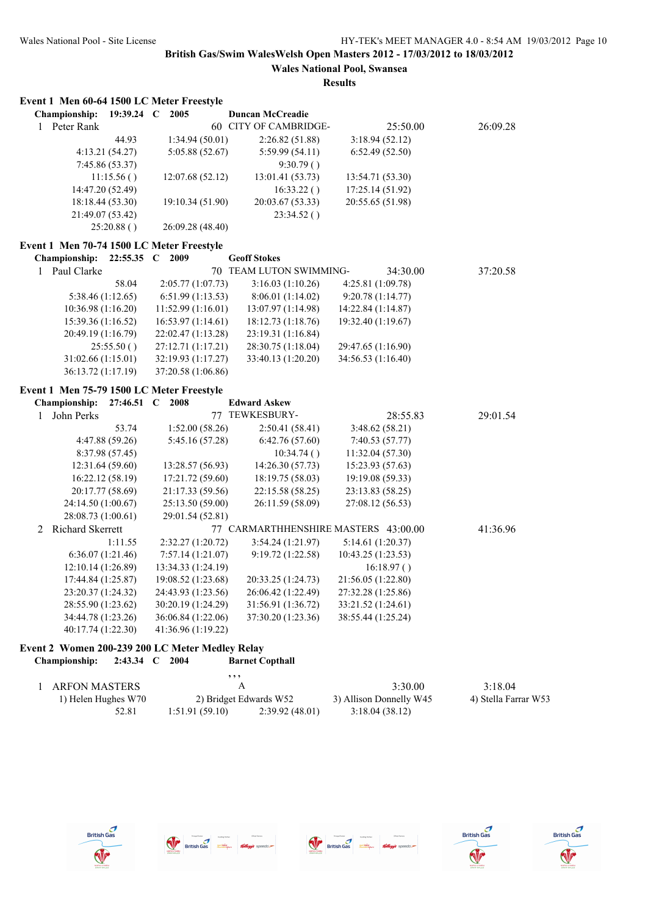British Gas/Swim WalesWelsh Open Masters 2012 - 17/03/2012 to 18/03/2012

Wales National Pool, Swansea

Results

**Event 1 Men 60-64 1500 LC Meter Freestyle**

**Championship: 19:39.24 C 2005 Duncan McCreadie**

1 Peter Rank 60 CITY OF CAMBRIDGE- 25:50.00 26:09.28

| | | | |
|---|---|---|---|
| 44.93 | 1:34.94 (50.01) | 2:26.82 (51.88) | 3:18.94 (52.12) |
| 4:13.21 (54.27) | 5:05.88 (52.67) | 5:59.99 (54.11) | 6:52.49 (52.50) |
| 7:45.86 (53.37) | | 9:30.79 ( ) | |
| 11:15.56 ( ) | 12:07.68 (52.12) | 13:01.41 (53.73) | 13:54.71 (53.30) |
| 14:47.20 (52.49) | | 16:33.22 ( ) | 17:25.14 (51.92) |
| 18:18.44 (53.30) | 19:10.34 (51.90) | 20:03.67 (53.33) | 20:55.65 (51.98) |
| 21:49.07 (53.42) | | 23:34.52 ( ) | |
| 25:20.88 ( ) | 26:09.28 (48.40) | | |

**Event 1 Men 70-74 1500 LC Meter Freestyle**

**Championship: 22:55.35 C 2009 Geoff Stokes**

1 Paul Clarke 70 TEAM LUTON SWIMMING- 34:30.00 37:20.58

| | | | |
|---|---|---|---|
| 58.04 | 2:05.77 (1:07.73) | 3:16.03 (1:10.26) | 4:25.81 (1:09.78) |
| 5:38.46 (1:12.65) | 6:51.99 (1:13.53) | 8:06.01 (1:14.02) | 9:20.78 (1:14.77) |
| 10:36.98 (1:16.20) | 11:52.99 (1:16.01) | 13:07.97 (1:14.98) | 14:22.84 (1:14.87) |
| 15:39.36 (1:16.52) | 16:53.97 (1:14.61) | 18:12.73 (1:18.76) | 19:32.40 (1:19.67) |
| 20:49.19 (1:16.79) | 22:02.47 (1:13.28) | 23:19.31 (1:16.84) | |
| 25:55.50 ( ) | 27:12.71 (1:17.21) | 28:30.75 (1:18.04) | 29:47.65 (1:16.90) |
| 31:02.66 (1:15.01) | 32:19.93 (1:17.27) | 33:40.13 (1:20.20) | 34:56.53 (1:16.40) |
| 36:13.72 (1:17.19) | 37:20.58 (1:06.86) | | |

**Event 1 Men 75-79 1500 LC Meter Freestyle**

**Championship: 27:46.51 C 2008 Edward Askew**

1 John Perks 77 TEWKESBURY- 28:55.83 29:01.54

| | | | |
|---|---|---|---|
| 53.74 | 1:52.00 (58.26) | 2:50.41 (58.41) | 3:48.62 (58.21) |
| 4:47.88 (59.26) | 5:45.16 (57.28) | 6:42.76 (57.60) | 7:40.53 (57.77) |
| 8:37.98 (57.45) | | 10:34.74 ( ) | 11:32.04 (57.30) |
| 12:31.64 (59.60) | 13:28.57 (56.93) | 14:26.30 (57.73) | 15:23.93 (57.63) |
| 16:22.12 (58.19) | 17:21.72 (59.60) | 18:19.75 (58.03) | 19:19.08 (59.33) |
| 20:17.77 (58.69) | 21:17.33 (59.56) | 22:15.58 (58.25) | 23:13.83 (58.25) |
| 24:14.50 (1:00.67) | 25:13.50 (59.00) | 26:11.59 (58.09) | 27:08.12 (56.53) |
| 28:08.73 (1:00.61) | 29:01.54 (52.81) | | |

2 Richard Skerrett 77 CARMARTHHENSHIRE MASTERS 43:00.00 41:36.96

| | | | |
|---|---|---|---|
| 1:11.55 | 2:32.27 (1:20.72) | 3:54.24 (1:21.97) | 5:14.61 (1:20.37) |
| 6:36.07 (1:21.46) | 7:57.14 (1:21.07) | 9:19.72 (1:22.58) | 10:43.25 (1:23.53) |
| 12:10.14 (1:26.89) | 13:34.33 (1:24.19) | | 16:18.97 ( ) |
| 17:44.84 (1:25.87) | 19:08.52 (1:23.68) | 20:33.25 (1:24.73) | 21:56.05 (1:22.80) |
| 23:20.37 (1:24.32) | 24:43.93 (1:23.56) | 26:06.42 (1:22.49) | 27:32.28 (1:25.86) |
| 28:55.90 (1:23.62) | 30:20.19 (1:24.29) | 31:56.91 (1:36.72) | 33:21.52 (1:24.61) |
| 34:44.78 (1:23.26) | 36:06.84 (1:22.06) | 37:30.20 (1:23.36) | 38:55.44 (1:25.24) |
| 40:17.74 (1:22.30) | 41:36.96 (1:19.22) | | |

**Event 2 Women 200-239 200 LC Meter Medley Relay**

**Championship: 2:43.34 C 2004 Barnet Copthall**

, , ,

1 ARFON MASTERS A 3:30.00 3:18.04

1) Helen Hughes W70 2) Bridget Edwards W52 3) Allison Donnelly W45 4) Stella Farrar W53

| | | | |
|---|---|---|---|
| 52.81 | 1:51.91 (59.10) | 2:39.92 (48.01) | 3:18.04 (38.12) |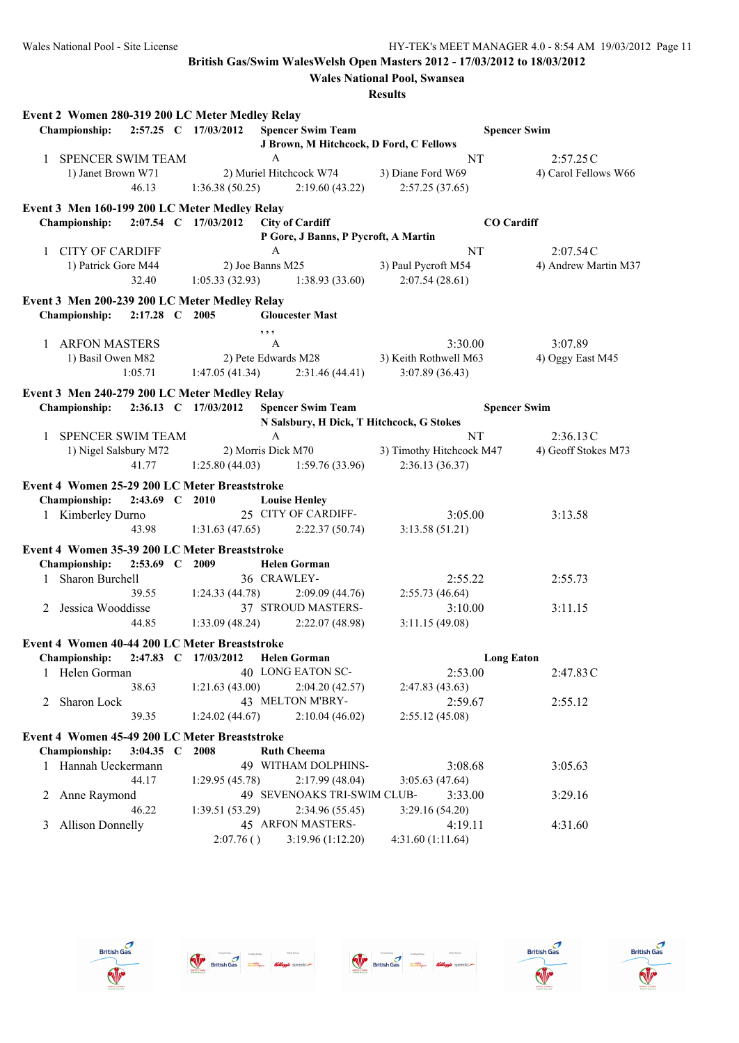British Gas/Swim WalesWelsh Open Masters 2012 - 17/03/2012 to 18/03/2012

Wales National Pool, Swansea

Results

**Event 2 Women 280-319 200 LC Meter Medley Relay**

**Championship: 2:57.25 C 17/03/2012 Spencer Swim Team — Spencer Swim**
**J Brown, M Hitchcock, D Ford, C Fellows**

1 SPENCER SWIM TEAM A NT 2:57.25C
1) Janet Brown W71 2) Muriel Hitchcock W74 3) Diane Ford W69 4) Carol Fellows W66
46.13 1:36.38 (50.25) 2:19.60 (43.22) 2:57.25 (37.65)

**Event 3 Men 160-199 200 LC Meter Medley Relay**

**Championship: 2:07.54 C 17/03/2012 City of Cardiff — CO Cardiff**
**P Gore, J Banns, P Pycroft, A Martin**

1 CITY OF CARDIFF A NT 2:07.54C
1) Patrick Gore M44 2) Joe Banns M25 3) Paul Pycroft M54 4) Andrew Martin M37
32.40 1:05.33 (32.93) 1:38.93 (33.60) 2:07.54 (28.61)

**Event 3 Men 200-239 200 LC Meter Medley Relay**

**Championship: 2:17.28 C 2005 Gloucester Mast**
, , ,

1 ARFON MASTERS A 3:30.00 3:07.89
1) Basil Owen M82 2) Pete Edwards M28 3) Keith Rothwell M63 4) Oggy East M45
1:05.71 1:47.05 (41.34) 2:31.46 (44.41) 3:07.89 (36.43)

**Event 3 Men 240-279 200 LC Meter Medley Relay**

**Championship: 2:36.13 C 17/03/2012 Spencer Swim Team — Spencer Swim**
**N Salsbury, H Dick, T Hitchcock, G Stokes**

1 SPENCER SWIM TEAM A NT 2:36.13C
1) Nigel Salsbury M72 2) Morris Dick M70 3) Timothy Hitchcock M47 4) Geoff Stokes M73
41.77 1:25.80 (44.03) 1:59.76 (33.96) 2:36.13 (36.37)

**Event 4 Women 25-29 200 LC Meter Breaststroke**

**Championship: 2:43.69 C 2010 Louise Henley**

1 Kimberley Durno 25 CITY OF CARDIFF- 3:05.00 3:13.58
43.98 1:31.63 (47.65) 2:22.37 (50.74) 3:13.58 (51.21)

**Event 4 Women 35-39 200 LC Meter Breaststroke**

**Championship: 2:53.69 C 2009 Helen Gorman**

1 Sharon Burchell 36 CRAWLEY- 2:55.22 2:55.73
39.55 1:24.33 (44.78) 2:09.09 (44.76) 2:55.73 (46.64)

2 Jessica Wooddisse 37 STROUD MASTERS- 3:10.00 3:11.15
44.85 1:33.09 (48.24) 2:22.07 (48.98) 3:11.15 (49.08)

**Event 4 Women 40-44 200 LC Meter Breaststroke**

**Championship: 2:47.83 C 17/03/2012 Helen Gorman — Long Eaton**

1 Helen Gorman 40 LONG EATON SC- 2:53.00 2:47.83C
38.63 1:21.63 (43.00) 2:04.20 (42.57) 2:47.83 (43.63)

2 Sharon Lock 43 MELTON M'BRY- 2:59.67 2:55.12
39.35 1:24.02 (44.67) 2:10.04 (46.02) 2:55.12 (45.08)

**Event 4 Women 45-49 200 LC Meter Breaststroke**

**Championship: 3:04.35 C 2008 Ruth Cheema**

1 Hannah Ueckermann 49 WITHAM DOLPHINS- 3:08.68 3:05.63
44.17 1:29.95 (45.78) 2:17.99 (48.04) 3:05.63 (47.64)

2 Anne Raymond 49 SEVENOAKS TRI-SWIM CLUB- 3:33.00 3:29.16
46.22 1:39.51 (53.29) 2:34.96 (55.45) 3:29.16 (54.20)

3 Allison Donnelly 45 ARFON MASTERS- 4:19.11 4:31.60
2:07.76 ( ) 3:19.96 (1:12.20) 4:31.60 (1:11.64)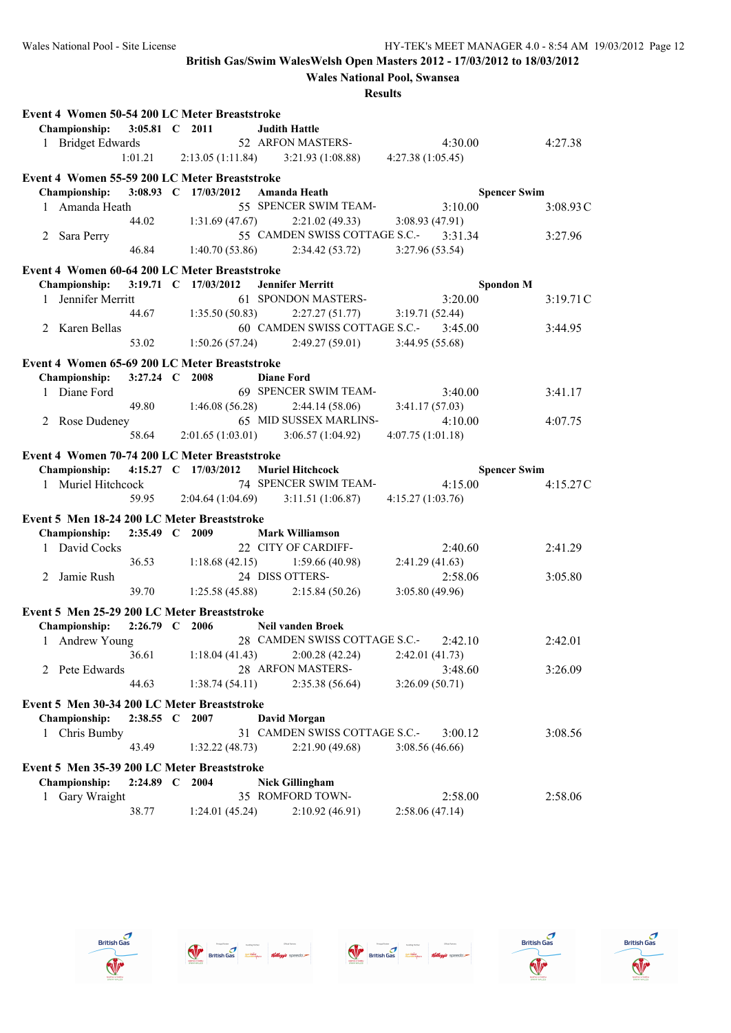**British Gas/Swim WalesWelsh Open Masters 2012 - 17/03/2012 to 18/03/2012**

**Wales National Pool, Swansea**

**Results**

### Event 4 Women 50-54 200 LC Meter Breaststroke

**Championship: 3:05.81 C 2011 Judith Hattle**

1 Bridget Edwards 52 ARFON MASTERS- 4:30.00 4:27.38
1:01.21 2:13.05 (1:11.84) 3:21.93 (1:08.88) 4:27.38 (1:05.45)

### Event 4 Women 55-59 200 LC Meter Breaststroke

**Championship: 3:08.93 C 17/03/2012 Amanda Heath Spencer Swim**

1 Amanda Heath 55 SPENCER SWIM TEAM- 3:10.00 3:08.93C
44.02 1:31.69 (47.67) 2:21.02 (49.33) 3:08.93 (47.91)

2 Sara Perry 55 CAMDEN SWISS COTTAGE S.C.- 3:31.34 3:27.96
46.84 1:40.70 (53.86) 2:34.42 (53.72) 3:27.96 (53.54)

### Event 4 Women 60-64 200 LC Meter Breaststroke

**Championship: 3:19.71 C 17/03/2012 Jennifer Merritt Spondon M**

1 Jennifer Merritt 61 SPONDON MASTERS- 3:20.00 3:19.71C
44.67 1:35.50 (50.83) 2:27.27 (51.77) 3:19.71 (52.44)

2 Karen Bellas 60 CAMDEN SWISS COTTAGE S.C.- 3:45.00 3:44.95
53.02 1:50.26 (57.24) 2:49.27 (59.01) 3:44.95 (55.68)

### Event 4 Women 65-69 200 LC Meter Breaststroke

**Championship: 3:27.24 C 2008 Diane Ford**

1 Diane Ford 69 SPENCER SWIM TEAM- 3:40.00 3:41.17
49.80 1:46.08 (56.28) 2:44.14 (58.06) 3:41.17 (57.03)

2 Rose Dudeney 65 MID SUSSEX MARLINS- 4:10.00 4:07.75
58.64 2:01.65 (1:03.01) 3:06.57 (1:04.92) 4:07.75 (1:01.18)

### Event 4 Women 70-74 200 LC Meter Breaststroke

**Championship: 4:15.27 C 17/03/2012 Muriel Hitchcock Spencer Swim**

1 Muriel Hitchcock 74 SPENCER SWIM TEAM- 4:15.00 4:15.27C
59.95 2:04.64 (1:04.69) 3:11.51 (1:06.87) 4:15.27 (1:03.76)

### Event 5 Men 18-24 200 LC Meter Breaststroke

**Championship: 2:35.49 C 2009 Mark Williamson**

1 David Cocks 22 CITY OF CARDIFF- 2:40.60 2:41.29
36.53 1:18.68 (42.15) 1:59.66 (40.98) 2:41.29 (41.63)

2 Jamie Rush 24 DISS OTTERS- 2:58.06 3:05.80
39.70 1:25.58 (45.88) 2:15.84 (50.26) 3:05.80 (49.96)

### Event 5 Men 25-29 200 LC Meter Breaststroke

**Championship: 2:26.79 C 2006 Neil vanden Broek**

1 Andrew Young 28 CAMDEN SWISS COTTAGE S.C.- 2:42.10 2:42.01
36.61 1:18.04 (41.43) 2:00.28 (42.24) 2:42.01 (41.73)

2 Pete Edwards 28 ARFON MASTERS- 3:48.60 3:26.09
44.63 1:38.74 (54.11) 2:35.38 (56.64) 3:26.09 (50.71)

### Event 5 Men 30-34 200 LC Meter Breaststroke

**Championship: 2:38.55 C 2007 David Morgan**

1 Chris Bumby 31 CAMDEN SWISS COTTAGE S.C.- 3:00.12 3:08.56
43.49 1:32.22 (48.73) 2:21.90 (49.68) 3:08.56 (46.66)

### Event 5 Men 35-39 200 LC Meter Breaststroke

**Championship: 2:24.89 C 2004 Nick Gillingham**

1 Gary Wraight 35 ROMFORD TOWN- 2:58.00 2:58.06
38.77 1:24.01 (45.24) 2:10.92 (46.91) 2:58.06 (47.14)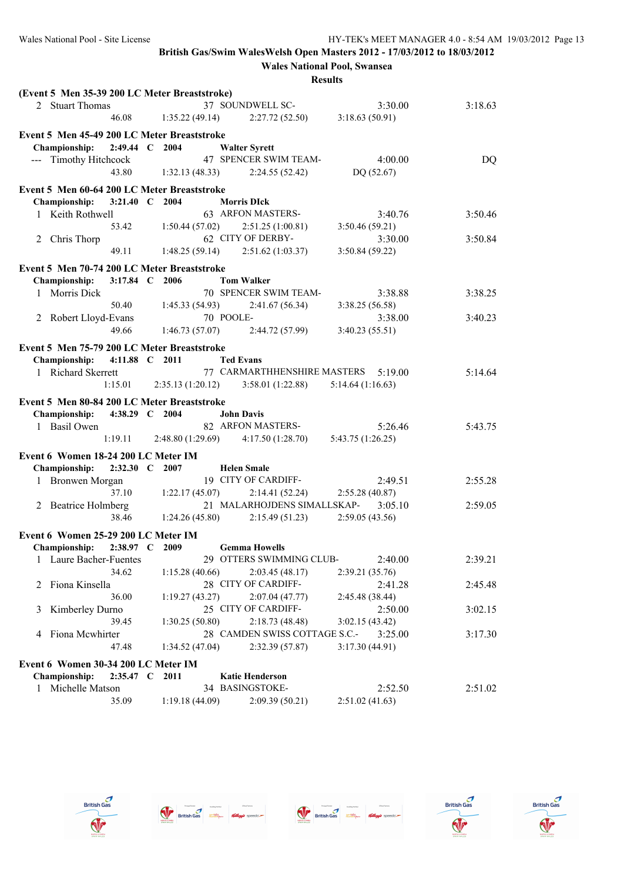British Gas/Swim WalesWelsh Open Masters 2012 - 17/03/2012 to 18/03/2012

Wales National Pool, Swansea

Results

**(Event 5 Men 35-39 200 LC Meter Breaststroke)**

| | Name | Age | Team | Seed Time | Finals Time |
|---|---|---|---|---|---|
| 2 | Stuart Thomas | 37 | SOUNDWELL SC- | 3:30.00 | 3:18.63 |
| | 46.08 | 1:35.22 (49.14) | 2:27.72 (52.50) | 3:18.63 (50.91) | |

**Event 5 Men 45-49 200 LC Meter Breaststroke**

Championship: 2:49.44 C 2004 Walter Syrett

| | Name | Age | Team | Seed Time | Finals Time |
|---|---|---|---|---|---|
| --- | Timothy Hitchcock | 47 | SPENCER SWIM TEAM- | 4:00.00 | DQ |
| | 43.80 | 1:32.13 (48.33) | 2:24.55 (52.42) | DQ (52.67) | |

**Event 5 Men 60-64 200 LC Meter Breaststroke**

Championship: 3:21.40 C 2004 Morris DIck

| | Name | Age | Team | Seed Time | Finals Time |
|---|---|---|---|---|---|
| 1 | Keith Rothwell | 63 | ARFON MASTERS- | 3:40.76 | 3:50.46 |
| | 53.42 | 1:50.44 (57.02) | 2:51.25 (1:00.81) | 3:50.46 (59.21) | |
| 2 | Chris Thorp | 62 | CITY OF DERBY- | 3:30.00 | 3:50.84 |
| | 49.11 | 1:48.25 (59.14) | 2:51.62 (1:03.37) | 3:50.84 (59.22) | |

**Event 5 Men 70-74 200 LC Meter Breaststroke**

Championship: 3:17.84 C 2006 Tom Walker

| | Name | Age | Team | Seed Time | Finals Time |
|---|---|---|---|---|---|
| 1 | Morris Dick | 70 | SPENCER SWIM TEAM- | 3:38.88 | 3:38.25 |
| | 50.40 | 1:45.33 (54.93) | 2:41.67 (56.34) | 3:38.25 (56.58) | |
| 2 | Robert Lloyd-Evans | 70 | POOLE- | 3:38.00 | 3:40.23 |
| | 49.66 | 1:46.73 (57.07) | 2:44.72 (57.99) | 3:40.23 (55.51) | |

**Event 5 Men 75-79 200 LC Meter Breaststroke**

Championship: 4:11.88 C 2011 Ted Evans

| | Name | Age | Team | Seed Time | Finals Time |
|---|---|---|---|---|---|
| 1 | Richard Skerrett | 77 | CARMARTHENSHIRE MASTERS | 5:19.00 | 5:14.64 |
| | 1:15.01 | 2:35.13 (1:20.12) | 3:58.01 (1:22.88) | 5:14.64 (1:16.63) | |

**Event 5 Men 80-84 200 LC Meter Breaststroke**

Championship: 4:38.29 C 2004 John Davis

| | Name | Age | Team | Seed Time | Finals Time |
|---|---|---|---|---|---|
| 1 | Basil Owen | 82 | ARFON MASTERS- | 5:26.46 | 5:43.75 |
| | 1:19.11 | 2:48.80 (1:29.69) | 4:17.50 (1:28.70) | 5:43.75 (1:26.25) | |

**Event 6 Women 18-24 200 LC Meter IM**

Championship: 2:32.30 C 2007 Helen Smale

| | Name | Age | Team | Seed Time | Finals Time |
|---|---|---|---|---|---|
| 1 | Bronwen Morgan | 19 | CITY OF CARDIFF- | 2:49.51 | 2:55.28 |
| | 37.10 | 1:22.17 (45.07) | 2:14.41 (52.24) | 2:55.28 (40.87) | |
| 2 | Beatrice Holmberg | 21 | MALARHOJDENS SIMALLSKAP- | 3:05.10 | 2:59.05 |
| | 38.46 | 1:24.26 (45.80) | 2:15.49 (51.23) | 2:59.05 (43.56) | |

**Event 6 Women 25-29 200 LC Meter IM**

Championship: 2:38.97 C 2009 Gemma Howells

| | Name | Age | Team | Seed Time | Finals Time |
|---|---|---|---|---|---|
| 1 | Laure Bacher-Fuentes | 29 | OTTERS SWIMMING CLUB- | 2:40.00 | 2:39.21 |
| | 34.62 | 1:15.28 (40.66) | 2:03.45 (48.17) | 2:39.21 (35.76) | |
| 2 | Fiona Kinsella | 28 | CITY OF CARDIFF- | 2:41.28 | 2:45.48 |
| | 36.00 | 1:19.27 (43.27) | 2:07.04 (47.77) | 2:45.48 (38.44) | |
| 3 | Kimberley Durno | 25 | CITY OF CARDIFF- | 2:50.00 | 3:02.15 |
| | 39.45 | 1:30.25 (50.80) | 2:18.73 (48.48) | 3:02.15 (43.42) | |
| 4 | Fiona Mcwhirter | 28 | CAMDEN SWISS COTTAGE S.C.- | 3:25.00 | 3:17.30 |
| | 47.48 | 1:34.52 (47.04) | 2:32.39 (57.87) | 3:17.30 (44.91) | |

**Event 6 Women 30-34 200 LC Meter IM**

Championship: 2:35.47 C 2011 Katie Henderson

| | Name | Age | Team | Seed Time | Finals Time |
|---|---|---|---|---|---|
| 1 | Michelle Matson | 34 | BASINGSTOKE- | 2:52.50 | 2:51.02 |
| | 35.09 | 1:19.18 (44.09) | 2:09.39 (50.21) | 2:51.02 (41.63) | |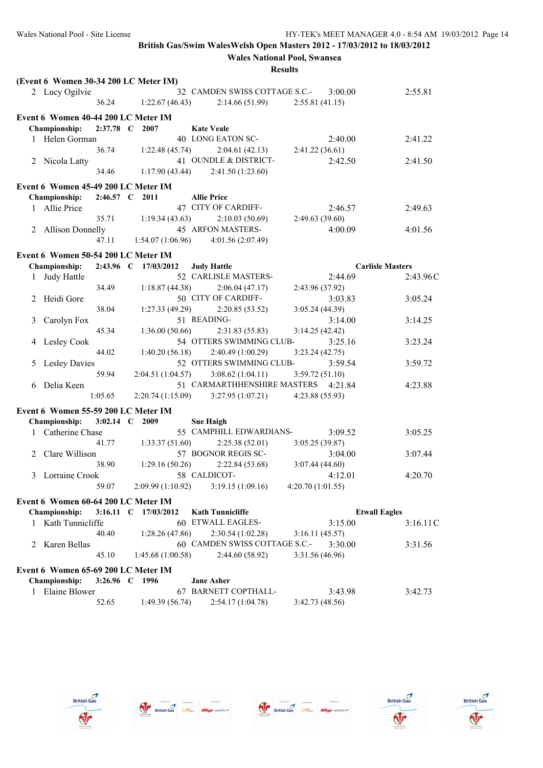**British Gas/Swim WalesWelsh Open Masters 2012 - 17/03/2012 to 18/03/2012**

**Wales National Pool, Swansea**

**Results**

**(Event 6 Women 30-34 200 LC Meter IM)**

| | Name | Age | Team | Seed Time | Finals Time |
|---|---|---|---|---|---|
| 2 | Lucy Ogilvie | 32 | CAMDEN SWISS COTTAGE S.C.- | 3:00.00 | 2:55.81 |
| | 36.24 | 1:22.67 (46.43) | 2:14.66 (51.99) | 2:55.81 (41.15) | |

**Event 6 Women 40-44 200 LC Meter IM**

**Championship: 2:37.78 C 2007 Kate Veale**

| | Name | Age | Team | Seed Time | Finals Time |
|---|---|---|---|---|---|
| 1 | Helen Gorman | 40 | LONG EATON SC- | 2:40.00 | 2:41.22 |
| | 36.74 | 1:22.48 (45.74) | 2:04.61 (42.13) | 2:41.22 (36.61) | |
| 2 | Nicola Latty | 41 | OUNDLE & DISTRICT- | 2:42.50 | 2:41.50 |
| | 34.46 | 1:17.90 (43.44) | 2:41.50 (1:23.60) | | |

**Event 6 Women 45-49 200 LC Meter IM**

**Championship: 2:46.57 C 2011 Allie Price**

| | Name | Age | Team | Seed Time | Finals Time |
|---|---|---|---|---|---|
| 1 | Allie Price | 47 | CITY OF CARDIFF- | 2:46.57 | 2:49.63 |
| | 35.71 | 1:19.34 (43.63) | 2:10.03 (50.69) | 2:49.63 (39.60) | |
| 2 | Allison Donnelly | 45 | ARFON MASTERS- | 4:00.09 | 4:01.56 |
| | 47.11 | 1:54.07 (1:06.96) | 4:01.56 (2:07.49) | | |

**Event 6 Women 50-54 200 LC Meter IM**

**Championship: 2:43.96 C 17/03/2012 Judy Hattle Carlisle Masters**

| | Name | Age | Team | Seed Time | Finals Time |
|---|---|---|---|---|---|
| 1 | Judy Hattle | 52 | CARLISLE MASTERS- | 2:44.69 | 2:43.96C |
| | 34.49 | 1:18.87 (44.38) | 2:06.04 (47.17) | 2:43.96 (37.92) | |
| 2 | Heidi Gore | 50 | CITY OF CARDIFF- | 3:03.83 | 3:05.24 |
| | 38.04 | 1:27.33 (49.29) | 2:20.85 (53.52) | 3:05.24 (44.39) | |
| 3 | Carolyn Fox | 51 | READING- | 3:14.00 | 3:14.25 |
| | 45.34 | 1:36.00 (50.66) | 2:31.83 (55.83) | 3:14.25 (42.42) | |
| 4 | Lesley Cook | 54 | OTTERS SWIMMING CLUB- | 3:25.16 | 3:23.24 |
| | 44.02 | 1:40.20 (56.18) | 2:40.49 (1:00.29) | 3:23.24 (42.75) | |
| 5 | Lesley Davies | 52 | OTTERS SWIMMING CLUB- | 3:59.54 | 3:59.72 |
| | 59.94 | 2:04.51 (1:04.57) | 3:08.62 (1:04.11) | 3:59.72 (51.10) | |
| 6 | Delia Keen | 51 | CARMARTHHENSHIRE MASTERS | 4:21.84 | 4:23.88 |
| | 1:05.65 | 2:20.74 (1:15.09) | 3:27.95 (1:07.21) | 4:23.88 (55.93) | |

**Event 6 Women 55-59 200 LC Meter IM**

**Championship: 3:02.14 C 2009 Sue Haigh**

| | Name | Age | Team | Seed Time | Finals Time |
|---|---|---|---|---|---|
| 1 | Catherine Chase | 55 | CAMPHILL EDWARDIANS- | 3:09.52 | 3:05.25 |
| | 41.77 | 1:33.37 (51.60) | 2:25.38 (52.01) | 3:05.25 (39.87) | |
| 2 | Clare Willison | 57 | BOGNOR REGIS SC- | 3:04.00 | 3:07.44 |
| | 38.90 | 1:29.16 (50.26) | 2:22.84 (53.68) | 3:07.44 (44.60) | |
| 3 | Lorraine Crook | 58 | CALDICOT- | 4:12.01 | 4:20.70 |
| | 59.07 | 2:09.99 (1:10.92) | 3:19.15 (1:09.16) | 4:20.70 (1:01.55) | |

**Event 6 Women 60-64 200 LC Meter IM**

**Championship: 3:16.11 C 17/03/2012 Kath Tunnicliffe Etwall Eagles**

| | Name | Age | Team | Seed Time | Finals Time |
|---|---|---|---|---|---|
| 1 | Kath Tunnicliffe | 60 | ETWALL EAGLES- | 3:15.00 | 3:16.11C |
| | 40.40 | 1:28.26 (47.86) | 2:30.54 (1:02.28) | 3:16.11 (45.57) | |
| 2 | Karen Bellas | 60 | CAMDEN SWISS COTTAGE S.C.- | 3:30.00 | 3:31.56 |
| | 45.10 | 1:45.68 (1:00.58) | 2:44.60 (58.92) | 3:31.56 (46.96) | |

**Event 6 Women 65-69 200 LC Meter IM**

**Championship: 3:26.96 C 1996 Jane Asher**

| | Name | Age | Team | Seed Time | Finals Time |
|---|---|---|---|---|---|
| 1 | Elaine Blower | 67 | BARNETT COPTHALL- | 3:43.98 | 3:42.73 |
| | 52.65 | 1:49.39 (56.74) | 2:54.17 (1:04.78) | 3:42.73 (48.56) | |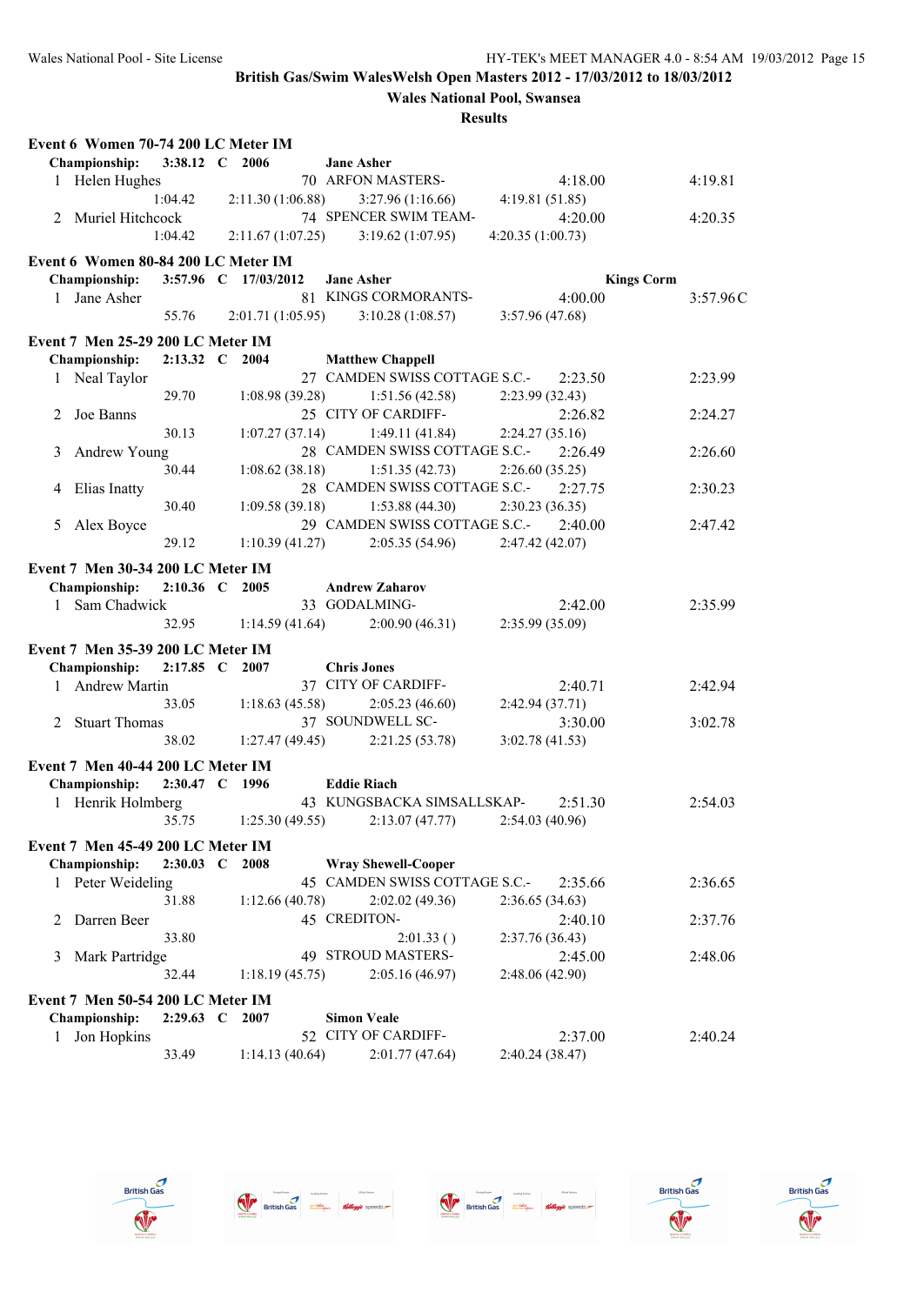**British Gas/Swim WalesWelsh Open Masters 2012 - 17/03/2012 to 18/03/2012**

**Wales National Pool, Swansea**

**Results**

### Event 6 Women 70-74 200 LC Meter IM

**Championship: 3:38.12 C 2006 Jane Asher**

| Place | Name | Age | Team | Seed Time | Finals Time |
|---|---|---|---|---|---|
| 1 | Helen Hughes | 70 | ARFON MASTERS- | 4:18.00 | 4:19.81 |
| | 1:04.42 | 2:11.30 (1:06.88) | 3:27.96 (1:16.66) | 4:19.81 (51.85) | |
| 2 | Muriel Hitchcock | 74 | SPENCER SWIM TEAM- | 4:20.00 | 4:20.35 |
| | 1:04.42 | 2:11.67 (1:07.25) | 3:19.62 (1:07.95) | 4:20.35 (1:00.73) | |

### Event 6 Women 80-84 200 LC Meter IM

**Championship: 3:57.96 C 17/03/2012 Jane Asher Kings Corm**

| Place | Name | Age | Team | Seed Time | Finals Time |
|---|---|---|---|---|---|
| 1 | Jane Asher | 81 | KINGS CORMORANTS- | 4:00.00 | 3:57.96C |
| | 55.76 | 2:01.71 (1:05.95) | 3:10.28 (1:08.57) | 3:57.96 (47.68) | |

### Event 7 Men 25-29 200 LC Meter IM

**Championship: 2:13.32 C 2004 Matthew Chappell**

| Place | Name | Age | Team | Seed Time | Finals Time |
|---|---|---|---|---|---|
| 1 | Neal Taylor | 27 | CAMDEN SWISS COTTAGE S.C.- | 2:23.50 | 2:23.99 |
| | 29.70 | 1:08.98 (39.28) | 1:51.56 (42.58) | 2:23.99 (32.43) | |
| 2 | Joe Banns | 25 | CITY OF CARDIFF- | 2:26.82 | 2:24.27 |
| | 30.13 | 1:07.27 (37.14) | 1:49.11 (41.84) | 2:24.27 (35.16) | |
| 3 | Andrew Young | 28 | CAMDEN SWISS COTTAGE S.C.- | 2:26.49 | 2:26.60 |
| | 30.44 | 1:08.62 (38.18) | 1:51.35 (42.73) | 2:26.60 (35.25) | |
| 4 | Elias Inatty | 28 | CAMDEN SWISS COTTAGE S.C.- | 2:27.75 | 2:30.23 |
| | 30.40 | 1:09.58 (39.18) | 1:53.88 (44.30) | 2:30.23 (36.35) | |
| 5 | Alex Boyce | 29 | CAMDEN SWISS COTTAGE S.C.- | 2:40.00 | 2:47.42 |
| | 29.12 | 1:10.39 (41.27) | 2:05.35 (54.96) | 2:47.42 (42.07) | |

### Event 7 Men 30-34 200 LC Meter IM

**Championship: 2:10.36 C 2005 Andrew Zaharov**

| Place | Name | Age | Team | Seed Time | Finals Time |
|---|---|---|---|---|---|
| 1 | Sam Chadwick | 33 | GODALMING- | 2:42.00 | 2:35.99 |
| | 32.95 | 1:14.59 (41.64) | 2:00.90 (46.31) | 2:35.99 (35.09) | |

### Event 7 Men 35-39 200 LC Meter IM

**Championship: 2:17.85 C 2007 Chris Jones**

| Place | Name | Age | Team | Seed Time | Finals Time |
|---|---|---|---|---|---|
| 1 | Andrew Martin | 37 | CITY OF CARDIFF- | 2:40.71 | 2:42.94 |
| | 33.05 | 1:18.63 (45.58) | 2:05.23 (46.60) | 2:42.94 (37.71) | |
| 2 | Stuart Thomas | 37 | SOUNDWELL SC- | 3:30.00 | 3:02.78 |
| | 38.02 | 1:27.47 (49.45) | 2:21.25 (53.78) | 3:02.78 (41.53) | |

### Event 7 Men 40-44 200 LC Meter IM

**Championship: 2:30.47 C 1996 Eddie Riach**

| Place | Name | Age | Team | Seed Time | Finals Time |
|---|---|---|---|---|---|
| 1 | Henrik Holmberg | 43 | KUNGSBACKA SIMSALLSKAP- | 2:51.30 | 2:54.03 |
| | 35.75 | 1:25.30 (49.55) | 2:13.07 (47.77) | 2:54.03 (40.96) | |

### Event 7 Men 45-49 200 LC Meter IM

**Championship: 2:30.03 C 2008 Wray Shewell-Cooper**

| Place | Name | Age | Team | Seed Time | Finals Time |
|---|---|---|---|---|---|
| 1 | Peter Weideling | 45 | CAMDEN SWISS COTTAGE S.C.- | 2:35.66 | 2:36.65 |
| | 31.88 | 1:12.66 (40.78) | 2:02.02 (49.36) | 2:36.65 (34.63) | |
| 2 | Darren Beer | 45 | CREDITON- | 2:40.10 | 2:37.76 |
| | 33.80 | | 2:01.33 ( ) | 2:37.76 (36.43) | |
| 3 | Mark Partridge | 49 | STROUD MASTERS- | 2:45.00 | 2:48.06 |
| | 32.44 | 1:18.19 (45.75) | 2:05.16 (46.97) | 2:48.06 (42.90) | |

### Event 7 Men 50-54 200 LC Meter IM

**Championship: 2:29.63 C 2007 Simon Veale**

| Place | Name | Age | Team | Seed Time | Finals Time |
|---|---|---|---|---|---|
| 1 | Jon Hopkins | 52 | CITY OF CARDIFF- | 2:37.00 | 2:40.24 |
| | 33.49 | 1:14.13 (40.64) | 2:01.77 (47.64) | 2:40.24 (38.47) | |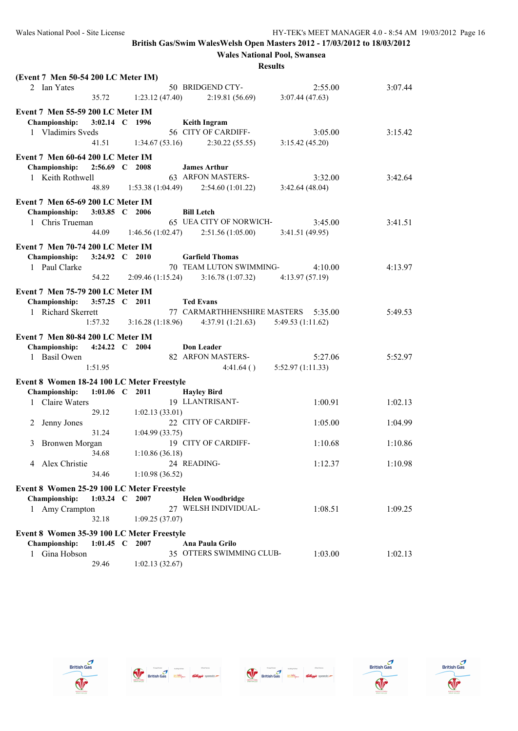**British Gas/Swim WalesWelsh Open Masters 2012 - 17/03/2012 to 18/03/2012**

**Wales National Pool, Swansea**

**Results**

**(Event 7 Men 50-54 200 LC Meter IM)**

2 Ian Yates 50 BRIDGEND CTY- 2:55.00 3:07.44
35.72 1:23.12 (47.40) 2:19.81 (56.69) 3:07.44 (47.63)

**Event 7 Men 55-59 200 LC Meter IM**

**Championship: 3:02.14 C 1996 Keith Ingram**

1 Vladimirs Sveds 56 CITY OF CARDIFF- 3:05.00 3:15.42
41.51 1:34.67 (53.16) 2:30.22 (55.55) 3:15.42 (45.20)

**Event 7 Men 60-64 200 LC Meter IM**

**Championship: 2:56.69 C 2008 James Arthur**

1 Keith Rothwell 63 ARFON MASTERS- 3:32.00 3:42.64
48.89 1:53.38 (1:04.49) 2:54.60 (1:01.22) 3:42.64 (48.04)

**Event 7 Men 65-69 200 LC Meter IM**

**Championship: 3:03.85 C 2006 Bill Letch**

1 Chris Trueman 65 UEA CITY OF NORWICH- 3:45.00 3:41.51
44.09 1:46.56 (1:02.47) 2:51.56 (1:05.00) 3:41.51 (49.95)

**Event 7 Men 70-74 200 LC Meter IM**

**Championship: 3:24.92 C 2010 Garfield Thomas**

1 Paul Clarke 70 TEAM LUTON SWIMMING- 4:10.00 4:13.97
54.22 2:09.46 (1:15.24) 3:16.78 (1:07.32) 4:13.97 (57.19)

**Event 7 Men 75-79 200 LC Meter IM**

**Championship: 3:57.25 C 2011 Ted Evans**

1 Richard Skerrett 77 CARMARTHHENSHIRE MASTERS 5:35.00 5:49.53
1:57.32 3:16.28 (1:18.96) 4:37.91 (1:21.63) 5:49.53 (1:11.62)

**Event 7 Men 80-84 200 LC Meter IM**

**Championship: 4:24.22 C 2004 Don Leader**

1 Basil Owen 82 ARFON MASTERS- 5:27.06 5:52.97
1:51.95 4:41.64 ( ) 5:52.97 (1:11.33)

**Event 8 Women 18-24 100 LC Meter Freestyle**

**Championship: 1:01.06 C 2011 Hayley Bird**

1 Claire Waters 19 LLANTRISANT- 1:00.91 1:02.13
29.12 1:02.13 (33.01)

2 Jenny Jones 22 CITY OF CARDIFF- 1:05.00 1:04.99
31.24 1:04.99 (33.75)

3 Bronwen Morgan 19 CITY OF CARDIFF- 1:10.68 1:10.86
34.68 1:10.86 (36.18)

4 Alex Christie 24 READING- 1:12.37 1:10.98
34.46 1:10.98 (36.52)

**Event 8 Women 25-29 100 LC Meter Freestyle**

**Championship: 1:03.24 C 2007 Helen Woodbridge**

1 Amy Crampton 27 WELSH INDIVIDUAL- 1:08.51 1:09.25
32.18 1:09.25 (37.07)

**Event 8 Women 35-39 100 LC Meter Freestyle**

**Championship: 1:01.45 C 2007 Ana Paula Grilo**

1 Gina Hobson 35 OTTERS SWIMMING CLUB- 1:03.00 1:02.13
29.46 1:02.13 (32.67)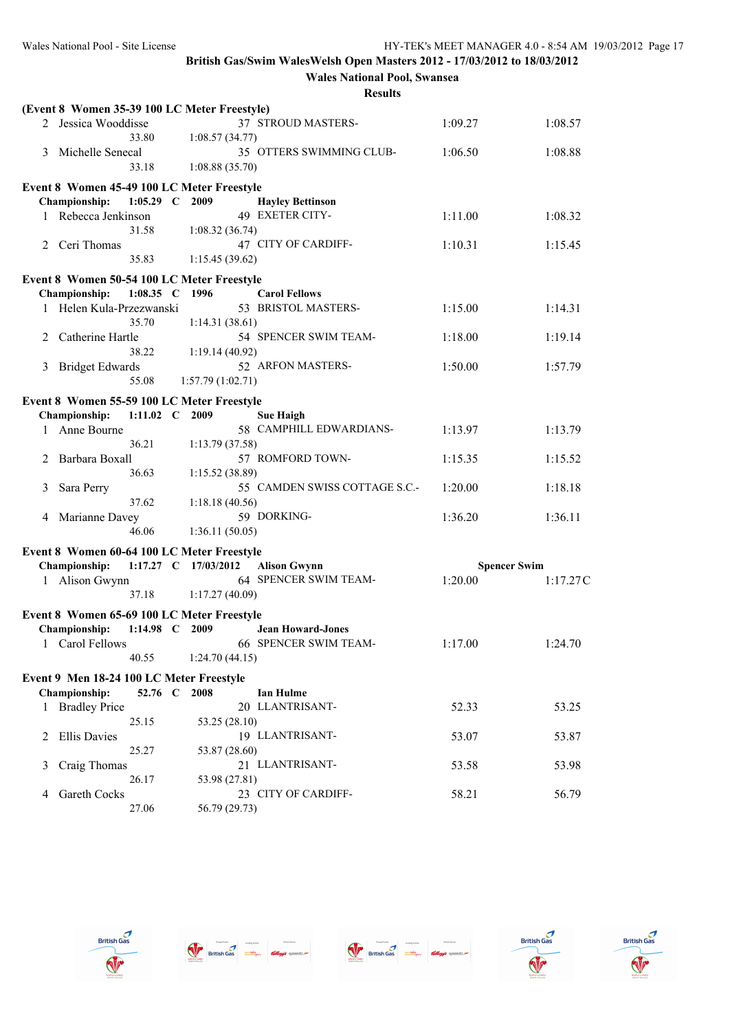British Gas/Swim WalesWelsh Open Masters 2012 - 17/03/2012 to 18/03/2012

Wales National Pool, Swansea

Results

**(Event 8 Women 35-39 100 LC Meter Freestyle)**

| Place | Name | Age | Team | Seed Time | Finals Time |
|---|---|---|---|---|---|
| 2 | Jessica Wooddisse | 37 | STROUD MASTERS- | 1:09.27 | 1:08.57 |
| | 33.80 | 1:08.57 (34.77) | | | |
| 3 | Michelle Senecal | 35 | OTTERS SWIMMING CLUB- | 1:06.50 | 1:08.88 |
| | 33.18 | 1:08.88 (35.70) | | | |

**Event 8 Women 45-49 100 LC Meter Freestyle**

**Championship: 1:05.29 C 2009 Hayley Bettinson**

| Place | Name | Age | Team | Seed Time | Finals Time |
|---|---|---|---|---|---|
| 1 | Rebecca Jenkinson | 49 | EXETER CITY- | 1:11.00 | 1:08.32 |
| | 31.58 | 1:08.32 (36.74) | | | |
| 2 | Ceri Thomas | 47 | CITY OF CARDIFF- | 1:10.31 | 1:15.45 |
| | 35.83 | 1:15.45 (39.62) | | | |

**Event 8 Women 50-54 100 LC Meter Freestyle**

**Championship: 1:08.35 C 1996 Carol Fellows**

| Place | Name | Age | Team | Seed Time | Finals Time |
|---|---|---|---|---|---|
| 1 | Helen Kula-Przezwanski | 53 | BRISTOL MASTERS- | 1:15.00 | 1:14.31 |
| | 35.70 | 1:14.31 (38.61) | | | |
| 2 | Catherine Hartle | 54 | SPENCER SWIM TEAM- | 1:18.00 | 1:19.14 |
| | 38.22 | 1:19.14 (40.92) | | | |
| 3 | Bridget Edwards | 52 | ARFON MASTERS- | 1:50.00 | 1:57.79 |
| | 55.08 | 1:57.79 (1:02.71) | | | |

**Event 8 Women 55-59 100 LC Meter Freestyle**

**Championship: 1:11.02 C 2009 Sue Haigh**

| Place | Name | Age | Team | Seed Time | Finals Time |
|---|---|---|---|---|---|
| 1 | Anne Bourne | 58 | CAMPHILL EDWARDIANS- | 1:13.97 | 1:13.79 |
| | 36.21 | 1:13.79 (37.58) | | | |
| 2 | Barbara Boxall | 57 | ROMFORD TOWN- | 1:15.35 | 1:15.52 |
| | 36.63 | 1:15.52 (38.89) | | | |
| 3 | Sara Perry | 55 | CAMDEN SWISS COTTAGE S.C.- | 1:20.00 | 1:18.18 |
| | 37.62 | 1:18.18 (40.56) | | | |
| 4 | Marianne Davey | 59 | DORKING- | 1:36.20 | 1:36.11 |
| | 46.06 | 1:36.11 (50.05) | | | |

**Event 8 Women 60-64 100 LC Meter Freestyle**

**Championship: 1:17.27 C 17/03/2012 Alison Gwynn Spencer Swim**

| Place | Name | Age | Team | Seed Time | Finals Time |
|---|---|---|---|---|---|
| 1 | Alison Gwynn | 64 | SPENCER SWIM TEAM- | 1:20.00 | 1:17.27C |
| | 37.18 | 1:17.27 (40.09) | | | |

**Event 8 Women 65-69 100 LC Meter Freestyle**

**Championship: 1:14.98 C 2009 Jean Howard-Jones**

| Place | Name | Age | Team | Seed Time | Finals Time |
|---|---|---|---|---|---|
| 1 | Carol Fellows | 66 | SPENCER SWIM TEAM- | 1:17.00 | 1:24.70 |
| | 40.55 | 1:24.70 (44.15) | | | |

**Event 9 Men 18-24 100 LC Meter Freestyle**

**Championship: 52.76 C 2008 Ian Hulme**

| Place | Name | Age | Team | Seed Time | Finals Time |
|---|---|---|---|---|---|
| 1 | Bradley Price | 20 | LLANTRISANT- | 52.33 | 53.25 |
| | 25.15 | 53.25 (28.10) | | | |
| 2 | Ellis Davies | 19 | LLANTRISANT- | 53.07 | 53.87 |
| | 25.27 | 53.87 (28.60) | | | |
| 3 | Craig Thomas | 21 | LLANTRISANT- | 53.58 | 53.98 |
| | 26.17 | 53.98 (27.81) | | | |
| 4 | Gareth Cocks | 23 | CITY OF CARDIFF- | 58.21 | 56.79 |
| | 27.06 | 56.79 (29.73) | | | |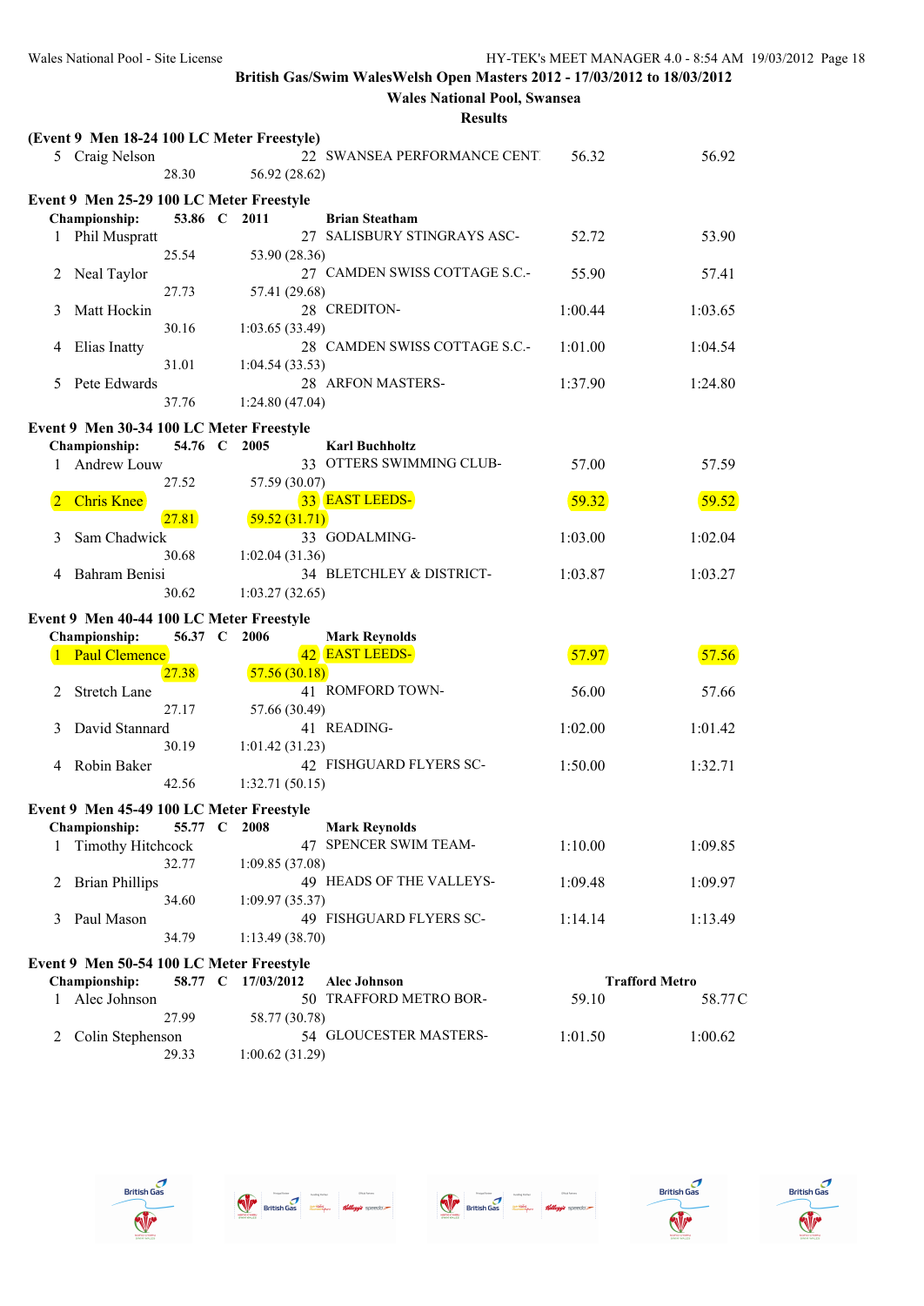**British Gas/Swim WalesWelsh Open Masters 2012 - 17/03/2012 to 18/03/2012**

**Wales National Pool, Swansea**

**Results**

**(Event 9 Men 18-24 100 LC Meter Freestyle)**

| | Name | Age | Team | Seed Time | Finals Time |
|---|---|---|---|---|---|
| 5 | Craig Nelson | 22 | SWANSEA PERFORMANCE CENT | 56.32 | 56.92 |
| | 28.30 | 56.92 (28.62) | | | |

**Event 9 Men 25-29 100 LC Meter Freestyle**

**Championship: 53.86 C 2011 Brian Steatham**

| | Name | Age | Team | Seed Time | Finals Time |
|---|---|---|---|---|---|
| 1 | Phil Muspratt | 27 | SALISBURY STINGRAYS ASC- | 52.72 | 53.90 |
| | 25.54 | 53.90 (28.36) | | | |
| 2 | Neal Taylor | 27 | CAMDEN SWISS COTTAGE S.C.- | 55.90 | 57.41 |
| | 27.73 | 57.41 (29.68) | | | |
| 3 | Matt Hockin | 28 | CREDITON- | 1:00.44 | 1:03.65 |
| | 30.16 | 1:03.65 (33.49) | | | |
| 4 | Elias Inatty | 28 | CAMDEN SWISS COTTAGE S.C.- | 1:01.00 | 1:04.54 |
| | 31.01 | 1:04.54 (33.53) | | | |
| 5 | Pete Edwards | 28 | ARFON MASTERS- | 1:37.90 | 1:24.80 |
| | 37.76 | 1:24.80 (47.04) | | | |

**Event 9 Men 30-34 100 LC Meter Freestyle**

**Championship: 54.76 C 2005 Karl Buchholtz**

| | Name | Age | Team | Seed Time | Finals Time |
|---|---|---|---|---|---|
| 1 | Andrew Louw | 33 | OTTERS SWIMMING CLUB- | 57.00 | 57.59 |
| | 27.52 | 57.59 (30.07) | | | |
| 2 | Chris Knee | 33 | EAST LEEDS- | 59.32 | 59.52 |
| | 27.81 | 59.52 (31.71) | | | |
| 3 | Sam Chadwick | 33 | GODALMING- | 1:03.00 | 1:02.04 |
| | 30.68 | 1:02.04 (31.36) | | | |
| 4 | Bahram Benisi | 34 | BLETCHLEY & DISTRICT- | 1:03.87 | 1:03.27 |
| | 30.62 | 1:03.27 (32.65) | | | |

**Event 9 Men 40-44 100 LC Meter Freestyle**

**Championship: 56.37 C 2006 Mark Reynolds**

| | Name | Age | Team | Seed Time | Finals Time |
|---|---|---|---|---|---|
| 1 | Paul Clemence | 42 | EAST LEEDS- | 57.97 | 57.56 |
| | 27.38 | 57.56 (30.18) | | | |
| 2 | Stretch Lane | 41 | ROMFORD TOWN- | 56.00 | 57.66 |
| | 27.17 | 57.66 (30.49) | | | |
| 3 | David Stannard | 41 | READING- | 1:02.00 | 1:01.42 |
| | 30.19 | 1:01.42 (31.23) | | | |
| 4 | Robin Baker | 42 | FISHGUARD FLYERS SC- | 1:50.00 | 1:32.71 |
| | 42.56 | 1:32.71 (50.15) | | | |

**Event 9 Men 45-49 100 LC Meter Freestyle**

**Championship: 55.77 C 2008 Mark Reynolds**

| | Name | Age | Team | Seed Time | Finals Time |
|---|---|---|---|---|---|
| 1 | Timothy Hitchcock | 47 | SPENCER SWIM TEAM- | 1:10.00 | 1:09.85 |
| | 32.77 | 1:09.85 (37.08) | | | |
| 2 | Brian Phillips | 49 | HEADS OF THE VALLEYS- | 1:09.48 | 1:09.97 |
| | 34.60 | 1:09.97 (35.37) | | | |
| 3 | Paul Mason | 49 | FISHGUARD FLYERS SC- | 1:14.14 | 1:13.49 |
| | 34.79 | 1:13.49 (38.70) | | | |

**Event 9 Men 50-54 100 LC Meter Freestyle**

**Championship: 58.77 C 17/03/2012 Alec Johnson Trafford Metro**

| | Name | Age | Team | Seed Time | Finals Time |
|---|---|---|---|---|---|
| 1 | Alec Johnson | 50 | TRAFFORD METRO BOR- | 59.10 | 58.77C |
| | 27.99 | 58.77 (30.78) | | | |
| 2 | Colin Stephenson | 54 | GLOUCESTER MASTERS- | 1:01.50 | 1:00.62 |
| | 29.33 | 1:00.62 (31.29) | | | |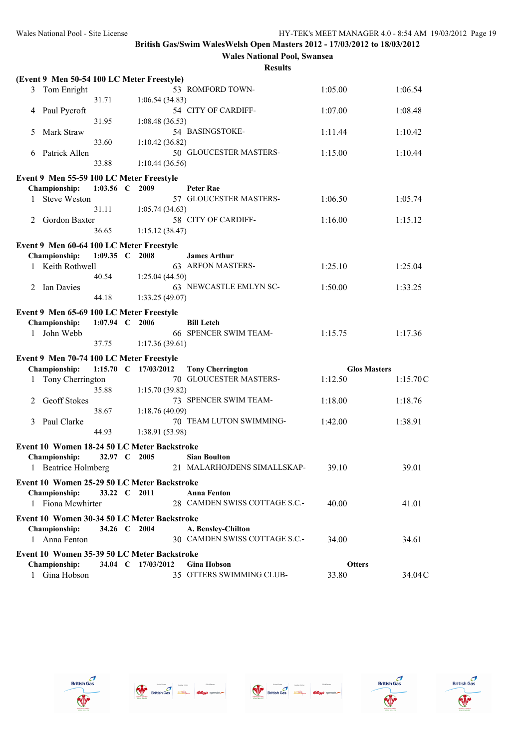## British Gas/Swim WalesWelsh Open Masters 2012 - 17/03/2012 to 18/03/2012
## Wales National Pool, Swansea
## Results

**(Event 9 Men 50-54 100 LC Meter Freestyle)**

| Place | Name | Age | Team | Seed Time | Finals Time |
|---|---|---|---|---|---|
| 3 | Tom Enright | 53 | ROMFORD TOWN- | 1:05.00 | 1:06.54 |
| | 31.71 | 1:06.54 (34.83) | | | |
| 4 | Paul Pycroft | 54 | CITY OF CARDIFF- | 1:07.00 | 1:08.48 |
| | 31.95 | 1:08.48 (36.53) | | | |
| 5 | Mark Straw | 54 | BASINGSTOKE- | 1:11.44 | 1:10.42 |
| | 33.60 | 1:10.42 (36.82) | | | |
| 6 | Patrick Allen | 50 | GLOUCESTER MASTERS- | 1:15.00 | 1:10.44 |
| | 33.88 | 1:10.44 (36.56) | | | |

**Event 9 Men 55-59 100 LC Meter Freestyle**

**Championship: 1:03.56 C 2009 Peter Rae**

| Place | Name | Age | Team | Seed Time | Finals Time |
|---|---|---|---|---|---|
| 1 | Steve Weston | 57 | GLOUCESTER MASTERS- | 1:06.50 | 1:05.74 |
| | 31.11 | 1:05.74 (34.63) | | | |
| 2 | Gordon Baxter | 58 | CITY OF CARDIFF- | 1:16.00 | 1:15.12 |
| | 36.65 | 1:15.12 (38.47) | | | |

**Event 9 Men 60-64 100 LC Meter Freestyle**

**Championship: 1:09.35 C 2008 James Arthur**

| Place | Name | Age | Team | Seed Time | Finals Time |
|---|---|---|---|---|---|
| 1 | Keith Rothwell | 63 | ARFON MASTERS- | 1:25.10 | 1:25.04 |
| | 40.54 | 1:25.04 (44.50) | | | |
| 2 | Ian Davies | 63 | NEWCASTLE EMLYN SC- | 1:50.00 | 1:33.25 |
| | 44.18 | 1:33.25 (49.07) | | | |

**Event 9 Men 65-69 100 LC Meter Freestyle**

**Championship: 1:07.94 C 2006 Bill Letch**

| Place | Name | Age | Team | Seed Time | Finals Time |
|---|---|---|---|---|---|
| 1 | John Webb | 66 | SPENCER SWIM TEAM- | 1:15.75 | 1:17.36 |
| | 37.75 | 1:17.36 (39.61) | | | |

**Event 9 Men 70-74 100 LC Meter Freestyle**

**Championship: 1:15.70 C 17/03/2012 Tony Cherrington Glos Masters**

| Place | Name | Age | Team | Seed Time | Finals Time |
|---|---|---|---|---|---|
| 1 | Tony Cherrington | 70 | GLOUCESTER MASTERS- | 1:12.50 | 1:15.70C |
| | 35.88 | 1:15.70 (39.82) | | | |
| 2 | Geoff Stokes | 73 | SPENCER SWIM TEAM- | 1:18.00 | 1:18.76 |
| | 38.67 | 1:18.76 (40.09) | | | |
| 3 | Paul Clarke | 70 | TEAM LUTON SWIMMING- | 1:42.00 | 1:38.91 |
| | 44.93 | 1:38.91 (53.98) | | | |

**Event 10 Women 18-24 50 LC Meter Backstroke**

**Championship: 32.97 C 2005 Sian Boulton**

| Place | Name | Age | Team | Seed Time | Finals Time |
|---|---|---|---|---|---|
| 1 | Beatrice Holmberg | 21 | MALARHOJDENS SIMALLSKAP- | 39.10 | 39.01 |

**Event 10 Women 25-29 50 LC Meter Backstroke**

**Championship: 33.22 C 2011 Anna Fenton**

| Place | Name | Age | Team | Seed Time | Finals Time |
|---|---|---|---|---|---|
| 1 | Fiona Mcwhirter | 28 | CAMDEN SWISS COTTAGE S.C.- | 40.00 | 41.01 |

**Event 10 Women 30-34 50 LC Meter Backstroke**

**Championship: 34.26 C 2004 A. Bensley-Chilton**

| Place | Name | Age | Team | Seed Time | Finals Time |
|---|---|---|---|---|---|
| 1 | Anna Fenton | 30 | CAMDEN SWISS COTTAGE S.C.- | 34.00 | 34.61 |

**Event 10 Women 35-39 50 LC Meter Backstroke**

**Championship: 34.04 C 17/03/2012 Gina Hobson Otters**

| Place | Name | Age | Team | Seed Time | Finals Time |
|---|---|---|---|---|---|
| 1 | Gina Hobson | 35 | OTTERS SWIMMING CLUB- | 33.80 | 34.04C |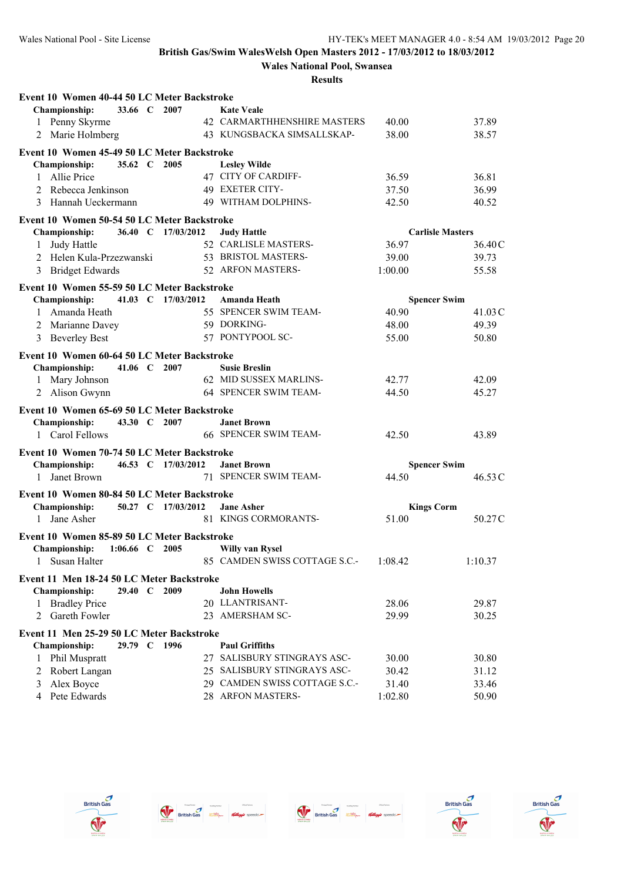**British Gas/Swim WalesWelsh Open Masters 2012 - 17/03/2012 to 18/03/2012**

**Wales National Pool, Swansea**

**Results**

### Event 10 Women 40-44 50 LC Meter Backstroke

**Championship:** 33.66 C 2007 **Kate Veale**

| | Name | Age | Team | Seed Time | Finals Time |
|---|---|---|---|---|---|
| 1 | Penny Skyrme | 42 | CARMARTHHENSHIRE MASTERS | 40.00 | 37.89 |
| 2 | Marie Holmberg | 43 | KUNGSBACKA SIMSALLSKAP- | 38.00 | 38.57 |

### Event 10 Women 45-49 50 LC Meter Backstroke

**Championship:** 35.62 C 2005 **Lesley Wilde**

| | Name | Age | Team | Seed Time | Finals Time |
|---|---|---|---|---|---|
| 1 | Allie Price | 47 | CITY OF CARDIFF- | 36.59 | 36.81 |
| 2 | Rebecca Jenkinson | 49 | EXETER CITY- | 37.50 | 36.99 |
| 3 | Hannah Ueckermann | 49 | WITHAM DOLPHINS- | 42.50 | 40.52 |

### Event 10 Women 50-54 50 LC Meter Backstroke

**Championship:** 36.40 C 17/03/2012 **Judy Hattle** **Carlisle Masters**

| | Name | Age | Team | Seed Time | Finals Time |
|---|---|---|---|---|---|
| 1 | Judy Hattle | 52 | CARLISLE MASTERS- | 36.97 | 36.40C |
| 2 | Helen Kula-Przezwanski | 53 | BRISTOL MASTERS- | 39.00 | 39.73 |
| 3 | Bridget Edwards | 52 | ARFON MASTERS- | 1:00.00 | 55.58 |

### Event 10 Women 55-59 50 LC Meter Backstroke

**Championship:** 41.03 C 17/03/2012 **Amanda Heath** **Spencer Swim**

| | Name | Age | Team | Seed Time | Finals Time |
|---|---|---|---|---|---|
| 1 | Amanda Heath | 55 | SPENCER SWIM TEAM- | 40.90 | 41.03C |
| 2 | Marianne Davey | 59 | DORKING- | 48.00 | 49.39 |
| 3 | Beverley Best | 57 | PONTYPOOL SC- | 55.00 | 50.80 |

### Event 10 Women 60-64 50 LC Meter Backstroke

**Championship:** 41.06 C 2007 **Susie Breslin**

| | Name | Age | Team | Seed Time | Finals Time |
|---|---|---|---|---|---|
| 1 | Mary Johnson | 62 | MID SUSSEX MARLINS- | 42.77 | 42.09 |
| 2 | Alison Gwynn | 64 | SPENCER SWIM TEAM- | 44.50 | 45.27 |

### Event 10 Women 65-69 50 LC Meter Backstroke

**Championship:** 43.30 C 2007 **Janet Brown**

| | Name | Age | Team | Seed Time | Finals Time |
|---|---|---|---|---|---|
| 1 | Carol Fellows | 66 | SPENCER SWIM TEAM- | 42.50 | 43.89 |

### Event 10 Women 70-74 50 LC Meter Backstroke

**Championship:** 46.53 C 17/03/2012 **Janet Brown** **Spencer Swim**

| | Name | Age | Team | Seed Time | Finals Time |
|---|---|---|---|---|---|
| 1 | Janet Brown | 71 | SPENCER SWIM TEAM- | 44.50 | 46.53C |

### Event 10 Women 80-84 50 LC Meter Backstroke

**Championship:** 50.27 C 17/03/2012 **Jane Asher** **Kings Corm**

| | Name | Age | Team | Seed Time | Finals Time |
|---|---|---|---|---|---|
| 1 | Jane Asher | 81 | KINGS CORMORANTS- | 51.00 | 50.27C |

### Event 10 Women 85-89 50 LC Meter Backstroke

**Championship:** 1:06.66 C 2005 **Willy van Rysel**

| | Name | Age | Team | Seed Time | Finals Time |
|---|---|---|---|---|---|
| 1 | Susan Halter | 85 | CAMDEN SWISS COTTAGE S.C.- | 1:08.42 | 1:10.37 |

### Event 11 Men 18-24 50 LC Meter Backstroke

**Championship:** 29.40 C 2009 **John Howells**

| | Name | Age | Team | Seed Time | Finals Time |
|---|---|---|---|---|---|
| 1 | Bradley Price | 20 | LLANTRISANT- | 28.06 | 29.87 |
| 2 | Gareth Fowler | 23 | AMERSHAM SC- | 29.99 | 30.25 |

### Event 11 Men 25-29 50 LC Meter Backstroke

**Championship:** 29.79 C 1996 **Paul Griffiths**

| | Name | Age | Team | Seed Time | Finals Time |
|---|---|---|---|---|---|
| 1 | Phil Muspratt | 27 | SALISBURY STINGRAYS ASC- | 30.00 | 30.80 |
| 2 | Robert Langan | 25 | SALISBURY STINGRAYS ASC- | 30.42 | 31.12 |
| 3 | Alex Boyce | 29 | CAMDEN SWISS COTTAGE S.C.- | 31.40 | 33.46 |
| 4 | Pete Edwards | 28 | ARFON MASTERS- | 1:02.80 | 50.90 |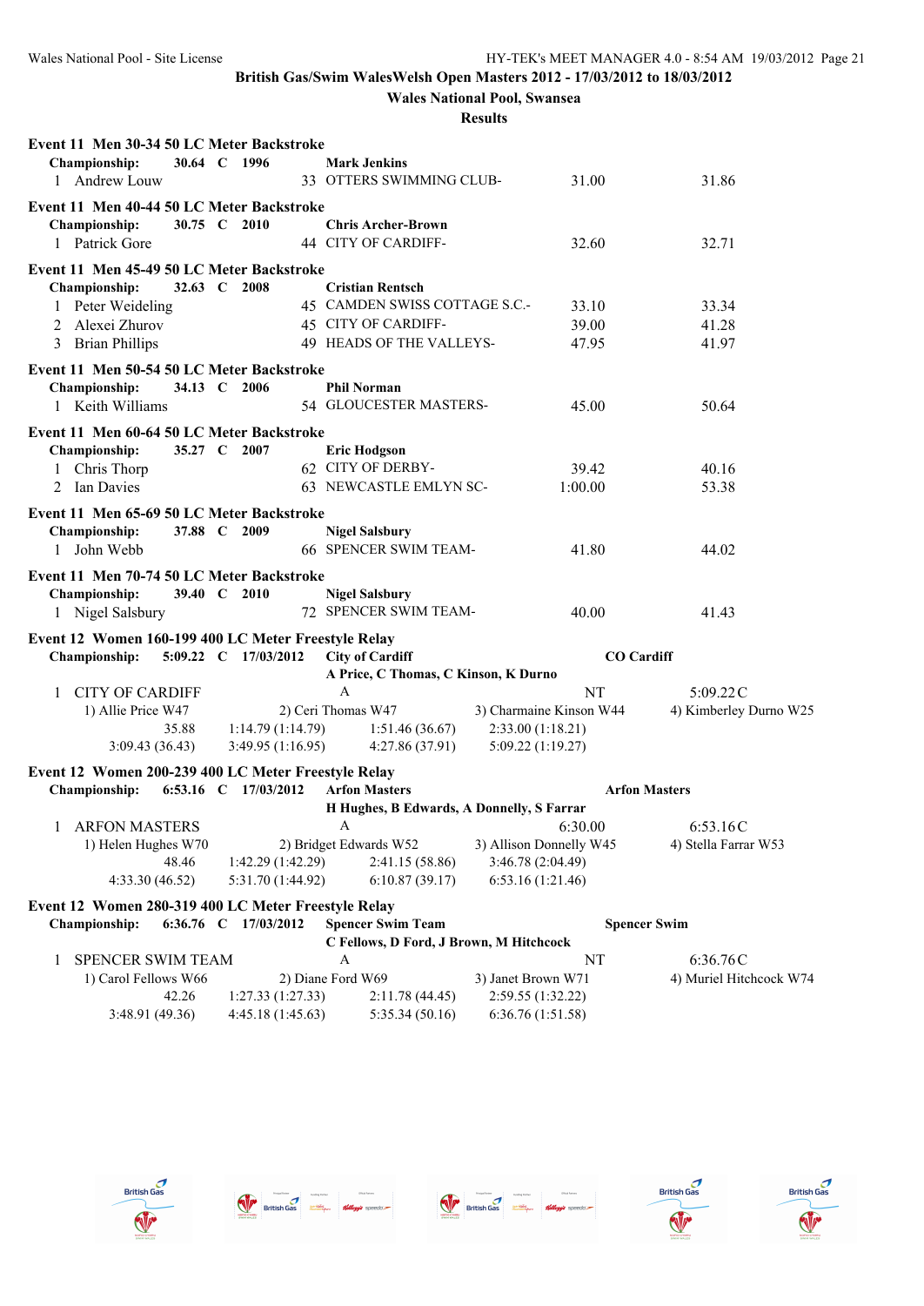British Gas/Swim WalesWelsh Open Masters 2012 - 17/03/2012 to 18/03/2012

Wales National Pool, Swansea

Results

**Event 11 Men 30-34 50 LC Meter Backstroke**

Championship: 30.64 C 1996 Mark Jenkins

| | Name | Age | Team | Seed Time | Finals Time |
|---|---|---|---|---|---|
| 1 | Andrew Louw | 33 | OTTERS SWIMMING CLUB- | 31.00 | 31.86 |

**Event 11 Men 40-44 50 LC Meter Backstroke**

Championship: 30.75 C 2010 Chris Archer-Brown

| | Name | Age | Team | Seed Time | Finals Time |
|---|---|---|---|---|---|
| 1 | Patrick Gore | 44 | CITY OF CARDIFF- | 32.60 | 32.71 |

**Event 11 Men 45-49 50 LC Meter Backstroke**

Championship: 32.63 C 2008 Cristian Rentsch

| | Name | Age | Team | Seed Time | Finals Time |
|---|---|---|---|---|---|
| 1 | Peter Weideling | 45 | CAMDEN SWISS COTTAGE S.C.- | 33.10 | 33.34 |
| 2 | Alexei Zhurov | 45 | CITY OF CARDIFF- | 39.00 | 41.28 |
| 3 | Brian Phillips | 49 | HEADS OF THE VALLEYS- | 47.95 | 41.97 |

**Event 11 Men 50-54 50 LC Meter Backstroke**

Championship: 34.13 C 2006 Phil Norman

| | Name | Age | Team | Seed Time | Finals Time |
|---|---|---|---|---|---|
| 1 | Keith Williams | 54 | GLOUCESTER MASTERS- | 45.00 | 50.64 |

**Event 11 Men 60-64 50 LC Meter Backstroke**

Championship: 35.27 C 2007 Eric Hodgson

| | Name | Age | Team | Seed Time | Finals Time |
|---|---|---|---|---|---|
| 1 | Chris Thorp | 62 | CITY OF DERBY- | 39.42 | 40.16 |
| 2 | Ian Davies | 63 | NEWCASTLE EMLYN SC- | 1:00.00 | 53.38 |

**Event 11 Men 65-69 50 LC Meter Backstroke**

Championship: 37.88 C 2009 Nigel Salsbury

| | Name | Age | Team | Seed Time | Finals Time |
|---|---|---|---|---|---|
| 1 | John Webb | 66 | SPENCER SWIM TEAM- | 41.80 | 44.02 |

**Event 11 Men 70-74 50 LC Meter Backstroke**

Championship: 39.40 C 2010 Nigel Salsbury

| | Name | Age | Team | Seed Time | Finals Time |
|---|---|---|---|---|---|
| 1 | Nigel Salsbury | 72 | SPENCER SWIM TEAM- | 40.00 | 41.43 |

**Event 12 Women 160-199 400 LC Meter Freestyle Relay**

Championship: 5:09.22 C 17/03/2012 City of Cardiff — CO Cardiff
A Price, C Thomas, C Kinson, K Durno

| | Team | Relay | Seed Time | Finals Time |
|---|---|---|---|---|
| 1 | CITY OF CARDIFF | A | NT | 5:09.22C |

1) Allie Price W47 2) Ceri Thomas W47 3) Charmaine Kinson W44 4) Kimberley Durno W25

35.88 1:14.79 (1:14.79) 1:51.46 (36.67) 2:33.00 (1:18.21)
3:09.43 (36.43) 3:49.95 (1:16.95) 4:27.86 (37.91) 5:09.22 (1:19.27)

**Event 12 Women 200-239 400 LC Meter Freestyle Relay**

Championship: 6:53.16 C 17/03/2012 Arfon Masters — Arfon Masters
H Hughes, B Edwards, A Donnelly, S Farrar

| | Team | Relay | Seed Time | Finals Time |
|---|---|---|---|---|
| 1 | ARFON MASTERS | A | 6:30.00 | 6:53.16C |

1) Helen Hughes W70 2) Bridget Edwards W52 3) Allison Donnelly W45 4) Stella Farrar W53

48.46 1:42.29 (1:42.29) 2:41.15 (58.86) 3:46.78 (2:04.49)
4:33.30 (46.52) 5:31.70 (1:44.92) 6:10.87 (39.17) 6:53.16 (1:21.46)

**Event 12 Women 280-319 400 LC Meter Freestyle Relay**

Championship: 6:36.76 C 17/03/2012 Spencer Swim Team — Spencer Swim
C Fellows, D Ford, J Brown, M Hitchcock

| | Team | Relay | Seed Time | Finals Time |
|---|---|---|---|---|
| 1 | SPENCER SWIM TEAM | A | NT | 6:36.76C |

1) Carol Fellows W66 2) Diane Ford W69 3) Janet Brown W71 4) Muriel Hitchcock W74

42.26 1:27.33 (1:27.33) 2:11.78 (44.45) 2:59.55 (1:32.22)
3:48.91 (49.36) 4:45.18 (1:45.63) 5:35.34 (50.16) 6:36.76 (1:51.58)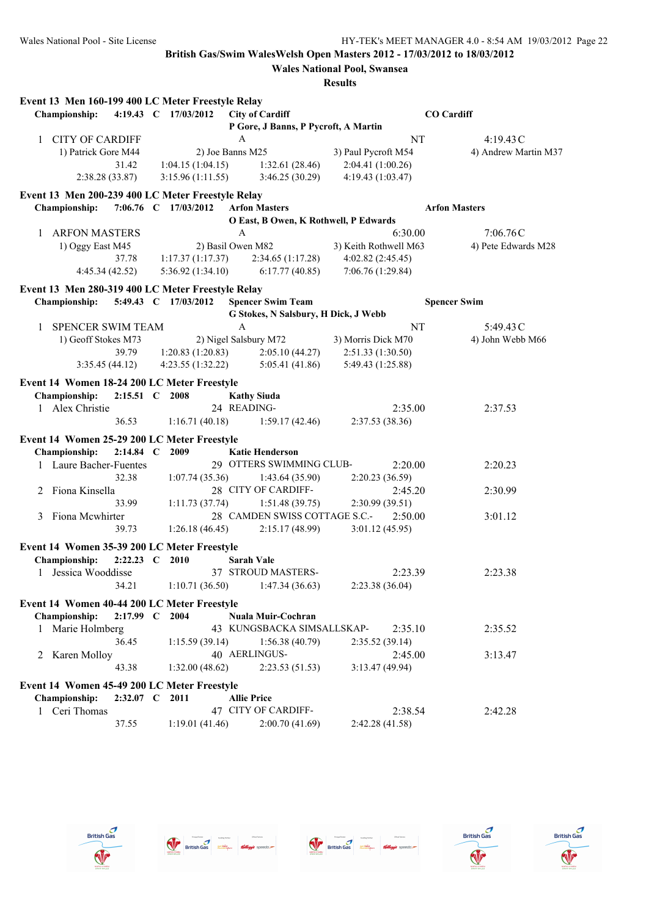**British Gas/Swim WalesWelsh Open Masters 2012 - 17/03/2012 to 18/03/2012**

**Wales National Pool, Swansea**

**Results**

### Event 13 Men 160-199 400 LC Meter Freestyle Relay

**Championship: 4:19.43 C 17/03/2012 City of Cardiff — CO Cardiff**
**P Gore, J Banns, P Pycroft, A Martin**

1 CITY OF CARDIFF — A — NT — 4:19.43 C

1) Patrick Gore M44 2) Joe Banns M25 3) Paul Pycroft M54 4) Andrew Martin M37

31.42 1:04.15 (1:04.15) 1:32.61 (28.46) 2:04.41 (1:00.26)
2:38.28 (33.87) 3:15.96 (1:11.55) 3:46.25 (30.29) 4:19.43 (1:03.47)

### Event 13 Men 200-239 400 LC Meter Freestyle Relay

**Championship: 7:06.76 C 17/03/2012 Arfon Masters — Arfon Masters**
**O East, B Owen, K Rothwell, P Edwards**

1 ARFON MASTERS — A — 6:30.00 — 7:06.76 C

1) Oggy East M45 2) Basil Owen M82 3) Keith Rothwell M63 4) Pete Edwards M28

37.78 1:17.37 (1:17.37) 2:34.65 (1:17.28) 4:02.82 (2:45.45)
4:45.34 (42.52) 5:36.92 (1:34.10) 6:17.77 (40.85) 7:06.76 (1:29.84)

### Event 13 Men 280-319 400 LC Meter Freestyle Relay

**Championship: 5:49.43 C 17/03/2012 Spencer Swim Team — Spencer Swim**
**G Stokes, N Salsbury, H Dick, J Webb**

1 SPENCER SWIM TEAM — A — NT — 5:49.43 C

1) Geoff Stokes M73 2) Nigel Salsbury M72 3) Morris Dick M70 4) John Webb M66

39.79 1:20.83 (1:20.83) 2:05.10 (44.27) 2:51.33 (1:30.50)
3:35.45 (44.12) 4:23.55 (1:32.22) 5:05.41 (41.86) 5:49.43 (1:25.88)

### Event 14 Women 18-24 200 LC Meter Freestyle

**Championship: 2:15.51 C 2008 Kathy Siuda**

| Place | Name | Age | Team | Seed | Finals |
|---|---|---|---|---|---|
| 1 | Alex Christie | 24 | READING- | 2:35.00 | 2:37.53 |
| | 36.53 | 1:16.71 (40.18) | 1:59.17 (42.46) | 2:37.53 (38.36) | |

### Event 14 Women 25-29 200 LC Meter Freestyle

**Championship: 2:14.84 C 2009 Katie Henderson**

| Place | Name | Age | Team | Seed | Finals |
|---|---|---|---|---|---|
| 1 | Laure Bacher-Fuentes | 29 | OTTERS SWIMMING CLUB- | 2:20.00 | 2:20.23 |
| | 32.38 | 1:07.74 (35.36) | 1:43.64 (35.90) | 2:20.23 (36.59) | |
| 2 | Fiona Kinsella | 28 | CITY OF CARDIFF- | 2:45.20 | 2:30.99 |
| | 33.99 | 1:11.73 (37.74) | 1:51.48 (39.75) | 2:30.99 (39.51) | |
| 3 | Fiona Mcwhirter | 28 | CAMDEN SWISS COTTAGE S.C.- | 2:50.00 | 3:01.12 |
| | 39.73 | 1:26.18 (46.45) | 2:15.17 (48.99) | 3:01.12 (45.95) | |

### Event 14 Women 35-39 200 LC Meter Freestyle

**Championship: 2:22.23 C 2010 Sarah Vale**

| Place | Name | Age | Team | Seed | Finals |
|---|---|---|---|---|---|
| 1 | Jessica Wooddisse | 37 | STROUD MASTERS- | 2:23.39 | 2:23.38 |
| | 34.21 | 1:10.71 (36.50) | 1:47.34 (36.63) | 2:23.38 (36.04) | |

### Event 14 Women 40-44 200 LC Meter Freestyle

**Championship: 2:17.99 C 2004 Nuala Muir-Cochran**

| Place | Name | Age | Team | Seed | Finals |
|---|---|---|---|---|---|
| 1 | Marie Holmberg | 43 | KUNGSBACKA SIMSALLSKAP- | 2:35.10 | 2:35.52 |
| | 36.45 | 1:15.59 (39.14) | 1:56.38 (40.79) | 2:35.52 (39.14) | |
| 2 | Karen Molloy | 40 | AERLINGUS- | 2:45.00 | 3:13.47 |
| | 43.38 | 1:32.00 (48.62) | 2:23.53 (51.53) | 3:13.47 (49.94) | |

### Event 14 Women 45-49 200 LC Meter Freestyle

**Championship: 2:32.07 C 2011 Allie Price**

| Place | Name | Age | Team | Seed | Finals |
|---|---|---|---|---|---|
| 1 | Ceri Thomas | 47 | CITY OF CARDIFF- | 2:38.54 | 2:42.28 |
| | 37.55 | 1:19.01 (41.46) | 2:00.70 (41.69) | 2:42.28 (41.58) | |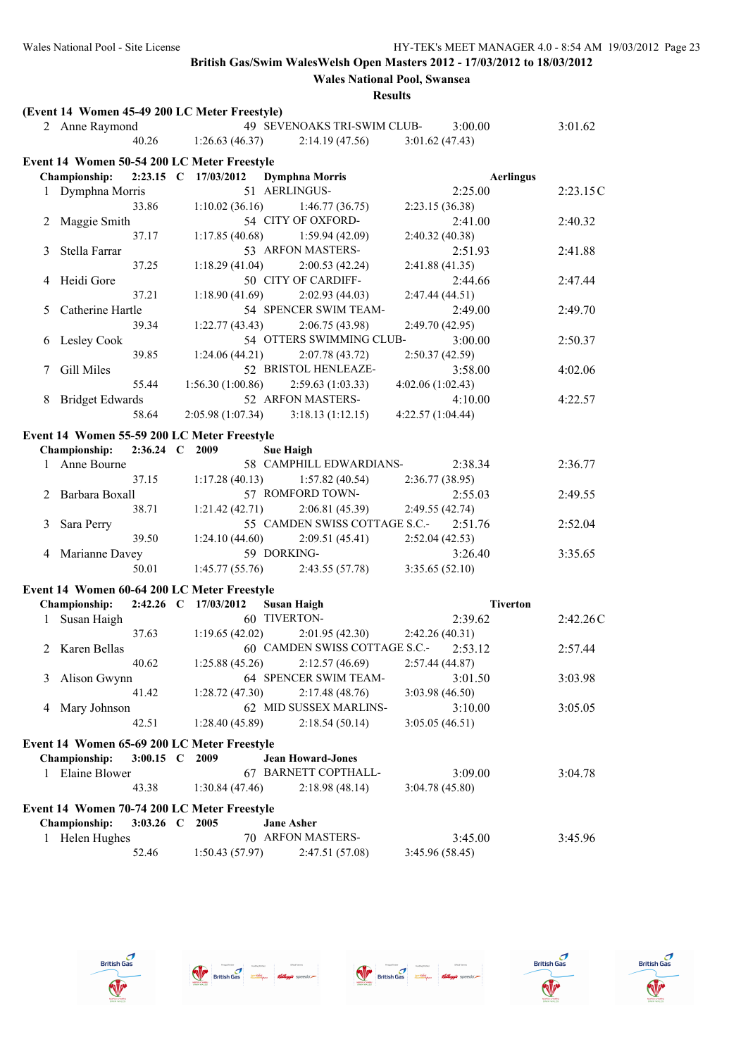British Gas/Swim WalesWelsh Open Masters 2012 - 17/03/2012 to 18/03/2012
Wales National Pool, Swansea
Results

**(Event 14 Women 45-49 200 LC Meter Freestyle)**

| Place | Name | Age | Team | Seed Time | Finals Time |
|---|---|---|---|---|---|
| 2 | Anne Raymond | 49 | SEVENOAKS TRI-SWIM CLUB- | 3:00.00 | 3:01.62 |
| | 40.26 | 1:26.63 (46.37) | 2:14.19 (47.56) | 3:01.62 (47.43) | |

**Event 14 Women 50-54 200 LC Meter Freestyle**

Championship: 2:23.15 C 17/03/2012 Dymphna Morris Aerlingus

| Place | Name | Age | Team | Seed Time | Finals Time |
|---|---|---|---|---|---|
| 1 | Dymphna Morris | 51 | AERLINGUS- | 2:25.00 | 2:23.15C |
| | 33.86 | 1:10.02 (36.16) | 1:46.77 (36.75) | 2:23.15 (36.38) | |
| 2 | Maggie Smith | 54 | CITY OF OXFORD- | 2:41.00 | 2:40.32 |
| | 37.17 | 1:17.85 (40.68) | 1:59.94 (42.09) | 2:40.32 (40.38) | |
| 3 | Stella Farrar | 53 | ARFON MASTERS- | 2:51.93 | 2:41.88 |
| | 37.25 | 1:18.29 (41.04) | 2:00.53 (42.24) | 2:41.88 (41.35) | |
| 4 | Heidi Gore | 50 | CITY OF CARDIFF- | 2:44.66 | 2:47.44 |
| | 37.21 | 1:18.90 (41.69) | 2:02.93 (44.03) | 2:47.44 (44.51) | |
| 5 | Catherine Hartle | 54 | SPENCER SWIM TEAM- | 2:49.00 | 2:49.70 |
| | 39.34 | 1:22.77 (43.43) | 2:06.75 (43.98) | 2:49.70 (42.95) | |
| 6 | Lesley Cook | 54 | OTTERS SWIMMING CLUB- | 3:00.00 | 2:50.37 |
| | 39.85 | 1:24.06 (44.21) | 2:07.78 (43.72) | 2:50.37 (42.59) | |
| 7 | Gill Miles | 52 | BRISTOL HENLEAZE- | 3:58.00 | 4:02.06 |
| | 55.44 | 1:56.30 (1:00.86) | 2:59.63 (1:03.33) | 4:02.06 (1:02.43) | |
| 8 | Bridget Edwards | 52 | ARFON MASTERS- | 4:10.00 | 4:22.57 |
| | 58.64 | 2:05.98 (1:07.34) | 3:18.13 (1:12.15) | 4:22.57 (1:04.44) | |

**Event 14 Women 55-59 200 LC Meter Freestyle**

Championship: 2:36.24 C 2009 Sue Haigh

| Place | Name | Age | Team | Seed Time | Finals Time |
|---|---|---|---|---|---|
| 1 | Anne Bourne | 58 | CAMPHILL EDWARDIANS- | 2:38.34 | 2:36.77 |
| | 37.15 | 1:17.28 (40.13) | 1:57.82 (40.54) | 2:36.77 (38.95) | |
| 2 | Barbara Boxall | 57 | ROMFORD TOWN- | 2:55.03 | 2:49.55 |
| | 38.71 | 1:21.42 (42.71) | 2:06.81 (45.39) | 2:49.55 (42.74) | |
| 3 | Sara Perry | 55 | CAMDEN SWISS COTTAGE S.C.- | 2:51.76 | 2:52.04 |
| | 39.50 | 1:24.10 (44.60) | 2:09.51 (45.41) | 2:52.04 (42.53) | |
| 4 | Marianne Davey | 59 | DORKING- | 3:26.40 | 3:35.65 |
| | 50.01 | 1:45.77 (55.76) | 2:43.55 (57.78) | 3:35.65 (52.10) | |

**Event 14 Women 60-64 200 LC Meter Freestyle**

Championship: 2:42.26 C 17/03/2012 Susan Haigh Tiverton

| Place | Name | Age | Team | Seed Time | Finals Time |
|---|---|---|---|---|---|
| 1 | Susan Haigh | 60 | TIVERTON- | 2:39.62 | 2:42.26C |
| | 37.63 | 1:19.65 (42.02) | 2:01.95 (42.30) | 2:42.26 (40.31) | |
| 2 | Karen Bellas | 60 | CAMDEN SWISS COTTAGE S.C.- | 2:53.12 | 2:57.44 |
| | 40.62 | 1:25.88 (45.26) | 2:12.57 (46.69) | 2:57.44 (44.87) | |
| 3 | Alison Gwynn | 64 | SPENCER SWIM TEAM- | 3:01.50 | 3:03.98 |
| | 41.42 | 1:28.72 (47.30) | 2:17.48 (48.76) | 3:03.98 (46.50) | |
| 4 | Mary Johnson | 62 | MID SUSSEX MARLINS- | 3:10.00 | 3:05.05 |
| | 42.51 | 1:28.40 (45.89) | 2:18.54 (50.14) | 3:05.05 (46.51) | |

**Event 14 Women 65-69 200 LC Meter Freestyle**

Championship: 3:00.15 C 2009 Jean Howard-Jones

| Place | Name | Age | Team | Seed Time | Finals Time |
|---|---|---|---|---|---|
| 1 | Elaine Blower | 67 | BARNETT COPTHALL- | 3:09.00 | 3:04.78 |
| | 43.38 | 1:30.84 (47.46) | 2:18.98 (48.14) | 3:04.78 (45.80) | |

**Event 14 Women 70-74 200 LC Meter Freestyle**

Championship: 3:03.26 C 2005 Jane Asher

| Place | Name | Age | Team | Seed Time | Finals Time |
|---|---|---|---|---|---|
| 1 | Helen Hughes | 70 | ARFON MASTERS- | 3:45.00 | 3:45.96 |
| | 52.46 | 1:50.43 (57.97) | 2:47.51 (57.08) | 3:45.96 (58.45) | |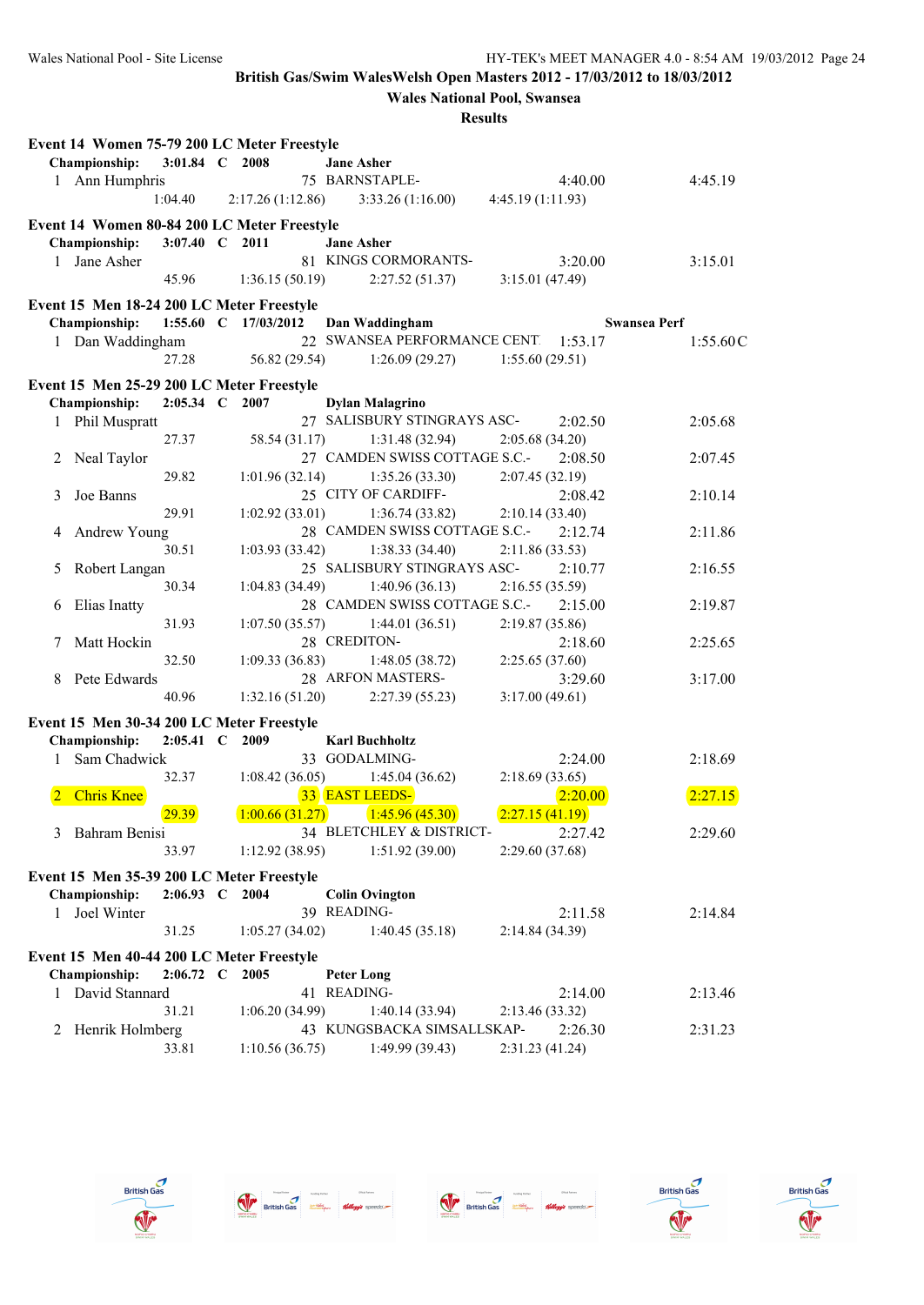**British Gas/Swim WalesWelsh Open Masters 2012 - 17/03/2012 to 18/03/2012**

**Wales National Pool, Swansea**

**Results**

### Event 14 Women 75-79 200 LC Meter Freestyle

**Championship: 3:01.84 C 2008 Jane Asher**

| Place | Name | Age | Team | Seed Time | Finals Time |
|---|---|---|---|---|---|
| 1 | Ann Humphris | 75 | BARNSTAPLE- | 4:40.00 | 4:45.19 |
| | 1:04.40 | 2:17.26 (1:12.86) | 3:33.26 (1:16.00) | 4:45.19 (1:11.93) | |

### Event 14 Women 80-84 200 LC Meter Freestyle

**Championship: 3:07.40 C 2011 Jane Asher**

| Place | Name | Age | Team | Seed Time | Finals Time |
|---|---|---|---|---|---|
| 1 | Jane Asher | 81 | KINGS CORMORANTS- | 3:20.00 | 3:15.01 |
| | 45.96 | 1:36.15 (50.19) | 2:27.52 (51.37) | 3:15.01 (47.49) | |

### Event 15 Men 18-24 200 LC Meter Freestyle

**Championship: 1:55.60 C 17/03/2012 Dan Waddingham Swansea Perf**

| Place | Name | Age | Team | Seed Time | Finals Time |
|---|---|---|---|---|---|
| 1 | Dan Waddingham | 22 | SWANSEA PERFORMANCE CENT | 1:53.17 | 1:55.60C |
| | 27.28 | 56.82 (29.54) | 1:26.09 (29.27) | 1:55.60 (29.51) | |

### Event 15 Men 25-29 200 LC Meter Freestyle

**Championship: 2:05.34 C 2007 Dylan Malagrino**

| Place | Name | Age | Team | Seed Time | Finals Time |
|---|---|---|---|---|---|
| 1 | Phil Muspratt | 27 | SALISBURY STINGRAYS ASC- | 2:02.50 | 2:05.68 |
| | 27.37 | 58.54 (31.17) | 1:31.48 (32.94) | 2:05.68 (34.20) | |
| 2 | Neal Taylor | 27 | CAMDEN SWISS COTTAGE S.C.- | 2:08.50 | 2:07.45 |
| | 29.82 | 1:01.96 (32.14) | 1:35.26 (33.30) | 2:07.45 (32.19) | |
| 3 | Joe Banns | 25 | CITY OF CARDIFF- | 2:08.42 | 2:10.14 |
| | 29.91 | 1:02.92 (33.01) | 1:36.74 (33.82) | 2:10.14 (33.40) | |
| 4 | Andrew Young | 28 | CAMDEN SWISS COTTAGE S.C.- | 2:12.74 | 2:11.86 |
| | 30.51 | 1:03.93 (33.42) | 1:38.33 (34.40) | 2:11.86 (33.53) | |
| 5 | Robert Langan | 25 | SALISBURY STINGRAYS ASC- | 2:10.77 | 2:16.55 |
| | 30.34 | 1:04.83 (34.49) | 1:40.96 (36.13) | 2:16.55 (35.59) | |
| 6 | Elias Inatty | 28 | CAMDEN SWISS COTTAGE S.C.- | 2:15.00 | 2:19.87 |
| | 31.93 | 1:07.50 (35.57) | 1:44.01 (36.51) | 2:19.87 (35.86) | |
| 7 | Matt Hockin | 28 | CREDITON- | 2:18.60 | 2:25.65 |
| | 32.50 | 1:09.33 (36.83) | 1:48.05 (38.72) | 2:25.65 (37.60) | |
| 8 | Pete Edwards | 28 | ARFON MASTERS- | 3:29.60 | 3:17.00 |
| | 40.96 | 1:32.16 (51.20) | 2:27.39 (55.23) | 3:17.00 (49.61) | |

### Event 15 Men 30-34 200 LC Meter Freestyle

**Championship: 2:05.41 C 2009 Karl Buchholtz**

| Place | Name | Age | Team | Seed Time | Finals Time |
|---|---|---|---|---|---|
| 1 | Sam Chadwick | 33 | GODALMING- | 2:24.00 | 2:18.69 |
| | 32.37 | 1:08.42 (36.05) | 1:45.04 (36.62) | 2:18.69 (33.65) | |
| 2 | Chris Knee | 33 | EAST LEEDS- | 2:20.00 | 2:27.15 |
| | 29.39 | 1:00.66 (31.27) | 1:45.96 (45.30) | 2:27.15 (41.19) | |
| 3 | Bahram Benisi | 34 | BLETCHLEY & DISTRICT- | 2:27.42 | 2:29.60 |
| | 33.97 | 1:12.92 (38.95) | 1:51.92 (39.00) | 2:29.60 (37.68) | |

### Event 15 Men 35-39 200 LC Meter Freestyle

**Championship: 2:06.93 C 2004 Colin Ovington**

| Place | Name | Age | Team | Seed Time | Finals Time |
|---|---|---|---|---|---|
| 1 | Joel Winter | 39 | READING- | 2:11.58 | 2:14.84 |
| | 31.25 | 1:05.27 (34.02) | 1:40.45 (35.18) | 2:14.84 (34.39) | |

### Event 15 Men 40-44 200 LC Meter Freestyle

**Championship: 2:06.72 C 2005 Peter Long**

| Place | Name | Age | Team | Seed Time | Finals Time |
|---|---|---|---|---|---|
| 1 | David Stannard | 41 | READING- | 2:14.00 | 2:13.46 |
| | 31.21 | 1:06.20 (34.99) | 1:40.14 (33.94) | 2:13.46 (33.32) | |
| 2 | Henrik Holmberg | 43 | KUNGSBACKA SIMSALLSKAP- | 2:26.30 | 2:31.23 |
| | 33.81 | 1:10.56 (36.75) | 1:49.99 (39.43) | 2:31.23 (41.24) | |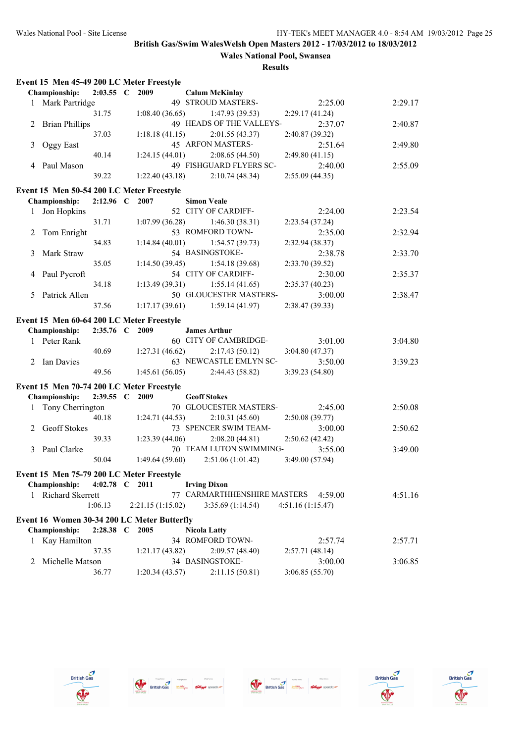**British Gas/Swim WalesWelsh Open Masters 2012 - 17/03/2012 to 18/03/2012**

**Wales National Pool, Swansea**

**Results**

### Event 15 Men 45-49 200 LC Meter Freestyle

**Championship: 2:03.55 C 2009 Calum McKinlay**

| Place | Name | Age | Team | Seed Time | Finals Time |
|---|---|---|---|---|---|
| 1 | Mark Partridge | 49 | STROUD MASTERS- | 2:25.00 | 2:29.17 |
| | 31.75 | 1:08.40 (36.65) | 1:47.93 (39.53) | 2:29.17 (41.24) | |
| 2 | Brian Phillips | 49 | HEADS OF THE VALLEYS- | 2:37.07 | 2:40.87 |
| | 37.03 | 1:18.18 (41.15) | 2:01.55 (43.37) | 2:40.87 (39.32) | |
| 3 | Oggy East | 45 | ARFON MASTERS- | 2:51.64 | 2:49.80 |
| | 40.14 | 1:24.15 (44.01) | 2:08.65 (44.50) | 2:49.80 (41.15) | |
| 4 | Paul Mason | 49 | FISHGUARD FLYERS SC- | 2:40.00 | 2:55.09 |
| | 39.22 | 1:22.40 (43.18) | 2:10.74 (48.34) | 2:55.09 (44.35) | |

### Event 15 Men 50-54 200 LC Meter Freestyle

**Championship: 2:12.96 C 2007 Simon Veale**

| Place | Name | Age | Team | Seed Time | Finals Time |
|---|---|---|---|---|---|
| 1 | Jon Hopkins | 52 | CITY OF CARDIFF- | 2:24.00 | 2:23.54 |
| | 31.71 | 1:07.99 (36.28) | 1:46.30 (38.31) | 2:23.54 (37.24) | |
| 2 | Tom Enright | 53 | ROMFORD TOWN- | 2:35.00 | 2:32.94 |
| | 34.83 | 1:14.84 (40.01) | 1:54.57 (39.73) | 2:32.94 (38.37) | |
| 3 | Mark Straw | 54 | BASINGSTOKE- | 2:38.78 | 2:33.70 |
| | 35.05 | 1:14.50 (39.45) | 1:54.18 (39.68) | 2:33.70 (39.52) | |
| 4 | Paul Pycroft | 54 | CITY OF CARDIFF- | 2:30.00 | 2:35.37 |
| | 34.18 | 1:13.49 (39.31) | 1:55.14 (41.65) | 2:35.37 (40.23) | |
| 5 | Patrick Allen | 50 | GLOUCESTER MASTERS- | 3:00.00 | 2:38.47 |
| | 37.56 | 1:17.17 (39.61) | 1:59.14 (41.97) | 2:38.47 (39.33) | |

### Event 15 Men 60-64 200 LC Meter Freestyle

**Championship: 2:35.76 C 2009 James Arthur**

| Place | Name | Age | Team | Seed Time | Finals Time |
|---|---|---|---|---|---|
| 1 | Peter Rank | 60 | CITY OF CAMBRIDGE- | 3:01.00 | 3:04.80 |
| | 40.69 | 1:27.31 (46.62) | 2:17.43 (50.12) | 3:04.80 (47.37) | |
| 2 | Ian Davies | 63 | NEWCASTLE EMLYN SC- | 3:50.00 | 3:39.23 |
| | 49.56 | 1:45.61 (56.05) | 2:44.43 (58.82) | 3:39.23 (54.80) | |

### Event 15 Men 70-74 200 LC Meter Freestyle

**Championship: 2:39.55 C 2009 Geoff Stokes**

| Place | Name | Age | Team | Seed Time | Finals Time |
|---|---|---|---|---|---|
| 1 | Tony Cherrington | 70 | GLOUCESTER MASTERS- | 2:45.00 | 2:50.08 |
| | 40.18 | 1:24.71 (44.53) | 2:10.31 (45.60) | 2:50.08 (39.77) | |
| 2 | Geoff Stokes | 73 | SPENCER SWIM TEAM- | 3:00.00 | 2:50.62 |
| | 39.33 | 1:23.39 (44.06) | 2:08.20 (44.81) | 2:50.62 (42.42) | |
| 3 | Paul Clarke | 70 | TEAM LUTON SWIMMING- | 3:55.00 | 3:49.00 |
| | 50.04 | 1:49.64 (59.60) | 2:51.06 (1:01.42) | 3:49.00 (57.94) | |

### Event 15 Men 75-79 200 LC Meter Freestyle

**Championship: 4:02.78 C 2011 Irving Dixon**

| Place | Name | Age | Team | Seed Time | Finals Time |
|---|---|---|---|---|---|
| 1 | Richard Skerrett | 77 | CARMARTHHENSHIRE MASTERS | 4:59.00 | 4:51.16 |
| | 1:06.13 | 2:21.15 (1:15.02) | 3:35.69 (1:14.54) | 4:51.16 (1:15.47) | |

### Event 16 Women 30-34 200 LC Meter Butterfly

**Championship: 2:28.38 C 2005 Nicola Latty**

| Place | Name | Age | Team | Seed Time | Finals Time |
|---|---|---|---|---|---|
| 1 | Kay Hamilton | 34 | ROMFORD TOWN- | 2:57.74 | 2:57.71 |
| | 37.35 | 1:21.17 (43.82) | 2:09.57 (48.40) | 2:57.71 (48.14) | |
| 2 | Michelle Matson | 34 | BASINGSTOKE- | 3:00.00 | 3:06.85 |
| | 36.77 | 1:20.34 (43.57) | 2:11.15 (50.81) | 3:06.85 (55.70) | |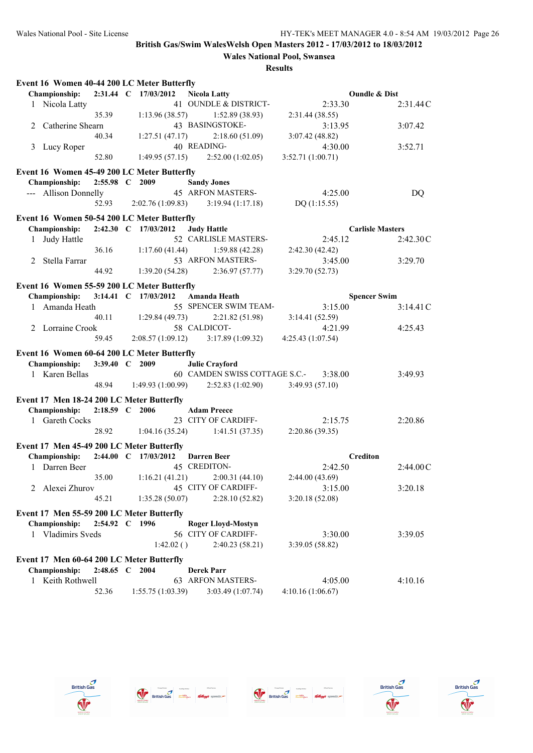**British Gas/Swim WalesWelsh Open Masters 2012 - 17/03/2012 to 18/03/2012**

**Wales National Pool, Swansea**

**Results**

### Event 16 Women 40-44 200 LC Meter Butterfly

**Championship: 2:31.44 C 17/03/2012 Nicola Latty — Oundle & Dist**

| Place | Name | Age | Team | Seed Time | Finals Time |
|---|---|---|---|---|---|
| 1 | Nicola Latty | 41 | OUNDLE & DISTRICT- | 2:33.30 | 2:31.44C |
| | 35.39 | 1:13.96 (38.57) | 1:52.89 (38.93) | 2:31.44 (38.55) | |
| 2 | Catherine Shearn | 43 | BASINGSTOKE- | 3:13.95 | 3:07.42 |
| | 40.34 | 1:27.51 (47.17) | 2:18.60 (51.09) | 3:07.42 (48.82) | |
| 3 | Lucy Roper | 40 | READING- | 4:30.00 | 3:52.71 |
| | 52.80 | 1:49.95 (57.15) | 2:52.00 (1:02.05) | 3:52.71 (1:00.71) | |

### Event 16 Women 45-49 200 LC Meter Butterfly

**Championship: 2:55.98 C 2009 Sandy Jones**

| Place | Name | Age | Team | Seed Time | Finals Time |
|---|---|---|---|---|---|
| --- | Allison Donnelly | 45 | ARFON MASTERS- | 4:25.00 | DQ |
| | 52.93 | 2:02.76 (1:09.83) | 3:19.94 (1:17.18) | DQ (1:15.55) | |

### Event 16 Women 50-54 200 LC Meter Butterfly

**Championship: 2:42.30 C 17/03/2012 Judy Hattle — Carlisle Masters**

| Place | Name | Age | Team | Seed Time | Finals Time |
|---|---|---|---|---|---|
| 1 | Judy Hattle | 52 | CARLISLE MASTERS- | 2:45.12 | 2:42.30C |
| | 36.16 | 1:17.60 (41.44) | 1:59.88 (42.28) | 2:42.30 (42.42) | |
| 2 | Stella Farrar | 53 | ARFON MASTERS- | 3:45.00 | 3:29.70 |
| | 44.92 | 1:39.20 (54.28) | 2:36.97 (57.77) | 3:29.70 (52.73) | |

### Event 16 Women 55-59 200 LC Meter Butterfly

**Championship: 3:14.41 C 17/03/2012 Amanda Heath — Spencer Swim**

| Place | Name | Age | Team | Seed Time | Finals Time |
|---|---|---|---|---|---|
| 1 | Amanda Heath | 55 | SPENCER SWIM TEAM- | 3:15.00 | 3:14.41C |
| | 40.11 | 1:29.84 (49.73) | 2:21.82 (51.98) | 3:14.41 (52.59) | |
| 2 | Lorraine Crook | 58 | CALDICOT- | 4:21.99 | 4:25.43 |
| | 59.45 | 2:08.57 (1:09.12) | 3:17.89 (1:09.32) | 4:25.43 (1:07.54) | |

### Event 16 Women 60-64 200 LC Meter Butterfly

**Championship: 3:39.40 C 2009 Julie Crayford**

| Place | Name | Age | Team | Seed Time | Finals Time |
|---|---|---|---|---|---|
| 1 | Karen Bellas | 60 | CAMDEN SWISS COTTAGE S.C.- | 3:38.00 | 3:49.93 |
| | 48.94 | 1:49.93 (1:00.99) | 2:52.83 (1:02.90) | 3:49.93 (57.10) | |

### Event 17 Men 18-24 200 LC Meter Butterfly

**Championship: 2:18.59 C 2006 Adam Preece**

| Place | Name | Age | Team | Seed Time | Finals Time |
|---|---|---|---|---|---|
| 1 | Gareth Cocks | 23 | CITY OF CARDIFF- | 2:15.75 | 2:20.86 |
| | 28.92 | 1:04.16 (35.24) | 1:41.51 (37.35) | 2:20.86 (39.35) | |

### Event 17 Men 45-49 200 LC Meter Butterfly

**Championship: 2:44.00 C 17/03/2012 Darren Beer — Crediton**

| Place | Name | Age | Team | Seed Time | Finals Time |
|---|---|---|---|---|---|
| 1 | Darren Beer | 45 | CREDITON- | 2:42.50 | 2:44.00C |
| | 35.00 | 1:16.21 (41.21) | 2:00.31 (44.10) | 2:44.00 (43.69) | |
| 2 | Alexei Zhurov | 45 | CITY OF CARDIFF- | 3:15.00 | 3:20.18 |
| | 45.21 | 1:35.28 (50.07) | 2:28.10 (52.82) | 3:20.18 (52.08) | |

### Event 17 Men 55-59 200 LC Meter Butterfly

**Championship: 2:54.92 C 1996 Roger Lloyd-Mostyn**

| Place | Name | Age | Team | Seed Time | Finals Time |
|---|---|---|---|---|---|
| 1 | Vladimirs Sveds | 56 | CITY OF CARDIFF- | 3:30.00 | 3:39.05 |
| | | 1:42.02 ( ) | 2:40.23 (58.21) | 3:39.05 (58.82) | |

### Event 17 Men 60-64 200 LC Meter Butterfly

**Championship: 2:48.65 C 2004 Derek Parr**

| Place | Name | Age | Team | Seed Time | Finals Time |
|---|---|---|---|---|---|
| 1 | Keith Rothwell | 63 | ARFON MASTERS- | 4:05.00 | 4:10.16 |
| | 52.36 | 1:55.75 (1:03.39) | 3:03.49 (1:07.74) | 4:10.16 (1:06.67) | |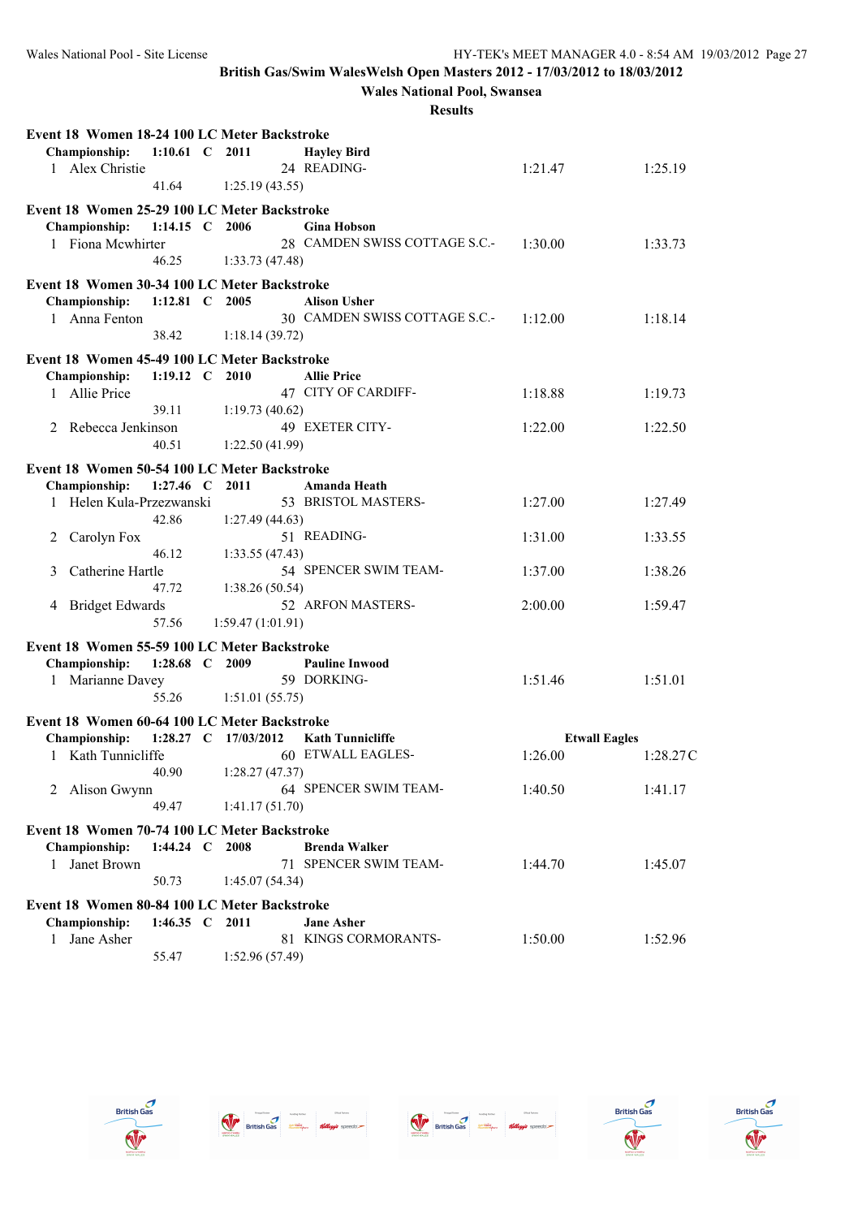**British Gas/Swim WalesWelsh Open Masters 2012 - 17/03/2012 to 18/03/2012**

**Wales National Pool, Swansea**

**Results**

### Event 18 Women 18-24 100 LC Meter Backstroke

**Championship: 1:10.61 C 2011 Hayley Bird**

| | Name | Age | Team | Seed Time | Finals Time |
|---|---|---|---|---|---|
| 1 | Alex Christie | 24 | READING- | 1:21.47 | 1:25.19 |
| | 41.64 | 1:25.19 (43.55) | | | |

### Event 18 Women 25-29 100 LC Meter Backstroke

**Championship: 1:14.15 C 2006 Gina Hobson**

| | Name | Age | Team | Seed Time | Finals Time |
|---|---|---|---|---|---|
| 1 | Fiona Mcwhirter | 28 | CAMDEN SWISS COTTAGE S.C.- | 1:30.00 | 1:33.73 |
| | 46.25 | 1:33.73 (47.48) | | | |

### Event 18 Women 30-34 100 LC Meter Backstroke

**Championship: 1:12.81 C 2005 Alison Usher**

| | Name | Age | Team | Seed Time | Finals Time |
|---|---|---|---|---|---|
| 1 | Anna Fenton | 30 | CAMDEN SWISS COTTAGE S.C.- | 1:12.00 | 1:18.14 |
| | 38.42 | 1:18.14 (39.72) | | | |

### Event 18 Women 45-49 100 LC Meter Backstroke

**Championship: 1:19.12 C 2010 Allie Price**

| | Name | Age | Team | Seed Time | Finals Time |
|---|---|---|---|---|---|
| 1 | Allie Price | 47 | CITY OF CARDIFF- | 1:18.88 | 1:19.73 |
| | 39.11 | 1:19.73 (40.62) | | | |
| 2 | Rebecca Jenkinson | 49 | EXETER CITY- | 1:22.00 | 1:22.50 |
| | 40.51 | 1:22.50 (41.99) | | | |

### Event 18 Women 50-54 100 LC Meter Backstroke

**Championship: 1:27.46 C 2011 Amanda Heath**

| | Name | Age | Team | Seed Time | Finals Time |
|---|---|---|---|---|---|
| 1 | Helen Kula-Przezwanski | 53 | BRISTOL MASTERS- | 1:27.00 | 1:27.49 |
| | 42.86 | 1:27.49 (44.63) | | | |
| 2 | Carolyn Fox | 51 | READING- | 1:31.00 | 1:33.55 |
| | 46.12 | 1:33.55 (47.43) | | | |
| 3 | Catherine Hartle | 54 | SPENCER SWIM TEAM- | 1:37.00 | 1:38.26 |
| | 47.72 | 1:38.26 (50.54) | | | |
| 4 | Bridget Edwards | 52 | ARFON MASTERS- | 2:00.00 | 1:59.47 |
| | 57.56 | 1:59.47 (1:01.91) | | | |

### Event 18 Women 55-59 100 LC Meter Backstroke

**Championship: 1:28.68 C 2009 Pauline Inwood**

| | Name | Age | Team | Seed Time | Finals Time |
|---|---|---|---|---|---|
| 1 | Marianne Davey | 59 | DORKING- | 1:51.46 | 1:51.01 |
| | 55.26 | 1:51.01 (55.75) | | | |

### Event 18 Women 60-64 100 LC Meter Backstroke

**Championship: 1:28.27 C 17/03/2012 Kath Tunnicliffe — Etwall Eagles**

| | Name | Age | Team | Seed Time | Finals Time |
|---|---|---|---|---|---|
| 1 | Kath Tunnicliffe | 60 | ETWALL EAGLES- | 1:26.00 | 1:28.27C |
| | 40.90 | 1:28.27 (47.37) | | | |
| 2 | Alison Gwynn | 64 | SPENCER SWIM TEAM- | 1:40.50 | 1:41.17 |
| | 49.47 | 1:41.17 (51.70) | | | |

### Event 18 Women 70-74 100 LC Meter Backstroke

**Championship: 1:44.24 C 2008 Brenda Walker**

| | Name | Age | Team | Seed Time | Finals Time |
|---|---|---|---|---|---|
| 1 | Janet Brown | 71 | SPENCER SWIM TEAM- | 1:44.70 | 1:45.07 |
| | 50.73 | 1:45.07 (54.34) | | | |

### Event 18 Women 80-84 100 LC Meter Backstroke

**Championship: 1:46.35 C 2011 Jane Asher**

| | Name | Age | Team | Seed Time | Finals Time |
|---|---|---|---|---|---|
| 1 | Jane Asher | 81 | KINGS CORMORANTS- | 1:50.00 | 1:52.96 |
| | 55.47 | 1:52.96 (57.49) | | | |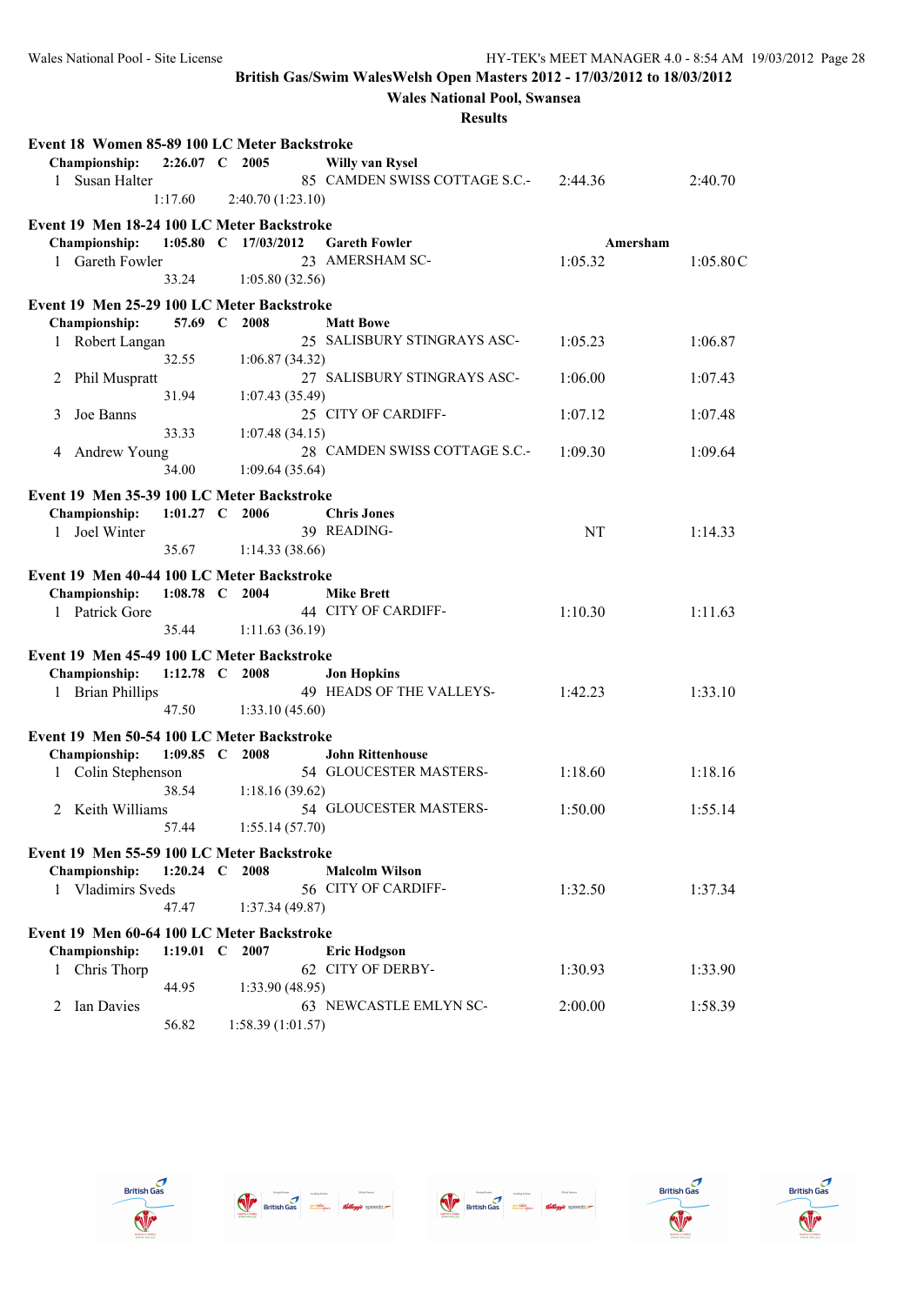**British Gas/Swim WalesWelsh Open Masters 2012 - 17/03/2012 to 18/03/2012**

**Wales National Pool, Swansea**

**Results**

### Event 18 Women 85-89 100 LC Meter Backstroke

**Championship: 2:26.07 C 2005 Willy van Rysel**

| Place | Name | Age | Team | Seed Time | Finals Time |
|---|---|---|---|---|---|
| 1 | Susan Halter | 85 | CAMDEN SWISS COTTAGE S.C.- | 2:44.36 | 2:40.70 |
| | 1:17.60 | 2:40.70 (1:23.10) | | | |

### Event 19 Men 18-24 100 LC Meter Backstroke

**Championship: 1:05.80 C 17/03/2012 Gareth Fowler Amersham**

| Place | Name | Age | Team | Seed Time | Finals Time |
|---|---|---|---|---|---|
| 1 | Gareth Fowler | 23 | AMERSHAM SC- | 1:05.32 | 1:05.80C |
| | 33.24 | 1:05.80 (32.56) | | | |

### Event 19 Men 25-29 100 LC Meter Backstroke

**Championship: 57.69 C 2008 Matt Bowe**

| Place | Name | Age | Team | Seed Time | Finals Time |
|---|---|---|---|---|---|
| 1 | Robert Langan | 25 | SALISBURY STINGRAYS ASC- | 1:05.23 | 1:06.87 |
| | 32.55 | 1:06.87 (34.32) | | | |
| 2 | Phil Muspratt | 27 | SALISBURY STINGRAYS ASC- | 1:06.00 | 1:07.43 |
| | 31.94 | 1:07.43 (35.49) | | | |
| 3 | Joe Banns | 25 | CITY OF CARDIFF- | 1:07.12 | 1:07.48 |
| | 33.33 | 1:07.48 (34.15) | | | |
| 4 | Andrew Young | 28 | CAMDEN SWISS COTTAGE S.C.- | 1:09.30 | 1:09.64 |
| | 34.00 | 1:09.64 (35.64) | | | |

### Event 19 Men 35-39 100 LC Meter Backstroke

**Championship: 1:01.27 C 2006 Chris Jones**

| Place | Name | Age | Team | Seed Time | Finals Time |
|---|---|---|---|---|---|
| 1 | Joel Winter | 39 | READING- | NT | 1:14.33 |
| | 35.67 | 1:14.33 (38.66) | | | |

### Event 19 Men 40-44 100 LC Meter Backstroke

**Championship: 1:08.78 C 2004 Mike Brett**

| Place | Name | Age | Team | Seed Time | Finals Time |
|---|---|---|---|---|---|
| 1 | Patrick Gore | 44 | CITY OF CARDIFF- | 1:10.30 | 1:11.63 |
| | 35.44 | 1:11.63 (36.19) | | | |

### Event 19 Men 45-49 100 LC Meter Backstroke

**Championship: 1:12.78 C 2008 Jon Hopkins**

| Place | Name | Age | Team | Seed Time | Finals Time |
|---|---|---|---|---|---|
| 1 | Brian Phillips | 49 | HEADS OF THE VALLEYS- | 1:42.23 | 1:33.10 |
| | 47.50 | 1:33.10 (45.60) | | | |

### Event 19 Men 50-54 100 LC Meter Backstroke

**Championship: 1:09.85 C 2008 John Rittenhouse**

| Place | Name | Age | Team | Seed Time | Finals Time |
|---|---|---|---|---|---|
| 1 | Colin Stephenson | 54 | GLOUCESTER MASTERS- | 1:18.60 | 1:18.16 |
| | 38.54 | 1:18.16 (39.62) | | | |
| 2 | Keith Williams | 54 | GLOUCESTER MASTERS- | 1:50.00 | 1:55.14 |
| | 57.44 | 1:55.14 (57.70) | | | |

### Event 19 Men 55-59 100 LC Meter Backstroke

**Championship: 1:20.24 C 2008 Malcolm Wilson**

| Place | Name | Age | Team | Seed Time | Finals Time |
|---|---|---|---|---|---|
| 1 | Vladimirs Sveds | 56 | CITY OF CARDIFF- | 1:32.50 | 1:37.34 |
| | 47.47 | 1:37.34 (49.87) | | | |

### Event 19 Men 60-64 100 LC Meter Backstroke

**Championship: 1:19.01 C 2007 Eric Hodgson**

| Place | Name | Age | Team | Seed Time | Finals Time |
|---|---|---|---|---|---|
| 1 | Chris Thorp | 62 | CITY OF DERBY- | 1:30.93 | 1:33.90 |
| | 44.95 | 1:33.90 (48.95) | | | |
| 2 | Ian Davies | 63 | NEWCASTLE EMLYN SC- | 2:00.00 | 1:58.39 |
| | 56.82 | 1:58.39 (1:01.57) | | | |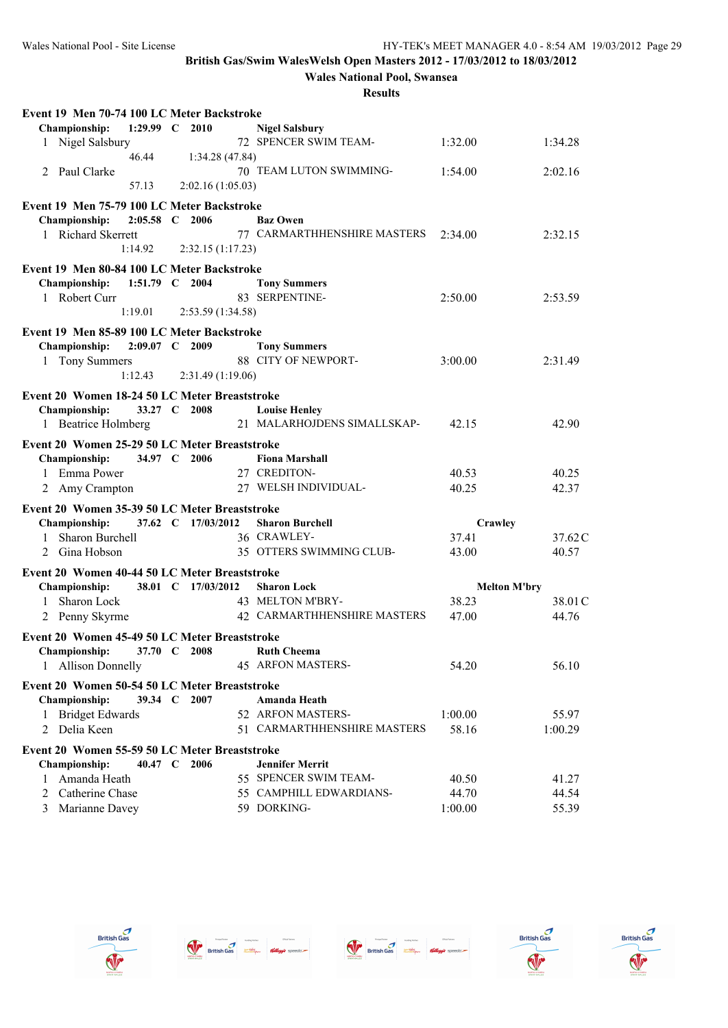British Gas/Swim WalesWelsh Open Masters 2012 - 17/03/2012 to 18/03/2012

Wales National Pool, Swansea

Results

### Event 19 Men 70-74 100 LC Meter Backstroke

**Championship: 1:29.99 C 2010 Nigel Salsbury**

| | Name | Age | Team | Seed Time | Finals Time |
|---|---|---|---|---|---|
| 1 | Nigel Salsbury | 72 | SPENCER SWIM TEAM- | 1:32.00 | 1:34.28 |
| | 46.44 | | 1:34.28 (47.84) | | |
| 2 | Paul Clarke | 70 | TEAM LUTON SWIMMING- | 1:54.00 | 2:02.16 |
| | 57.13 | | 2:02.16 (1:05.03) | | |

### Event 19 Men 75-79 100 LC Meter Backstroke

**Championship: 2:05.58 C 2006 Baz Owen**

| | Name | Age | Team | Seed Time | Finals Time |
|---|---|---|---|---|---|
| 1 | Richard Skerrett | 77 | CARMARTHHENSHIRE MASTERS | 2:34.00 | 2:32.15 |
| | 1:14.92 | | 2:32.15 (1:17.23) | | |

### Event 19 Men 80-84 100 LC Meter Backstroke

**Championship: 1:51.79 C 2004 Tony Summers**

| | Name | Age | Team | Seed Time | Finals Time |
|---|---|---|---|---|---|
| 1 | Robert Curr | 83 | SERPENTINE- | 2:50.00 | 2:53.59 |
| | 1:19.01 | | 2:53.59 (1:34.58) | | |

### Event 19 Men 85-89 100 LC Meter Backstroke

**Championship: 2:09.07 C 2009 Tony Summers**

| | Name | Age | Team | Seed Time | Finals Time |
|---|---|---|---|---|---|
| 1 | Tony Summers | 88 | CITY OF NEWPORT- | 3:00.00 | 2:31.49 |
| | 1:12.43 | | 2:31.49 (1:19.06) | | |

### Event 20 Women 18-24 50 LC Meter Breaststroke

**Championship: 33.27 C 2008 Louise Henley**

| | Name | Age | Team | Seed Time | Finals Time |
|---|---|---|---|---|---|
| 1 | Beatrice Holmberg | 21 | MALARHOJDENS SIMALLSKAP- | 42.15 | 42.90 |

### Event 20 Women 25-29 50 LC Meter Breaststroke

**Championship: 34.97 C 2006 Fiona Marshall**

| | Name | Age | Team | Seed Time | Finals Time |
|---|---|---|---|---|---|
| 1 | Emma Power | 27 | CREDITON- | 40.53 | 40.25 |
| 2 | Amy Crampton | 27 | WELSH INDIVIDUAL- | 40.25 | 42.37 |

### Event 20 Women 35-39 50 LC Meter Breaststroke

**Championship: 37.62 C 17/03/2012 Sharon Burchell Crawley**

| | Name | Age | Team | Seed Time | Finals Time |
|---|---|---|---|---|---|
| 1 | Sharon Burchell | 36 | CRAWLEY- | 37.41 | 37.62 C |
| 2 | Gina Hobson | 35 | OTTERS SWIMMING CLUB- | 43.00 | 40.57 |

### Event 20 Women 40-44 50 LC Meter Breaststroke

**Championship: 38.01 C 17/03/2012 Sharon Lock Melton M'bry**

| | Name | Age | Team | Seed Time | Finals Time |
|---|---|---|---|---|---|
| 1 | Sharon Lock | 43 | MELTON M'BRY- | 38.23 | 38.01 C |
| 2 | Penny Skyrme | 42 | CARMARTHHENSHIRE MASTERS | 47.00 | 44.76 |

### Event 20 Women 45-49 50 LC Meter Breaststroke

**Championship: 37.70 C 2008 Ruth Cheema**

| | Name | Age | Team | Seed Time | Finals Time |
|---|---|---|---|---|---|
| 1 | Allison Donnelly | 45 | ARFON MASTERS- | 54.20 | 56.10 |

### Event 20 Women 50-54 50 LC Meter Breaststroke

**Championship: 39.34 C 2007 Amanda Heath**

| | Name | Age | Team | Seed Time | Finals Time |
|---|---|---|---|---|---|
| 1 | Bridget Edwards | 52 | ARFON MASTERS- | 1:00.00 | 55.97 |
| 2 | Delia Keen | 51 | CARMARTHHENSHIRE MASTERS | 58.16 | 1:00.29 |

### Event 20 Women 55-59 50 LC Meter Breaststroke

**Championship: 40.47 C 2006 Jennifer Merrit**

| | Name | Age | Team | Seed Time | Finals Time |
|---|---|---|---|---|---|
| 1 | Amanda Heath | 55 | SPENCER SWIM TEAM- | 40.50 | 41.27 |
| 2 | Catherine Chase | 55 | CAMPHILL EDWARDIANS- | 44.70 | 44.54 |
| 3 | Marianne Davey | 59 | DORKING- | 1:00.00 | 55.39 |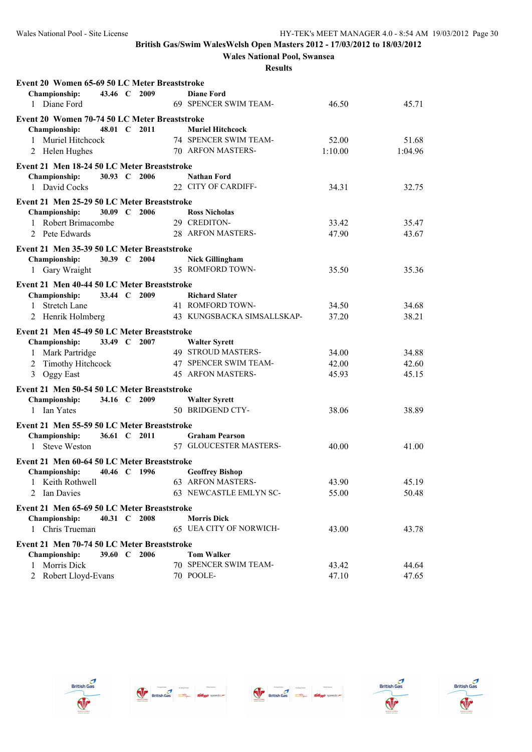**British Gas/Swim WalesWelsh Open Masters 2012 - 17/03/2012 to 18/03/2012**

**Wales National Pool, Swansea**

**Results**

### Event 20 Women 65-69 50 LC Meter Breaststroke

**Championship: 43.46 C 2009 Diane Ford**

| Place | Name | Age | Team | Seed Time | Finals Time |
|---|---|---|---|---|---|
| 1 | Diane Ford | 69 | SPENCER SWIM TEAM- | 46.50 | 45.71 |

### Event 20 Women 70-74 50 LC Meter Breaststroke

**Championship: 48.01 C 2011 Muriel Hitchcock**

| Place | Name | Age | Team | Seed Time | Finals Time |
|---|---|---|---|---|---|
| 1 | Muriel Hitchcock | 74 | SPENCER SWIM TEAM- | 52.00 | 51.68 |
| 2 | Helen Hughes | 70 | ARFON MASTERS- | 1:10.00 | 1:04.96 |

### Event 21 Men 18-24 50 LC Meter Breaststroke

**Championship: 30.93 C 2006 Nathan Ford**

| Place | Name | Age | Team | Seed Time | Finals Time |
|---|---|---|---|---|---|
| 1 | David Cocks | 22 | CITY OF CARDIFF- | 34.31 | 32.75 |

### Event 21 Men 25-29 50 LC Meter Breaststroke

**Championship: 30.09 C 2006 Ross Nicholas**

| Place | Name | Age | Team | Seed Time | Finals Time |
|---|---|---|---|---|---|
| 1 | Robert Brimacombe | 29 | CREDITON- | 33.42 | 35.47 |
| 2 | Pete Edwards | 28 | ARFON MASTERS- | 47.90 | 43.67 |

### Event 21 Men 35-39 50 LC Meter Breaststroke

**Championship: 30.39 C 2004 Nick Gillingham**

| Place | Name | Age | Team | Seed Time | Finals Time |
|---|---|---|---|---|---|
| 1 | Gary Wraight | 35 | ROMFORD TOWN- | 35.50 | 35.36 |

### Event 21 Men 40-44 50 LC Meter Breaststroke

**Championship: 33.44 C 2009 Richard Slater**

| Place | Name | Age | Team | Seed Time | Finals Time |
|---|---|---|---|---|---|
| 1 | Stretch Lane | 41 | ROMFORD TOWN- | 34.50 | 34.68 |
| 2 | Henrik Holmberg | 43 | KUNGSBACKA SIMSALLSKAP- | 37.20 | 38.21 |

### Event 21 Men 45-49 50 LC Meter Breaststroke

**Championship: 33.49 C 2007 Walter Syrett**

| Place | Name | Age | Team | Seed Time | Finals Time |
|---|---|---|---|---|---|
| 1 | Mark Partridge | 49 | STROUD MASTERS- | 34.00 | 34.88 |
| 2 | Timothy Hitchcock | 47 | SPENCER SWIM TEAM- | 42.00 | 42.60 |
| 3 | Oggy East | 45 | ARFON MASTERS- | 45.93 | 45.15 |

### Event 21 Men 50-54 50 LC Meter Breaststroke

**Championship: 34.16 C 2009 Walter Syrett**

| Place | Name | Age | Team | Seed Time | Finals Time |
|---|---|---|---|---|---|
| 1 | Ian Yates | 50 | BRIDGEND CTY- | 38.06 | 38.89 |

### Event 21 Men 55-59 50 LC Meter Breaststroke

**Championship: 36.61 C 2011 Graham Pearson**

| Place | Name | Age | Team | Seed Time | Finals Time |
|---|---|---|---|---|---|
| 1 | Steve Weston | 57 | GLOUCESTER MASTERS- | 40.00 | 41.00 |

### Event 21 Men 60-64 50 LC Meter Breaststroke

**Championship: 40.46 C 1996 Geoffrey Bishop**

| Place | Name | Age | Team | Seed Time | Finals Time |
|---|---|---|---|---|---|
| 1 | Keith Rothwell | 63 | ARFON MASTERS- | 43.90 | 45.19 |
| 2 | Ian Davies | 63 | NEWCASTLE EMLYN SC- | 55.00 | 50.48 |

### Event 21 Men 65-69 50 LC Meter Breaststroke

**Championship: 40.31 C 2008 Morris Dick**

| Place | Name | Age | Team | Seed Time | Finals Time |
|---|---|---|---|---|---|
| 1 | Chris Trueman | 65 | UEA CITY OF NORWICH- | 43.00 | 43.78 |

### Event 21 Men 70-74 50 LC Meter Breaststroke

**Championship: 39.60 C 2006 Tom Walker**

| Place | Name | Age | Team | Seed Time | Finals Time |
|---|---|---|---|---|---|
| 1 | Morris Dick | 70 | SPENCER SWIM TEAM- | 43.42 | 44.64 |
| 2 | Robert Lloyd-Evans | 70 | POOLE- | 47.10 | 47.65 |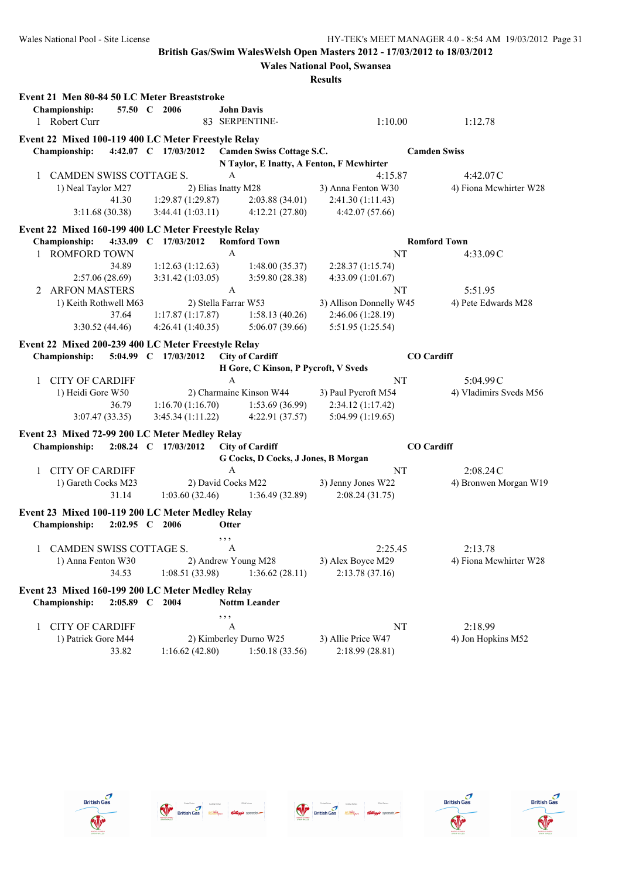British Gas/Swim WalesWelsh Open Masters 2012 - 17/03/2012 to 18/03/2012

Wales National Pool, Swansea

Results

**Event 21 Men 80-84 50 LC Meter Breaststroke**

**Championship:** 57.50 C 2006 **John Davis**

1 Robert Curr 83 SERPENTINE- 1:10.00 1:12.78

**Event 22 Mixed 100-119 400 LC Meter Freestyle Relay**

**Championship:** 4:42.07 C 17/03/2012 **Camden Swiss Cottage S.C.** **Camden Swiss**
**N Taylor, E Inatty, A Fenton, F Mcwhirter**

1 CAMDEN SWISS COTTAGE S. A 4:15.87 4:42.07C
1) Neal Taylor M27 2) Elias Inatty M28 3) Anna Fenton W30 4) Fiona Mcwhirter W28
41.30 1:29.87 (1:29.87) 2:03.88 (34.01) 2:41.30 (1:11.43)
3:11.68 (30.38) 3:44.41 (1:03.11) 4:12.21 (27.80) 4:42.07 (57.66)

**Event 22 Mixed 160-199 400 LC Meter Freestyle Relay**

**Championship:** 4:33.09 C 17/03/2012 **Romford Town** **Romford Town**

1 ROMFORD TOWN A NT 4:33.09C
34.89 1:12.63 (1:12.63) 1:48.00 (35.37) 2:28.37 (1:15.74)
2:57.06 (28.69) 3:31.42 (1:03.05) 3:59.80 (28.38) 4:33.09 (1:01.67)

2 ARFON MASTERS A NT 5:51.95
1) Keith Rothwell M63 2) Stella Farrar W53 3) Allison Donnelly W45 4) Pete Edwards M28
37.64 1:17.87 (1:17.87) 1:58.13 (40.26) 2:46.06 (1:28.19)
3:30.52 (44.46) 4:26.41 (1:40.35) 5:06.07 (39.66) 5:51.95 (1:25.54)

**Event 22 Mixed 200-239 400 LC Meter Freestyle Relay**

**Championship:** 5:04.99 C 17/03/2012 **City of Cardiff** **CO Cardiff**
**H Gore, C Kinson, P Pycroft, V Sveds**

1 CITY OF CARDIFF A NT 5:04.99C
1) Heidi Gore W50 2) Charmaine Kinson W44 3) Paul Pycroft M54 4) Vladimirs Sveds M56
36.79 1:16.70 (1:16.70) 1:53.69 (36.99) 2:34.12 (1:17.42)
3:07.47 (33.35) 3:45.34 (1:11.22) 4:22.91 (37.57) 5:04.99 (1:19.65)

**Event 23 Mixed 72-99 200 LC Meter Medley Relay**

**Championship:** 2:08.24 C 17/03/2012 **City of Cardiff** **CO Cardiff**
**G Cocks, D Cocks, J Jones, B Morgan**

1 CITY OF CARDIFF A NT 2:08.24C
1) Gareth Cocks M23 2) David Cocks M22 3) Jenny Jones W22 4) Bronwen Morgan W19
31.14 1:03.60 (32.46) 1:36.49 (32.89) 2:08.24 (31.75)

**Event 23 Mixed 100-119 200 LC Meter Medley Relay**

**Championship:** 2:02.95 C 2006 **Otter**
, , ,

1 CAMDEN SWISS COTTAGE S. A 2:25.45 2:13.78
1) Anna Fenton W30 2) Andrew Young M28 3) Alex Boyce M29 4) Fiona Mcwhirter W28
34.53 1:08.51 (33.98) 1:36.62 (28.11) 2:13.78 (37.16)

**Event 23 Mixed 160-199 200 LC Meter Medley Relay**

**Championship:** 2:05.89 C 2004 **Nottm Leander**
, , ,

1 CITY OF CARDIFF A NT 2:18.99
1) Patrick Gore M44 2) Kimberley Durno W25 3) Allie Price W47 4) Jon Hopkins M52
33.82 1:16.62 (42.80) 1:50.18 (33.56) 2:18.99 (28.81)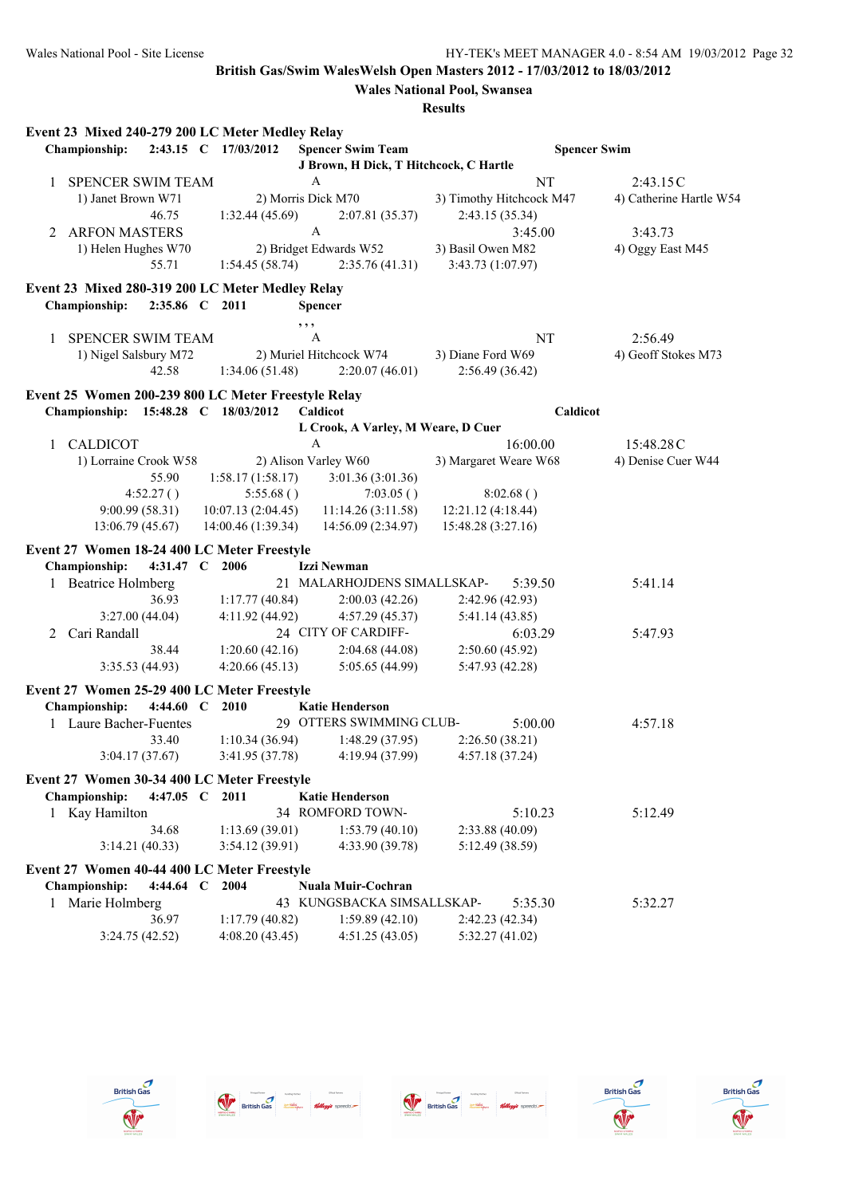**British Gas/Swim WalesWelsh Open Masters 2012 - 17/03/2012 to 18/03/2012**

**Wales National Pool, Swansea**

**Results**

### Event 23 Mixed 240-279 200 LC Meter Medley Relay

**Championship: 2:43.15 C 17/03/2012 Spencer Swim Team** — Spencer Swim
J Brown, H Dick, T Hitchcock, C Hartle

| | Team | Relay | Seed Time | Finals Time |
|---|---|---|---|---|
| 1 | SPENCER SWIM TEAM | A | NT | 2:43.15C |
| | 1) Janet Brown W71 | 2) Morris Dick M70 | 3) Timothy Hitchcock M47 | 4) Catherine Hartle W54 |
| | 46.75 | 1:32.44 (45.69) | 2:07.81 (35.37) | 2:43.15 (35.34) |
| 2 | ARFON MASTERS | A | 3:45.00 | 3:43.73 |
| | 1) Helen Hughes W70 | 2) Bridget Edwards W52 | 3) Basil Owen M82 | 4) Oggy East M45 |
| | 55.71 | 1:54.45 (58.74) | 2:35.76 (41.31) | 3:43.73 (1:07.97) |

### Event 23 Mixed 280-319 200 LC Meter Medley Relay

**Championship: 2:35.86 C 2011 Spencer**
, , ,

| | Team | Relay | Seed Time | Finals Time |
|---|---|---|---|---|
| 1 | SPENCER SWIM TEAM | A | NT | 2:56.49 |
| | 1) Nigel Salsbury M72 | 2) Muriel Hitchcock W74 | 3) Diane Ford W69 | 4) Geoff Stokes M73 |
| | 42.58 | 1:34.06 (51.48) | 2:20.07 (46.01) | 2:56.49 (36.42) |

### Event 25 Women 200-239 800 LC Meter Freestyle Relay

**Championship: 15:48.28 C 18/03/2012 Caldicot** — Caldicot
L Crook, A Varley, M Weare, D Cuer

| | Team | Relay | Seed Time | Finals Time |
|---|---|---|---|---|
| 1 | CALDICOT | A | 16:00.00 | 15:48.28C |
| | 1) Lorraine Crook W58 | 2) Alison Varley W60 | 3) Margaret Weare W68 | 4) Denise Cuer W44 |
| | 55.90 | 1:58.17 (1:58.17) | 3:01.36 (3:01.36) | |
| | 4:52.27 ( ) | 5:55.68 ( ) | 7:03.05 ( ) | 8:02.68 ( ) |
| | 9:00.99 (58.31) | 10:07.13 (2:04.45) | 11:14.26 (3:11.58) | 12:21.12 (4:18.44) |
| | 13:06.79 (45.67) | 14:00.46 (1:39.34) | 14:56.09 (2:34.97) | 15:48.28 (3:27.16) |

### Event 27 Women 18-24 400 LC Meter Freestyle

**Championship: 4:31.47 C 2006 Izzi Newman**

| | Name | Age | Team | Seed Time | Finals Time |
|---|---|---|---|---|---|
| 1 | Beatrice Holmberg | 21 | MALARHOJDENS SIMALLSKAP- | 5:39.50 | 5:41.14 |
| | 36.93 | 1:17.77 (40.84) | 2:00.03 (42.26) | 2:42.96 (42.93) | |
| | 3:27.00 (44.04) | 4:11.92 (44.92) | 4:57.29 (45.37) | 5:41.14 (43.85) | |
| 2 | Cari Randall | 24 | CITY OF CARDIFF- | 6:03.29 | 5:47.93 |
| | 38.44 | 1:20.60 (42.16) | 2:04.68 (44.08) | 2:50.60 (45.92) | |
| | 3:35.53 (44.93) | 4:20.66 (45.13) | 5:05.65 (44.99) | 5:47.93 (42.28) | |

### Event 27 Women 25-29 400 LC Meter Freestyle

**Championship: 4:44.60 C 2010 Katie Henderson**

| | Name | Age | Team | Seed Time | Finals Time |
|---|---|---|---|---|---|
| 1 | Laure Bacher-Fuentes | 29 | OTTERS SWIMMING CLUB- | 5:00.00 | 4:57.18 |
| | 33.40 | 1:10.34 (36.94) | 1:48.29 (37.95) | 2:26.50 (38.21) | |
| | 3:04.17 (37.67) | 3:41.95 (37.78) | 4:19.94 (37.99) | 4:57.18 (37.24) | |

### Event 27 Women 30-34 400 LC Meter Freestyle

**Championship: 4:47.05 C 2011 Katie Henderson**

| | Name | Age | Team | Seed Time | Finals Time |
|---|---|---|---|---|---|
| 1 | Kay Hamilton | 34 | ROMFORD TOWN- | 5:10.23 | 5:12.49 |
| | 34.68 | 1:13.69 (39.01) | 1:53.79 (40.10) | 2:33.88 (40.09) | |
| | 3:14.21 (40.33) | 3:54.12 (39.91) | 4:33.90 (39.78) | 5:12.49 (38.59) | |

### Event 27 Women 40-44 400 LC Meter Freestyle

**Championship: 4:44.64 C 2004 Nuala Muir-Cochran**

| | Name | Age | Team | Seed Time | Finals Time |
|---|---|---|---|---|---|
| 1 | Marie Holmberg | 43 | KUNGSBACKA SIMSALLSKAP- | 5:35.30 | 5:32.27 |
| | 36.97 | 1:17.79 (40.82) | 1:59.89 (42.10) | 2:42.23 (42.34) | |
| | 3:24.75 (42.52) | 4:08.20 (43.45) | 4:51.25 (43.05) | 5:32.27 (41.02) | |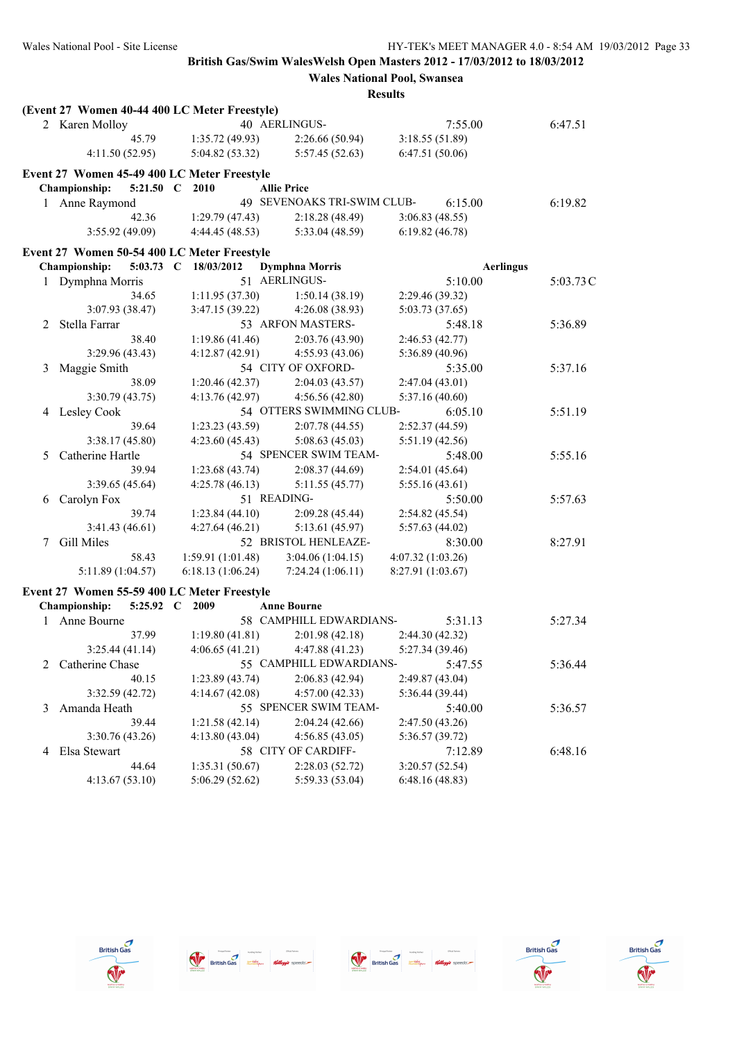British Gas/Swim WalesWelsh Open Masters 2012 - 17/03/2012 to 18/03/2012

Wales National Pool, Swansea

Results

**(Event 27 Women 40-44 400 LC Meter Freestyle)**

| | Name | Age | Team | Seed Time | Finals Time |
|---|---|---|---|---|---|
| 2 | Karen Molloy | 40 | AERLINGUS- | 7:55.00 | 6:47.51 |
| | 45.79 | 1:35.72 (49.93) | 2:26.66 (50.94) | 3:18.55 (51.89) | |
| | 4:11.50 (52.95) | 5:04.82 (53.32) | 5:57.45 (52.63) | 6:47.51 (50.06) | |

**Event 27 Women 45-49 400 LC Meter Freestyle**

Championship: 5:21.50 C 2010 Allie Price

| | Name | Age | Team | Seed Time | Finals Time |
|---|---|---|---|---|---|
| 1 | Anne Raymond | 49 | SEVENOAKS TRI-SWIM CLUB- | 6:15.00 | 6:19.82 |
| | 42.36 | 1:29.79 (47.43) | 2:18.28 (48.49) | 3:06.83 (48.55) | |
| | 3:55.92 (49.09) | 4:44.45 (48.53) | 5:33.04 (48.59) | 6:19.82 (46.78) | |

**Event 27 Women 50-54 400 LC Meter Freestyle**

Championship: 5:03.73 C 18/03/2012 Dymphna Morris Aerlingus

| | Name | Age | Team | Seed Time | Finals Time |
|---|---|---|---|---|---|
| 1 | Dymphna Morris | 51 | AERLINGUS- | 5:10.00 | 5:03.73C |
| | 34.65 | 1:11.95 (37.30) | 1:50.14 (38.19) | 2:29.46 (39.32) | |
| | 3:07.93 (38.47) | 3:47.15 (39.22) | 4:26.08 (38.93) | 5:03.73 (37.65) | |
| 2 | Stella Farrar | 53 | ARFON MASTERS- | 5:48.18 | 5:36.89 |
| | 38.40 | 1:19.86 (41.46) | 2:03.76 (43.90) | 2:46.53 (42.77) | |
| | 3:29.96 (43.43) | 4:12.87 (42.91) | 4:55.93 (43.06) | 5:36.89 (40.96) | |
| 3 | Maggie Smith | 54 | CITY OF OXFORD- | 5:35.00 | 5:37.16 |
| | 38.09 | 1:20.46 (42.37) | 2:04.03 (43.57) | 2:47.04 (43.01) | |
| | 3:30.79 (43.75) | 4:13.76 (42.97) | 4:56.56 (42.80) | 5:37.16 (40.60) | |
| 4 | Lesley Cook | 54 | OTTERS SWIMMING CLUB- | 6:05.10 | 5:51.19 |
| | 39.64 | 1:23.23 (43.59) | 2:07.78 (44.55) | 2:52.37 (44.59) | |
| | 3:38.17 (45.80) | 4:23.60 (45.43) | 5:08.63 (45.03) | 5:51.19 (42.56) | |
| 5 | Catherine Hartle | 54 | SPENCER SWIM TEAM- | 5:48.00 | 5:55.16 |
| | 39.94 | 1:23.68 (43.74) | 2:08.37 (44.69) | 2:54.01 (45.64) | |
| | 3:39.65 (45.64) | 4:25.78 (46.13) | 5:11.55 (45.77) | 5:55.16 (43.61) | |
| 6 | Carolyn Fox | 51 | READING- | 5:50.00 | 5:57.63 |
| | 39.74 | 1:23.84 (44.10) | 2:09.28 (45.44) | 2:54.82 (45.54) | |
| | 3:41.43 (46.61) | 4:27.64 (46.21) | 5:13.61 (45.97) | 5:57.63 (44.02) | |
| 7 | Gill Miles | 52 | BRISTOL HENLEAZE- | 8:30.00 | 8:27.91 |
| | 58.43 | 1:59.91 (1:01.48) | 3:04.06 (1:04.15) | 4:07.32 (1:03.26) | |
| | 5:11.89 (1:04.57) | 6:18.13 (1:06.24) | 7:24.24 (1:06.11) | 8:27.91 (1:03.67) | |

**Event 27 Women 55-59 400 LC Meter Freestyle**

Championship: 5:25.92 C 2009 Anne Bourne

| | Name | Age | Team | Seed Time | Finals Time |
|---|---|---|---|---|---|
| 1 | Anne Bourne | 58 | CAMPHILL EDWARDIANS- | 5:31.13 | 5:27.34 |
| | 37.99 | 1:19.80 (41.81) | 2:01.98 (42.18) | 2:44.30 (42.32) | |
| | 3:25.44 (41.14) | 4:06.65 (41.21) | 4:47.88 (41.23) | 5:27.34 (39.46) | |
| 2 | Catherine Chase | 55 | CAMPHILL EDWARDIANS- | 5:47.55 | 5:36.44 |
| | 40.15 | 1:23.89 (43.74) | 2:06.83 (42.94) | 2:49.87 (43.04) | |
| | 3:32.59 (42.72) | 4:14.67 (42.08) | 4:57.00 (42.33) | 5:36.44 (39.44) | |
| 3 | Amanda Heath | 55 | SPENCER SWIM TEAM- | 5:40.00 | 5:36.57 |
| | 39.44 | 1:21.58 (42.14) | 2:04.24 (42.66) | 2:47.50 (43.26) | |
| | 3:30.76 (43.26) | 4:13.80 (43.04) | 4:56.85 (43.05) | 5:36.57 (39.72) | |
| 4 | Elsa Stewart | 58 | CITY OF CARDIFF- | 7:12.89 | 6:48.16 |
| | 44.64 | 1:35.31 (50.67) | 2:28.03 (52.72) | 3:20.57 (52.54) | |
| | 4:13.67 (53.10) | 5:06.29 (52.62) | 5:59.33 (53.04) | 6:48.16 (48.83) | |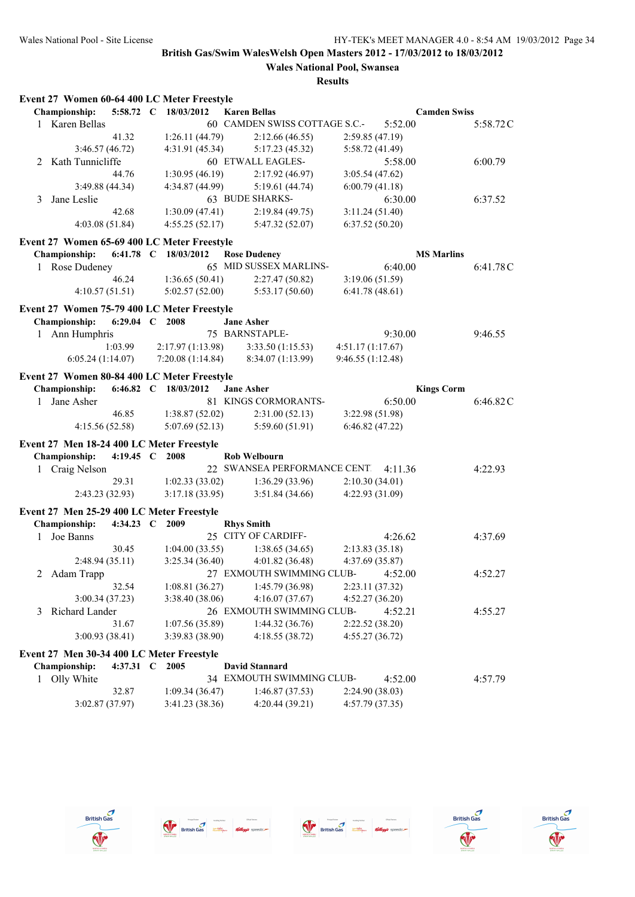Wales National Pool - Site License HY-TEK's MEET MANAGER 4.0 - 8:54 AM 19/03/2012

**British Gas/Swim WalesWelsh Open Masters 2012 - 17/03/2012 to 18/03/2012**

**Wales National Pool, Swansea**

**Results**

### Event 27 Women 60-64 400 LC Meter Freestyle

**Championship: 5:58.72 C 18/03/2012 Karen Bellas** **Camden Swiss**

```
 1 Karen Bellas            60 CAMDEN SWISS COTTAGE S.C.-    5:52.00      5:58.72C
          41.32      1:26.11 (44.79)   2:12.66 (46.55)   2:59.85 (47.19)
   3:46.57 (46.72)   4:31.91 (45.34)   5:17.23 (45.32)   5:58.72 (41.49)
 2 Kath Tunnicliffe        60 ETWALL EAGLES-                5:58.00      6:00.79
          44.76      1:30.95 (46.19)   2:17.92 (46.97)   3:05.54 (47.62)
   3:49.88 (44.34)   4:34.87 (44.99)   5:19.61 (44.74)   6:00.79 (41.18)
 3 Jane Leslie             63 BUDE SHARKS-                  6:30.00      6:37.52
          42.68      1:30.09 (47.41)   2:19.84 (49.75)   3:11.24 (51.40)
   4:03.08 (51.84)   4:55.25 (52.17)   5:47.32 (52.07)   6:37.52 (50.20)
```

### Event 27 Women 65-69 400 LC Meter Freestyle

**Championship: 6:41.78 C 18/03/2012 Rose Dudeney** **MS Marlins**

```
 1 Rose Dudeney            65 MID SUSSEX MARLINS-           6:40.00      6:41.78C
          46.24      1:36.65 (50.41)   2:27.47 (50.82)   3:19.06 (51.59)
   4:10.57 (51.51)   5:02.57 (52.00)   5:53.17 (50.60)   6:41.78 (48.61)
```

### Event 27 Women 75-79 400 LC Meter Freestyle

**Championship: 6:29.04 C 2008 Jane Asher**

```
 1 Ann Humphris            75 BARNSTAPLE-                   9:30.00      9:46.55
        1:03.99      2:17.97 (1:13.98)   3:33.50 (1:15.53)   4:51.17 (1:17.67)
   6:05.24 (1:14.07)   7:20.08 (1:14.84)   8:34.07 (1:13.99)   9:46.55 (1:12.48)
```

### Event 27 Women 80-84 400 LC Meter Freestyle

**Championship: 6:46.82 C 18/03/2012 Jane Asher** **Kings Corm**

```
 1 Jane Asher              81 KINGS CORMORANTS-             6:50.00      6:46.82C
          46.85      1:38.87 (52.02)   2:31.00 (52.13)   3:22.98 (51.98)
   4:15.56 (52.58)   5:07.69 (52.13)   5:59.60 (51.91)   6:46.82 (47.22)
```

### Event 27 Men 18-24 400 LC Meter Freestyle

**Championship: 4:19.45 C 2008 Rob Welbourn**

```
 1 Craig Nelson            22 SWANSEA PERFORMANCE CENT      4:11.36      4:22.93
          29.31      1:02.33 (33.02)   1:36.29 (33.96)   2:10.30 (34.01)
   2:43.23 (32.93)   3:17.18 (33.95)   3:51.84 (34.66)   4:22.93 (31.09)
```

### Event 27 Men 25-29 400 LC Meter Freestyle

**Championship: 4:34.23 C 2009 Rhys Smith**

```
 1 Joe Banns               25 CITY OF CARDIFF-              4:26.62      4:37.69
          30.45      1:04.00 (33.55)   1:38.65 (34.65)   2:13.83 (35.18)
   2:48.94 (35.11)   3:25.34 (36.40)   4:01.82 (36.48)   4:37.69 (35.87)
 2 Adam Trapp              27 EXMOUTH SWIMMING CLUB-        4:52.00      4:52.27
          32.54      1:08.81 (36.27)   1:45.79 (36.98)   2:23.11 (37.32)
   3:00.34 (37.23)   3:38.40 (38.06)   4:16.07 (37.67)   4:52.27 (36.20)
 3 Richard Lander          26 EXMOUTH SWIMMING CLUB-        4:52.21      4:55.27
          31.67      1:07.56 (35.89)   1:44.32 (36.76)   2:22.52 (38.20)
   3:00.93 (38.41)   3:39.83 (38.90)   4:18.55 (38.72)   4:55.27 (36.72)
```

### Event 27 Men 30-34 400 LC Meter Freestyle

**Championship: 4:37.31 C 2005 David Stannard**

```
 1 Olly White              34 EXMOUTH SWIMMING CLUB-        4:52.00      4:57.79
          32.87      1:09.34 (36.47)   1:46.87 (37.53)   2:24.90 (38.03)
   3:02.87 (37.97)   3:41.23 (38.36)   4:20.44 (39.21)   4:57.79 (37.35)
```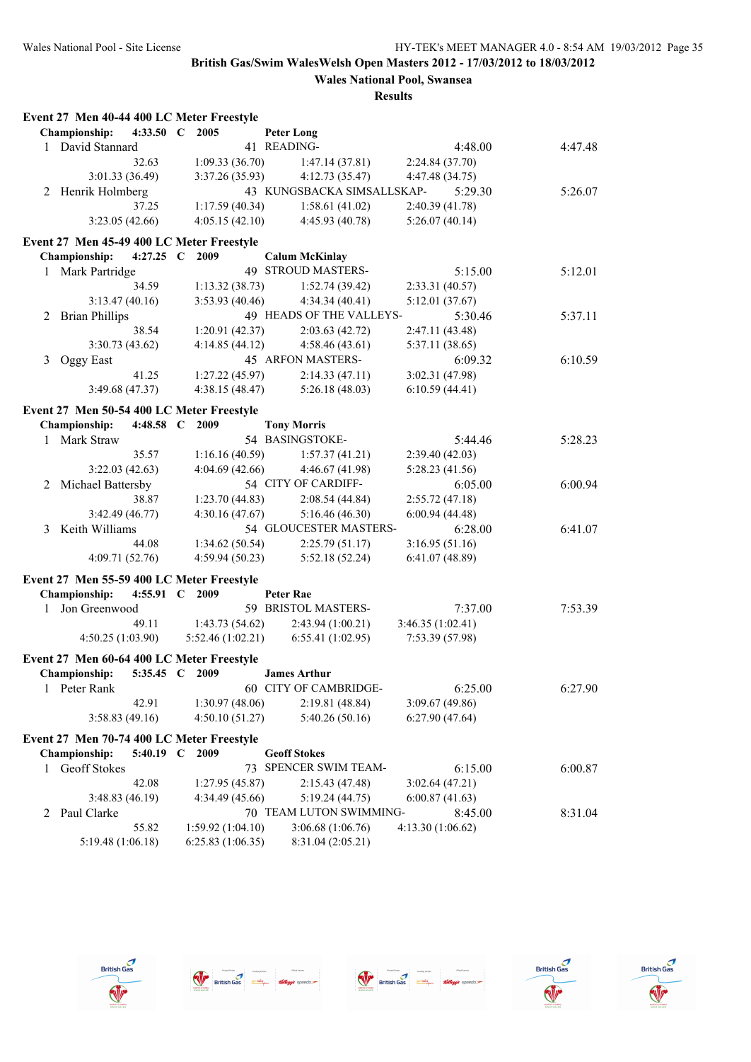British Gas/Swim WalesWelsh Open Masters 2012 - 17/03/2012 to 18/03/2012

Wales National Pool, Swansea

Results

### Event 27 Men 40-44 400 LC Meter Freestyle

**Championship: 4:33.50 C 2005 Peter Long**

1 David Stannard 41 READING- 4:48.00 4:47.48

32.63 1:09.33 (36.70) 1:47.14 (37.81) 2:24.84 (37.70)
3:01.33 (36.49) 3:37.26 (35.93) 4:12.73 (35.47) 4:47.48 (34.75)

2 Henrik Holmberg 43 KUNGSBACKA SIMSALLSKAP- 5:29.30 5:26.07

37.25 1:17.59 (40.34) 1:58.61 (41.02) 2:40.39 (41.78)
3:23.05 (42.66) 4:05.15 (42.10) 4:45.93 (40.78) 5:26.07 (40.14)

### Event 27 Men 45-49 400 LC Meter Freestyle

**Championship: 4:27.25 C 2009 Calum McKinlay**

1 Mark Partridge 49 STROUD MASTERS- 5:15.00 5:12.01

34.59 1:13.32 (38.73) 1:52.74 (39.42) 2:33.31 (40.57)
3:13.47 (40.16) 3:53.93 (40.46) 4:34.34 (40.41) 5:12.01 (37.67)

2 Brian Phillips 49 HEADS OF THE VALLEYS- 5:30.46 5:37.11

38.54 1:20.91 (42.37) 2:03.63 (42.72) 2:47.11 (43.48)
3:30.73 (43.62) 4:14.85 (44.12) 4:58.46 (43.61) 5:37.11 (38.65)

3 Oggy East 45 ARFON MASTERS- 6:09.32 6:10.59

41.25 1:27.22 (45.97) 2:14.33 (47.11) 3:02.31 (47.98)
3:49.68 (47.37) 4:38.15 (48.47) 5:26.18 (48.03) 6:10.59 (44.41)

### Event 27 Men 50-54 400 LC Meter Freestyle

**Championship: 4:48.58 C 2009 Tony Morris**

1 Mark Straw 54 BASINGSTOKE- 5:44.46 5:28.23

35.57 1:16.16 (40.59) 1:57.37 (41.21) 2:39.40 (42.03)
3:22.03 (42.63) 4:04.69 (42.66) 4:46.67 (41.98) 5:28.23 (41.56)

2 Michael Battersby 54 CITY OF CARDIFF- 6:05.00 6:00.94

38.87 1:23.70 (44.83) 2:08.54 (44.84) 2:55.72 (47.18)
3:42.49 (46.77) 4:30.16 (47.67) 5:16.46 (46.30) 6:00.94 (44.48)

3 Keith Williams 54 GLOUCESTER MASTERS- 6:28.00 6:41.07

44.08 1:34.62 (50.54) 2:25.79 (51.17) 3:16.95 (51.16)
4:09.71 (52.76) 4:59.94 (50.23) 5:52.18 (52.24) 6:41.07 (48.89)

### Event 27 Men 55-59 400 LC Meter Freestyle

**Championship: 4:55.91 C 2009 Peter Rae**

1 Jon Greenwood 59 BRISTOL MASTERS- 7:37.00 7:53.39

49.11 1:43.73 (54.62) 2:43.94 (1:00.21) 3:46.35 (1:02.41)
4:50.25 (1:03.90) 5:52.46 (1:02.21) 6:55.41 (1:02.95) 7:53.39 (57.98)

### Event 27 Men 60-64 400 LC Meter Freestyle

**Championship: 5:35.45 C 2009 James Arthur**

1 Peter Rank 60 CITY OF CAMBRIDGE- 6:25.00 6:27.90

42.91 1:30.97 (48.06) 2:19.81 (48.84) 3:09.67 (49.86)
3:58.83 (49.16) 4:50.10 (51.27) 5:40.26 (50.16) 6:27.90 (47.64)

### Event 27 Men 70-74 400 LC Meter Freestyle

**Championship: 5:40.19 C 2009 Geoff Stokes**

1 Geoff Stokes 73 SPENCER SWIM TEAM- 6:15.00 6:00.87

42.08 1:27.95 (45.87) 2:15.43 (47.48) 3:02.64 (47.21)
3:48.83 (46.19) 4:34.49 (45.66) 5:19.24 (44.75) 6:00.87 (41.63)

2 Paul Clarke 70 TEAM LUTON SWIMMING- 8:45.00 8:31.04

55.82 1:59.92 (1:04.10) 3:06.68 (1:06.76) 4:13.30 (1:06.62)
5:19.48 (1:06.18) 6:25.83 (1:06.35) 8:31.04 (2:05.21)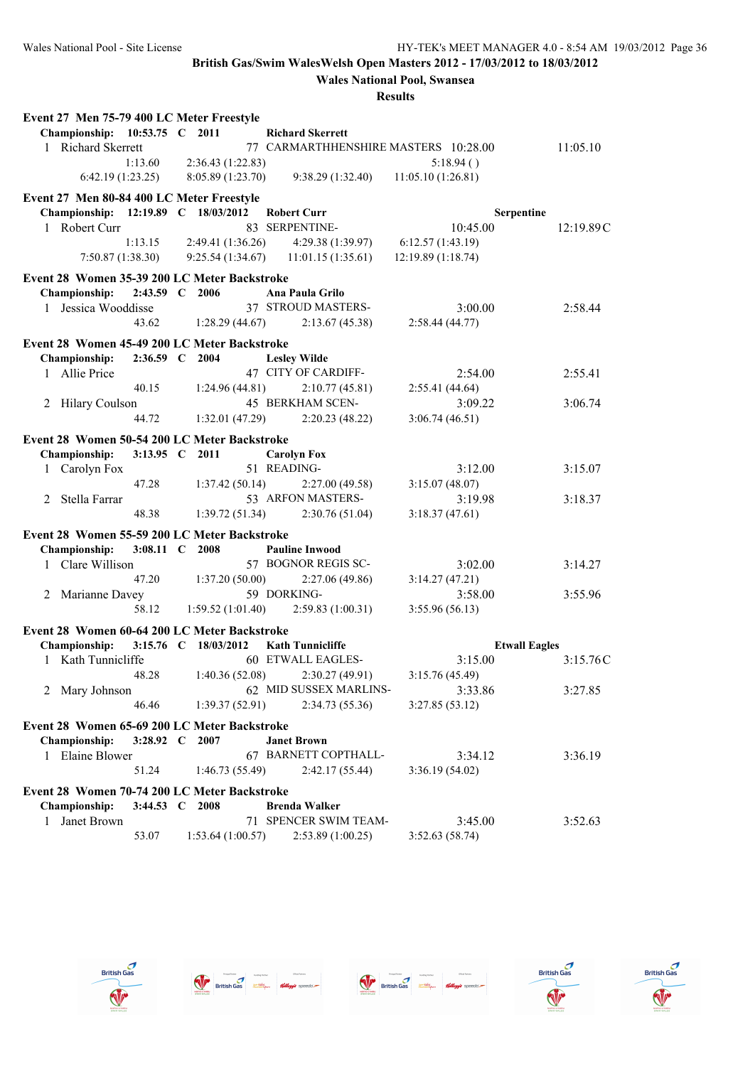**British Gas/Swim WalesWelsh Open Masters 2012 - 17/03/2012 to 18/03/2012**

**Wales National Pool, Swansea**

**Results**

### Event 27 Men 75-79 400 LC Meter Freestyle

**Championship: 10:53.75 C 2011 Richard Skerrett**

| | Name | Age | Team | Seed Time | Finals Time |
|---|---|---|---|---|---|
| 1 | Richard Skerrett | 77 | CARMARTHHENSHIRE MASTERS | 10:28.00 | 11:05.10 |

1:13.60 — 2:36.43 (1:22.83) — 5:18.94 ( ) — 6:42.19 (1:23.25) — 8:05.89 (1:23.70) — 9:38.29 (1:32.40) — 11:05.10 (1:26.81)

### Event 27 Men 80-84 400 LC Meter Freestyle

**Championship: 12:19.89 C 18/03/2012 Robert Curr Serpentine**

| | Name | Age | Team | Seed Time | Finals Time |
|---|---|---|---|---|---|
| 1 | Robert Curr | 83 | SERPENTINE- | 10:45.00 | 12:19.89C |

1:13.15 — 2:49.41 (1:36.26) — 4:29.38 (1:39.97) — 6:12.57 (1:43.19) — 7:50.87 (1:38.30) — 9:25.54 (1:34.67) — 11:01.15 (1:35.61) — 12:19.89 (1:18.74)

### Event 28 Women 35-39 200 LC Meter Backstroke

**Championship: 2:43.59 C 2006 Ana Paula Grilo**

| | Name | Age | Team | Seed Time | Finals Time |
|---|---|---|---|---|---|
| 1 | Jessica Wooddisse | 37 | STROUD MASTERS- | 3:00.00 | 2:58.44 |

43.62 — 1:28.29 (44.67) — 2:13.67 (45.38) — 2:58.44 (44.77)

### Event 28 Women 45-49 200 LC Meter Backstroke

**Championship: 2:36.59 C 2004 Lesley Wilde**

| | Name | Age | Team | Seed Time | Finals Time |
|---|---|---|---|---|---|
| 1 | Allie Price | 47 | CITY OF CARDIFF- | 2:54.00 | 2:55.41 |
| 2 | Hilary Coulson | 45 | BERKHAM SCEN- | 3:09.22 | 3:06.74 |

Allie Price: 40.15 — 1:24.96 (44.81) — 2:10.77 (45.81) — 2:55.41 (44.64)

Hilary Coulson: 44.72 — 1:32.01 (47.29) — 2:20.23 (48.22) — 3:06.74 (46.51)

### Event 28 Women 50-54 200 LC Meter Backstroke

**Championship: 3:13.95 C 2011 Carolyn Fox**

| | Name | Age | Team | Seed Time | Finals Time |
|---|---|---|---|---|---|
| 1 | Carolyn Fox | 51 | READING- | 3:12.00 | 3:15.07 |
| 2 | Stella Farrar | 53 | ARFON MASTERS- | 3:19.98 | 3:18.37 |

Carolyn Fox: 47.28 — 1:37.42 (50.14) — 2:27.00 (49.58) — 3:15.07 (48.07)

Stella Farrar: 48.38 — 1:39.72 (51.34) — 2:30.76 (51.04) — 3:18.37 (47.61)

### Event 28 Women 55-59 200 LC Meter Backstroke

**Championship: 3:08.11 C 2008 Pauline Inwood**

| | Name | Age | Team | Seed Time | Finals Time |
|---|---|---|---|---|---|
| 1 | Clare Willison | 57 | BOGNOR REGIS SC- | 3:02.00 | 3:14.27 |
| 2 | Marianne Davey | 59 | DORKING- | 3:58.00 | 3:55.96 |

Clare Willison: 47.20 — 1:37.20 (50.00) — 2:27.06 (49.86) — 3:14.27 (47.21)

Marianne Davey: 58.12 — 1:59.52 (1:01.40) — 2:59.83 (1:00.31) — 3:55.96 (56.13)

### Event 28 Women 60-64 200 LC Meter Backstroke

**Championship: 3:15.76 C 18/03/2012 Kath Tunnicliffe Etwall Eagles**

| | Name | Age | Team | Seed Time | Finals Time |
|---|---|---|---|---|---|
| 1 | Kath Tunnicliffe | 60 | ETWALL EAGLES- | 3:15.00 | 3:15.76C |
| 2 | Mary Johnson | 62 | MID SUSSEX MARLINS- | 3:33.86 | 3:27.85 |

Kath Tunnicliffe: 48.28 — 1:40.36 (52.08) — 2:30.27 (49.91) — 3:15.76 (45.49)

Mary Johnson: 46.46 — 1:39.37 (52.91) — 2:34.73 (55.36) — 3:27.85 (53.12)

### Event 28 Women 65-69 200 LC Meter Backstroke

**Championship: 3:28.92 C 2007 Janet Brown**

| | Name | Age | Team | Seed Time | Finals Time |
|---|---|---|---|---|---|
| 1 | Elaine Blower | 67 | BARNETT COPTHALL- | 3:34.12 | 3:36.19 |

51.24 — 1:46.73 (55.49) — 2:42.17 (55.44) — 3:36.19 (54.02)

### Event 28 Women 70-74 200 LC Meter Backstroke

**Championship: 3:44.53 C 2008 Brenda Walker**

| | Name | Age | Team | Seed Time | Finals Time |
|---|---|---|---|---|---|
| 1 | Janet Brown | 71 | SPENCER SWIM TEAM- | 3:45.00 | 3:52.63 |

53.07 — 1:53.64 (1:00.57) — 2:53.89 (1:00.25) — 3:52.63 (58.74)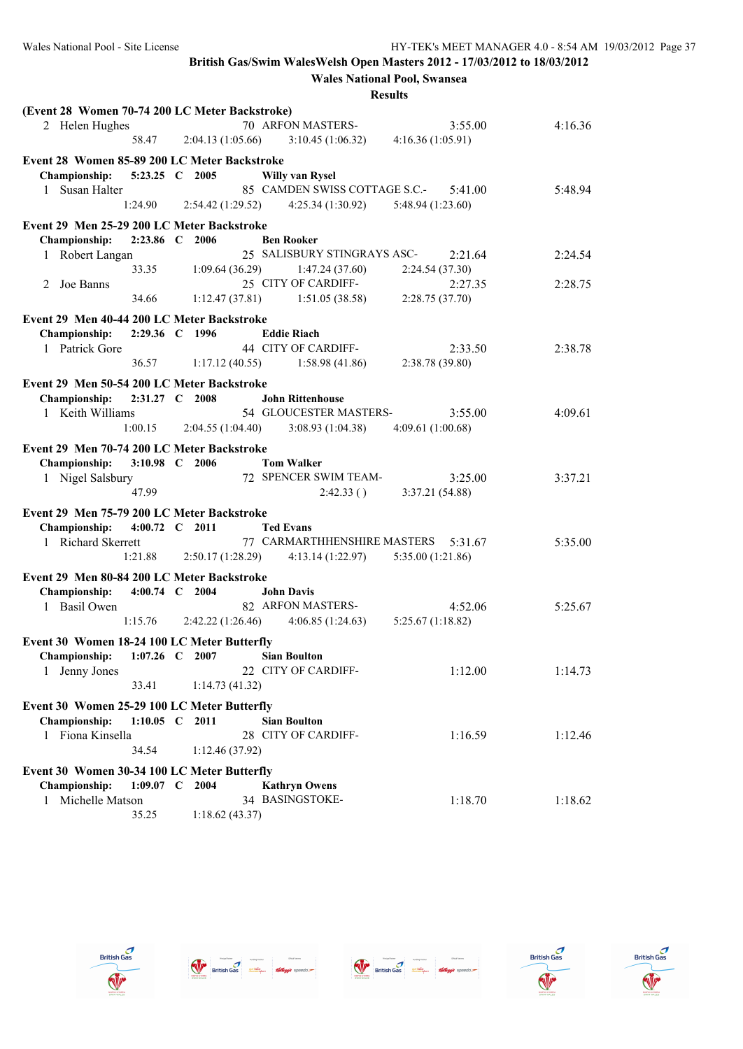British Gas/Swim WalesWelsh Open Masters 2012 - 17/03/2012 to 18/03/2012

Wales National Pool, Swansea

Results

**(Event 28 Women 70-74 200 LC Meter Backstroke)**

2 Helen Hughes — 70 ARFON MASTERS- — 3:55.00 — 4:16.36
58.47 — 2:04.13 (1:05.66) — 3:10.45 (1:06.32) — 4:16.36 (1:05.91)

**Event 28 Women 85-89 200 LC Meter Backstroke**

**Championship: 5:23.25 C 2005 Willy van Rysel**

1 Susan Halter — 85 CAMDEN SWISS COTTAGE S.C.- — 5:41.00 — 5:48.94
1:24.90 — 2:54.42 (1:29.52) — 4:25.34 (1:30.92) — 5:48.94 (1:23.60)

**Event 29 Men 25-29 200 LC Meter Backstroke**

**Championship: 2:23.86 C 2006 Ben Rooker**

1 Robert Langan — 25 SALISBURY STINGRAYS ASC- — 2:21.64 — 2:24.54
33.35 — 1:09.64 (36.29) — 1:47.24 (37.60) — 2:24.54 (37.30)

2 Joe Banns — 25 CITY OF CARDIFF- — 2:27.35 — 2:28.75
34.66 — 1:12.47 (37.81) — 1:51.05 (38.58) — 2:28.75 (37.70)

**Event 29 Men 40-44 200 LC Meter Backstroke**

**Championship: 2:29.36 C 1996 Eddie Riach**

1 Patrick Gore — 44 CITY OF CARDIFF- — 2:33.50 — 2:38.78
36.57 — 1:17.12 (40.55) — 1:58.98 (41.86) — 2:38.78 (39.80)

**Event 29 Men 50-54 200 LC Meter Backstroke**

**Championship: 2:31.27 C 2008 John Rittenhouse**

1 Keith Williams — 54 GLOUCESTER MASTERS- — 3:55.00 — 4:09.61
1:00.15 — 2:04.55 (1:04.40) — 3:08.93 (1:04.38) — 4:09.61 (1:00.68)

**Event 29 Men 70-74 200 LC Meter Backstroke**

**Championship: 3:10.98 C 2006 Tom Walker**

1 Nigel Salsbury — 72 SPENCER SWIM TEAM- — 3:25.00 — 3:37.21
47.99 — 2:42.33 ( ) — 3:37.21 (54.88)

**Event 29 Men 75-79 200 LC Meter Backstroke**

**Championship: 4:00.72 C 2011 Ted Evans**

1 Richard Skerrett — 77 CARMARTHHENSHIRE MASTERS — 5:31.67 — 5:35.00
1:21.88 — 2:50.17 (1:28.29) — 4:13.14 (1:22.97) — 5:35.00 (1:21.86)

**Event 29 Men 80-84 200 LC Meter Backstroke**

**Championship: 4:00.74 C 2004 John Davis**

1 Basil Owen — 82 ARFON MASTERS- — 4:52.06 — 5:25.67
1:15.76 — 2:42.22 (1:26.46) — 4:06.85 (1:24.63) — 5:25.67 (1:18.82)

**Event 30 Women 18-24 100 LC Meter Butterfly**

**Championship: 1:07.26 C 2007 Sian Boulton**

1 Jenny Jones — 22 CITY OF CARDIFF- — 1:12.00 — 1:14.73
33.41 — 1:14.73 (41.32)

**Event 30 Women 25-29 100 LC Meter Butterfly**

**Championship: 1:10.05 C 2011 Sian Boulton**

1 Fiona Kinsella — 28 CITY OF CARDIFF- — 1:16.59 — 1:12.46
34.54 — 1:12.46 (37.92)

**Event 30 Women 30-34 100 LC Meter Butterfly**

**Championship: 1:09.07 C 2004 Kathryn Owens**

1 Michelle Matson — 34 BASINGSTOKE- — 1:18.70 — 1:18.62
35.25 — 1:18.62 (43.37)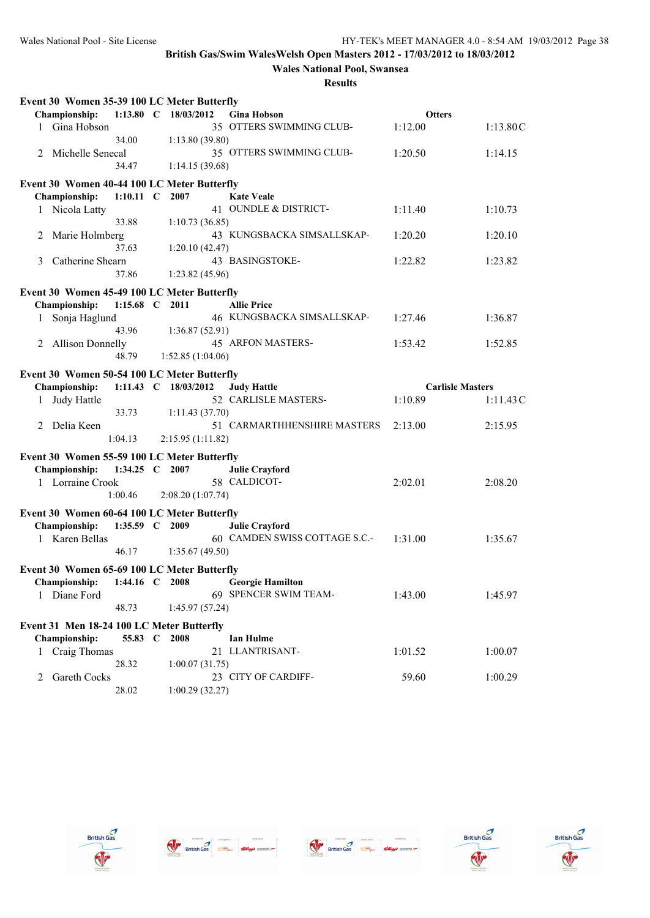**British Gas/Swim WalesWelsh Open Masters 2012 - 17/03/2012 to 18/03/2012**

**Wales National Pool, Swansea**

**Results**

### Event 30 Women 35-39 100 LC Meter Butterfly

**Championship: 1:13.80 C 18/03/2012 Gina Hobson Otters**

| Place | Name | Age | Team | Seed Time | Finals Time |
|---|---|---|---|---|---|
| 1 | Gina Hobson | 35 | OTTERS SWIMMING CLUB- | 1:12.00 | 1:13.80C |
| | 34.00 | 1:13.80 (39.80) | | | |
| 2 | Michelle Senecal | 35 | OTTERS SWIMMING CLUB- | 1:20.50 | 1:14.15 |
| | 34.47 | 1:14.15 (39.68) | | | |

### Event 30 Women 40-44 100 LC Meter Butterfly

**Championship: 1:10.11 C 2007 Kate Veale**

| Place | Name | Age | Team | Seed Time | Finals Time |
|---|---|---|---|---|---|
| 1 | Nicola Latty | 41 | OUNDLE & DISTRICT- | 1:11.40 | 1:10.73 |
| | 33.88 | 1:10.73 (36.85) | | | |
| 2 | Marie Holmberg | 43 | KUNGSBACKA SIMSALLSKAP- | 1:20.20 | 1:20.10 |
| | 37.63 | 1:20.10 (42.47) | | | |
| 3 | Catherine Shearn | 43 | BASINGSTOKE- | 1:22.82 | 1:23.82 |
| | 37.86 | 1:23.82 (45.96) | | | |

### Event 30 Women 45-49 100 LC Meter Butterfly

**Championship: 1:15.68 C 2011 Allie Price**

| Place | Name | Age | Team | Seed Time | Finals Time |
|---|---|---|---|---|---|
| 1 | Sonja Haglund | 46 | KUNGSBACKA SIMSALLSKAP- | 1:27.46 | 1:36.87 |
| | 43.96 | 1:36.87 (52.91) | | | |
| 2 | Allison Donnelly | 45 | ARFON MASTERS- | 1:53.42 | 1:52.85 |
| | 48.79 | 1:52.85 (1:04.06) | | | |

### Event 30 Women 50-54 100 LC Meter Butterfly

**Championship: 1:11.43 C 18/03/2012 Judy Hattle Carlisle Masters**

| Place | Name | Age | Team | Seed Time | Finals Time |
|---|---|---|---|---|---|
| 1 | Judy Hattle | 52 | CARLISLE MASTERS- | 1:10.89 | 1:11.43C |
| | 33.73 | 1:11.43 (37.70) | | | |
| 2 | Delia Keen | 51 | CARMARTHHENSHIRE MASTERS | 2:13.00 | 2:15.95 |
| | 1:04.13 | 2:15.95 (1:11.82) | | | |

### Event 30 Women 55-59 100 LC Meter Butterfly

**Championship: 1:34.25 C 2007 Julie Crayford**

| Place | Name | Age | Team | Seed Time | Finals Time |
|---|---|---|---|---|---|
| 1 | Lorraine Crook | 58 | CALDICOT- | 2:02.01 | 2:08.20 |
| | 1:00.46 | 2:08.20 (1:07.74) | | | |

### Event 30 Women 60-64 100 LC Meter Butterfly

**Championship: 1:35.59 C 2009 Julie Crayford**

| Place | Name | Age | Team | Seed Time | Finals Time |
|---|---|---|---|---|---|
| 1 | Karen Bellas | 60 | CAMDEN SWISS COTTAGE S.C.- | 1:31.00 | 1:35.67 |
| | 46.17 | 1:35.67 (49.50) | | | |

### Event 30 Women 65-69 100 LC Meter Butterfly

**Championship: 1:44.16 C 2008 Georgie Hamilton**

| Place | Name | Age | Team | Seed Time | Finals Time |
|---|---|---|---|---|---|
| 1 | Diane Ford | 69 | SPENCER SWIM TEAM- | 1:43.00 | 1:45.97 |
| | 48.73 | 1:45.97 (57.24) | | | |

### Event 31 Men 18-24 100 LC Meter Butterfly

**Championship: 55.83 C 2008 Ian Hulme**

| Place | Name | Age | Team | Seed Time | Finals Time |
|---|---|---|---|---|---|
| 1 | Craig Thomas | 21 | LLANTRISANT- | 1:01.52 | 1:00.07 |
| | 28.32 | 1:00.07 (31.75) | | | |
| 2 | Gareth Cocks | 23 | CITY OF CARDIFF- | 59.60 | 1:00.29 |
| | 28.02 | 1:00.29 (32.27) | | | |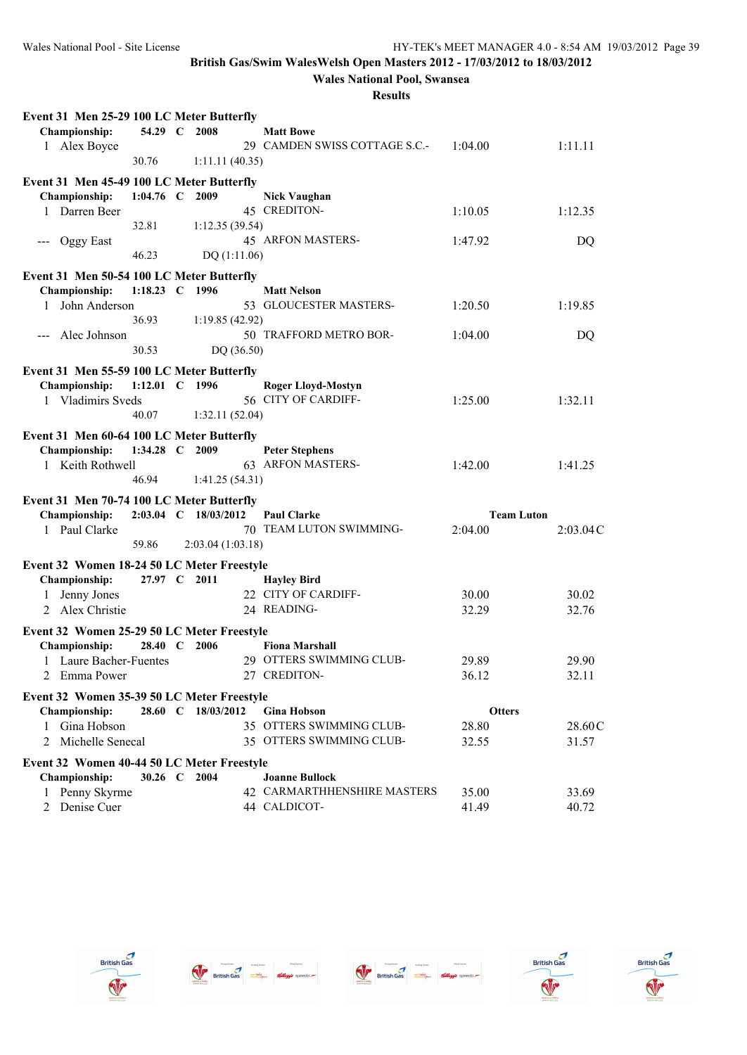**British Gas/Swim WalesWelsh Open Masters 2012 - 17/03/2012 to 18/03/2012**

**Wales National Pool, Swansea**

**Results**

**Event 31 Men 25-29 100 LC Meter Butterfly**

**Championship: 54.29 C 2008 Matt Bowe**

| Place | Name | Age | Team | Seed Time | Finals Time |
|---|---|---|---|---|---|
| 1 | Alex Boyce | 29 | CAMDEN SWISS COTTAGE S.C.- | 1:04.00 | 1:11.11 |
| | 30.76 | 1:11.11 (40.35) | | | |

**Event 31 Men 45-49 100 LC Meter Butterfly**

**Championship: 1:04.76 C 2009 Nick Vaughan**

| Place | Name | Age | Team | Seed Time | Finals Time |
|---|---|---|---|---|---|
| 1 | Darren Beer | 45 | CREDITON- | 1:10.05 | 1:12.35 |
| | 32.81 | 1:12.35 (39.54) | | | |
| --- | Oggy East | 45 | ARFON MASTERS- | 1:47.92 | DQ |
| | 46.23 | DQ (1:11.06) | | | |

**Event 31 Men 50-54 100 LC Meter Butterfly**

**Championship: 1:18.23 C 1996 Matt Nelson**

| Place | Name | Age | Team | Seed Time | Finals Time |
|---|---|---|---|---|---|
| 1 | John Anderson | 53 | GLOUCESTER MASTERS- | 1:20.50 | 1:19.85 |
| | 36.93 | 1:19.85 (42.92) | | | |
| --- | Alec Johnson | 50 | TRAFFORD METRO BOR- | 1:04.00 | DQ |
| | 30.53 | DQ (36.50) | | | |

**Event 31 Men 55-59 100 LC Meter Butterfly**

**Championship: 1:12.01 C 1996 Roger Lloyd-Mostyn**

| Place | Name | Age | Team | Seed Time | Finals Time |
|---|---|---|---|---|---|
| 1 | Vladimirs Sveds | 56 | CITY OF CARDIFF- | 1:25.00 | 1:32.11 |
| | 40.07 | 1:32.11 (52.04) | | | |

**Event 31 Men 60-64 100 LC Meter Butterfly**

**Championship: 1:34.28 C 2009 Peter Stephens**

| Place | Name | Age | Team | Seed Time | Finals Time |
|---|---|---|---|---|---|
| 1 | Keith Rothwell | 63 | ARFON MASTERS- | 1:42.00 | 1:41.25 |
| | 46.94 | 1:41.25 (54.31) | | | |

**Event 31 Men 70-74 100 LC Meter Butterfly**

**Championship: 2:03.04 C 18/03/2012 Paul Clarke Team Luton**

| Place | Name | Age | Team | Seed Time | Finals Time |
|---|---|---|---|---|---|
| 1 | Paul Clarke | 70 | TEAM LUTON SWIMMING- | 2:04.00 | 2:03.04C |
| | 59.86 | 2:03.04 (1:03.18) | | | |

**Event 32 Women 18-24 50 LC Meter Freestyle**

**Championship: 27.97 C 2011 Hayley Bird**

| Place | Name | Age | Team | Seed Time | Finals Time |
|---|---|---|---|---|---|
| 1 | Jenny Jones | 22 | CITY OF CARDIFF- | 30.00 | 30.02 |
| 2 | Alex Christie | 24 | READING- | 32.29 | 32.76 |

**Event 32 Women 25-29 50 LC Meter Freestyle**

**Championship: 28.40 C 2006 Fiona Marshall**

| Place | Name | Age | Team | Seed Time | Finals Time |
|---|---|---|---|---|---|
| 1 | Laure Bacher-Fuentes | 29 | OTTERS SWIMMING CLUB- | 29.89 | 29.90 |
| 2 | Emma Power | 27 | CREDITON- | 36.12 | 32.11 |

**Event 32 Women 35-39 50 LC Meter Freestyle**

**Championship: 28.60 C 18/03/2012 Gina Hobson Otters**

| Place | Name | Age | Team | Seed Time | Finals Time |
|---|---|---|---|---|---|
| 1 | Gina Hobson | 35 | OTTERS SWIMMING CLUB- | 28.80 | 28.60C |
| 2 | Michelle Senecal | 35 | OTTERS SWIMMING CLUB- | 32.55 | 31.57 |

**Event 32 Women 40-44 50 LC Meter Freestyle**

**Championship: 30.26 C 2004 Joanne Bullock**

| Place | Name | Age | Team | Seed Time | Finals Time |
|---|---|---|---|---|---|
| 1 | Penny Skyrme | 42 | CARMARTHHENSHIRE MASTERS | 35.00 | 33.69 |
| 2 | Denise Cuer | 44 | CALDICOT- | 41.49 | 40.72 |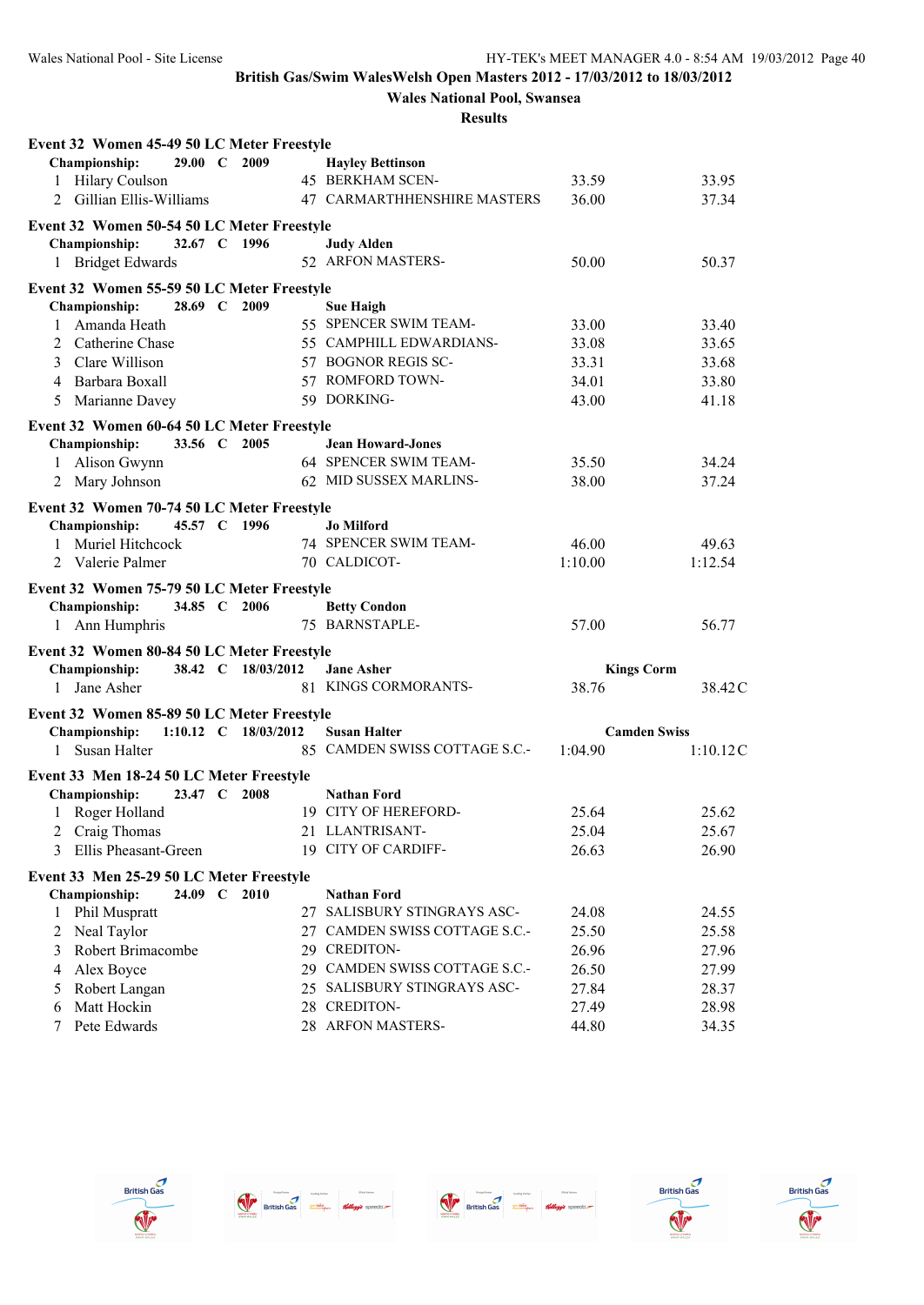**British Gas/Swim WalesWelsh Open Masters 2012 - 17/03/2012 to 18/03/2012**

**Wales National Pool, Swansea**

**Results**

### Event 32 Women 45-49 50 LC Meter Freestyle

**Championship: 29.00 C 2009 Hayley Bettinson**

| | Name | Age | Team | Seed Time | Finals Time |
|---|---|---|---|---|---|
| 1 | Hilary Coulson | 45 | BERKHAM SCEN- | 33.59 | 33.95 |
| 2 | Gillian Ellis-Williams | 47 | CARMARTHHENSHIRE MASTERS | 36.00 | 37.34 |

### Event 32 Women 50-54 50 LC Meter Freestyle

**Championship: 32.67 C 1996 Judy Alden**

| | Name | Age | Team | Seed Time | Finals Time |
|---|---|---|---|---|---|
| 1 | Bridget Edwards | 52 | ARFON MASTERS- | 50.00 | 50.37 |

### Event 32 Women 55-59 50 LC Meter Freestyle

**Championship: 28.69 C 2009 Sue Haigh**

| | Name | Age | Team | Seed Time | Finals Time |
|---|---|---|---|---|---|
| 1 | Amanda Heath | 55 | SPENCER SWIM TEAM- | 33.00 | 33.40 |
| 2 | Catherine Chase | 55 | CAMPHILL EDWARDIANS- | 33.08 | 33.65 |
| 3 | Clare Willison | 57 | BOGNOR REGIS SC- | 33.31 | 33.68 |
| 4 | Barbara Boxall | 57 | ROMFORD TOWN- | 34.01 | 33.80 |
| 5 | Marianne Davey | 59 | DORKING- | 43.00 | 41.18 |

### Event 32 Women 60-64 50 LC Meter Freestyle

**Championship: 33.56 C 2005 Jean Howard-Jones**

| | Name | Age | Team | Seed Time | Finals Time |
|---|---|---|---|---|---|
| 1 | Alison Gwynn | 64 | SPENCER SWIM TEAM- | 35.50 | 34.24 |
| 2 | Mary Johnson | 62 | MID SUSSEX MARLINS- | 38.00 | 37.24 |

### Event 32 Women 70-74 50 LC Meter Freestyle

**Championship: 45.57 C 1996 Jo Milford**

| | Name | Age | Team | Seed Time | Finals Time |
|---|---|---|---|---|---|
| 1 | Muriel Hitchcock | 74 | SPENCER SWIM TEAM- | 46.00 | 49.63 |
| 2 | Valerie Palmer | 70 | CALDICOT- | 1:10.00 | 1:12.54 |

### Event 32 Women 75-79 50 LC Meter Freestyle

**Championship: 34.85 C 2006 Betty Condon**

| | Name | Age | Team | Seed Time | Finals Time |
|---|---|---|---|---|---|
| 1 | Ann Humphris | 75 | BARNSTAPLE- | 57.00 | 56.77 |

### Event 32 Women 80-84 50 LC Meter Freestyle

**Championship: 38.42 C 18/03/2012 Jane Asher Kings Corm**

| | Name | Age | Team | Seed Time | Finals Time |
|---|---|---|---|---|---|
| 1 | Jane Asher | 81 | KINGS CORMORANTS- | 38.76 | 38.42C |

### Event 32 Women 85-89 50 LC Meter Freestyle

**Championship: 1:10.12 C 18/03/2012 Susan Halter Camden Swiss**

| | Name | Age | Team | Seed Time | Finals Time |
|---|---|---|---|---|---|
| 1 | Susan Halter | 85 | CAMDEN SWISS COTTAGE S.C.- | 1:04.90 | 1:10.12C |

### Event 33 Men 18-24 50 LC Meter Freestyle

**Championship: 23.47 C 2008 Nathan Ford**

| | Name | Age | Team | Seed Time | Finals Time |
|---|---|---|---|---|---|
| 1 | Roger Holland | 19 | CITY OF HEREFORD- | 25.64 | 25.62 |
| 2 | Craig Thomas | 21 | LLANTRISANT- | 25.04 | 25.67 |
| 3 | Ellis Pheasant-Green | 19 | CITY OF CARDIFF- | 26.63 | 26.90 |

### Event 33 Men 25-29 50 LC Meter Freestyle

**Championship: 24.09 C 2010 Nathan Ford**

| | Name | Age | Team | Seed Time | Finals Time |
|---|---|---|---|---|---|
| 1 | Phil Muspratt | 27 | SALISBURY STINGRAYS ASC- | 24.08 | 24.55 |
| 2 | Neal Taylor | 27 | CAMDEN SWISS COTTAGE S.C.- | 25.50 | 25.58 |
| 3 | Robert Brimacombe | 29 | CREDITON- | 26.96 | 27.96 |
| 4 | Alex Boyce | 29 | CAMDEN SWISS COTTAGE S.C.- | 26.50 | 27.99 |
| 5 | Robert Langan | 25 | SALISBURY STINGRAYS ASC- | 27.84 | 28.37 |
| 6 | Matt Hockin | 28 | CREDITON- | 27.49 | 28.98 |
| 7 | Pete Edwards | 28 | ARFON MASTERS- | 44.80 | 34.35 |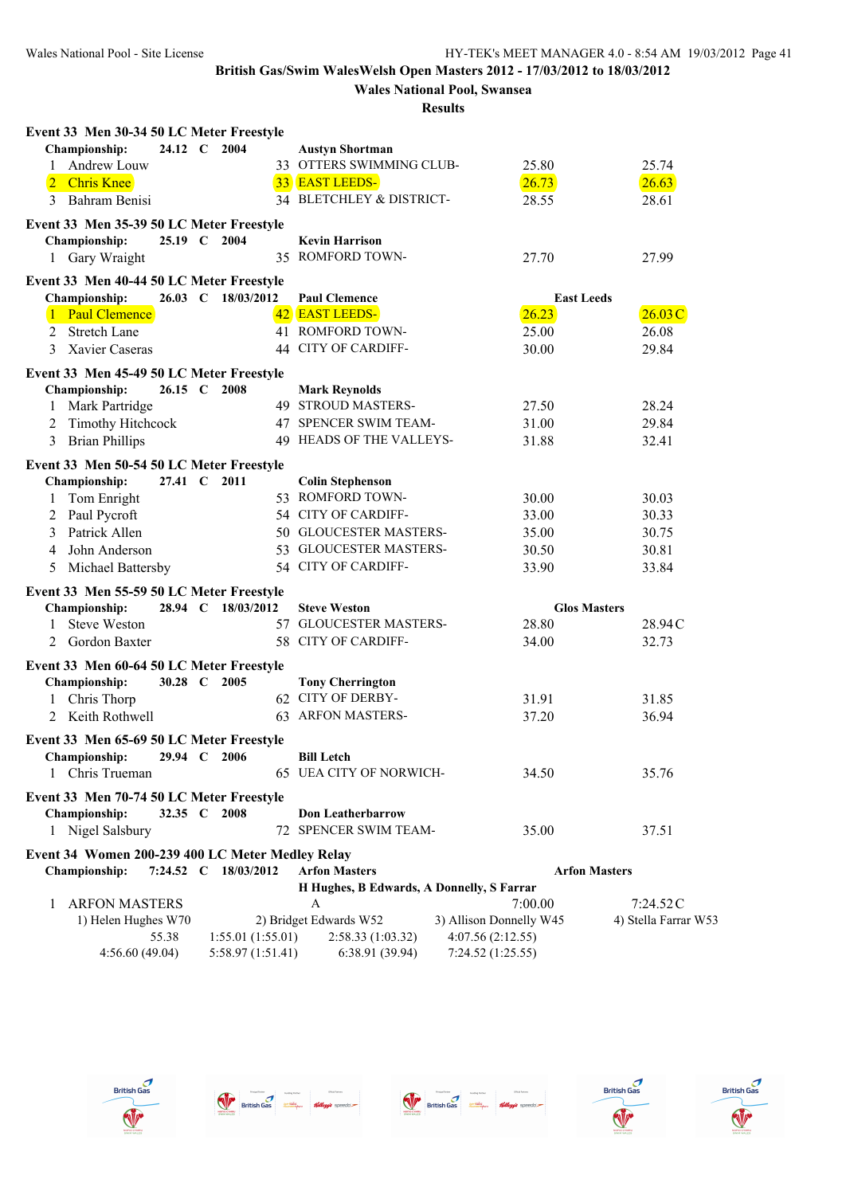**British Gas/Swim WalesWelsh Open Masters 2012 - 17/03/2012 to 18/03/2012**

**Wales National Pool, Swansea**

**Results**

**Event 33 Men 30-34 50 LC Meter Freestyle**

**Championship: 24.12 C 2004 Austyn Shortman**

| | Name | Age | Team | Seed Time | Finals Time |
|---|---|---|---|---|---|
| 1 | Andrew Louw | 33 | OTTERS SWIMMING CLUB- | 25.80 | 25.74 |
| 2 | Chris Knee | 33 | EAST LEEDS- | 26.73 | 26.63 |
| 3 | Bahram Benisi | 34 | BLETCHLEY & DISTRICT- | 28.55 | 28.61 |

**Event 33 Men 35-39 50 LC Meter Freestyle**

**Championship: 25.19 C 2004 Kevin Harrison**

| | Name | Age | Team | Seed Time | Finals Time |
|---|---|---|---|---|---|
| 1 | Gary Wraight | 35 | ROMFORD TOWN- | 27.70 | 27.99 |

**Event 33 Men 40-44 50 LC Meter Freestyle**

**Championship: 26.03 C 18/03/2012 Paul Clemence East Leeds**

| | Name | Age | Team | Seed Time | Finals Time |
|---|---|---|---|---|---|
| 1 | Paul Clemence | 42 | EAST LEEDS- | 26.23 | 26.03C |
| 2 | Stretch Lane | 41 | ROMFORD TOWN- | 25.00 | 26.08 |
| 3 | Xavier Caseras | 44 | CITY OF CARDIFF- | 30.00 | 29.84 |

**Event 33 Men 45-49 50 LC Meter Freestyle**

**Championship: 26.15 C 2008 Mark Reynolds**

| | Name | Age | Team | Seed Time | Finals Time |
|---|---|---|---|---|---|
| 1 | Mark Partridge | 49 | STROUD MASTERS- | 27.50 | 28.24 |
| 2 | Timothy Hitchcock | 47 | SPENCER SWIM TEAM- | 31.00 | 29.84 |
| 3 | Brian Phillips | 49 | HEADS OF THE VALLEYS- | 31.88 | 32.41 |

**Event 33 Men 50-54 50 LC Meter Freestyle**

**Championship: 27.41 C 2011 Colin Stephenson**

| | Name | Age | Team | Seed Time | Finals Time |
|---|---|---|---|---|---|
| 1 | Tom Enright | 53 | ROMFORD TOWN- | 30.00 | 30.03 |
| 2 | Paul Pycroft | 54 | CITY OF CARDIFF- | 33.00 | 30.33 |
| 3 | Patrick Allen | 50 | GLOUCESTER MASTERS- | 35.00 | 30.75 |
| 4 | John Anderson | 53 | GLOUCESTER MASTERS- | 30.50 | 30.81 |
| 5 | Michael Battersby | 54 | CITY OF CARDIFF- | 33.90 | 33.84 |

**Event 33 Men 55-59 50 LC Meter Freestyle**

**Championship: 28.94 C 18/03/2012 Steve Weston Glos Masters**

| | Name | Age | Team | Seed Time | Finals Time |
|---|---|---|---|---|---|
| 1 | Steve Weston | 57 | GLOUCESTER MASTERS- | 28.80 | 28.94C |
| 2 | Gordon Baxter | 58 | CITY OF CARDIFF- | 34.00 | 32.73 |

**Event 33 Men 60-64 50 LC Meter Freestyle**

**Championship: 30.28 C 2005 Tony Cherrington**

| | Name | Age | Team | Seed Time | Finals Time |
|---|---|---|---|---|---|
| 1 | Chris Thorp | 62 | CITY OF DERBY- | 31.91 | 31.85 |
| 2 | Keith Rothwell | 63 | ARFON MASTERS- | 37.20 | 36.94 |

**Event 33 Men 65-69 50 LC Meter Freestyle**

**Championship: 29.94 C 2006 Bill Letch**

| | Name | Age | Team | Seed Time | Finals Time |
|---|---|---|---|---|---|
| 1 | Chris Trueman | 65 | UEA CITY OF NORWICH- | 34.50 | 35.76 |

**Event 33 Men 70-74 50 LC Meter Freestyle**

**Championship: 32.35 C 2008 Don Leatherbarrow**

| | Name | Age | Team | Seed Time | Finals Time |
|---|---|---|---|---|---|
| 1 | Nigel Salsbury | 72 | SPENCER SWIM TEAM- | 35.00 | 37.51 |

**Event 34 Women 200-239 400 LC Meter Medley Relay**

**Championship: 7:24.52 C 18/03/2012 Arfon Masters Arfon Masters**

**H Hughes, B Edwards, A Donnelly, S Farrar**

| | Team | Relay | Seed Time | Finals Time |
|---|---|---|---|---|
| 1 | ARFON MASTERS | A | 7:00.00 | 7:24.52C |

1) Helen Hughes W70 2) Bridget Edwards W52 3) Allison Donnelly W45 4) Stella Farrar W53

55.38 1:55.01 (1:55.01) 2:58.33 (1:03.32) 4:07.56 (2:12.55)

4:56.60 (49.04) 5:58.97 (1:51.41) 6:38.91 (39.94) 7:24.52 (1:25.55)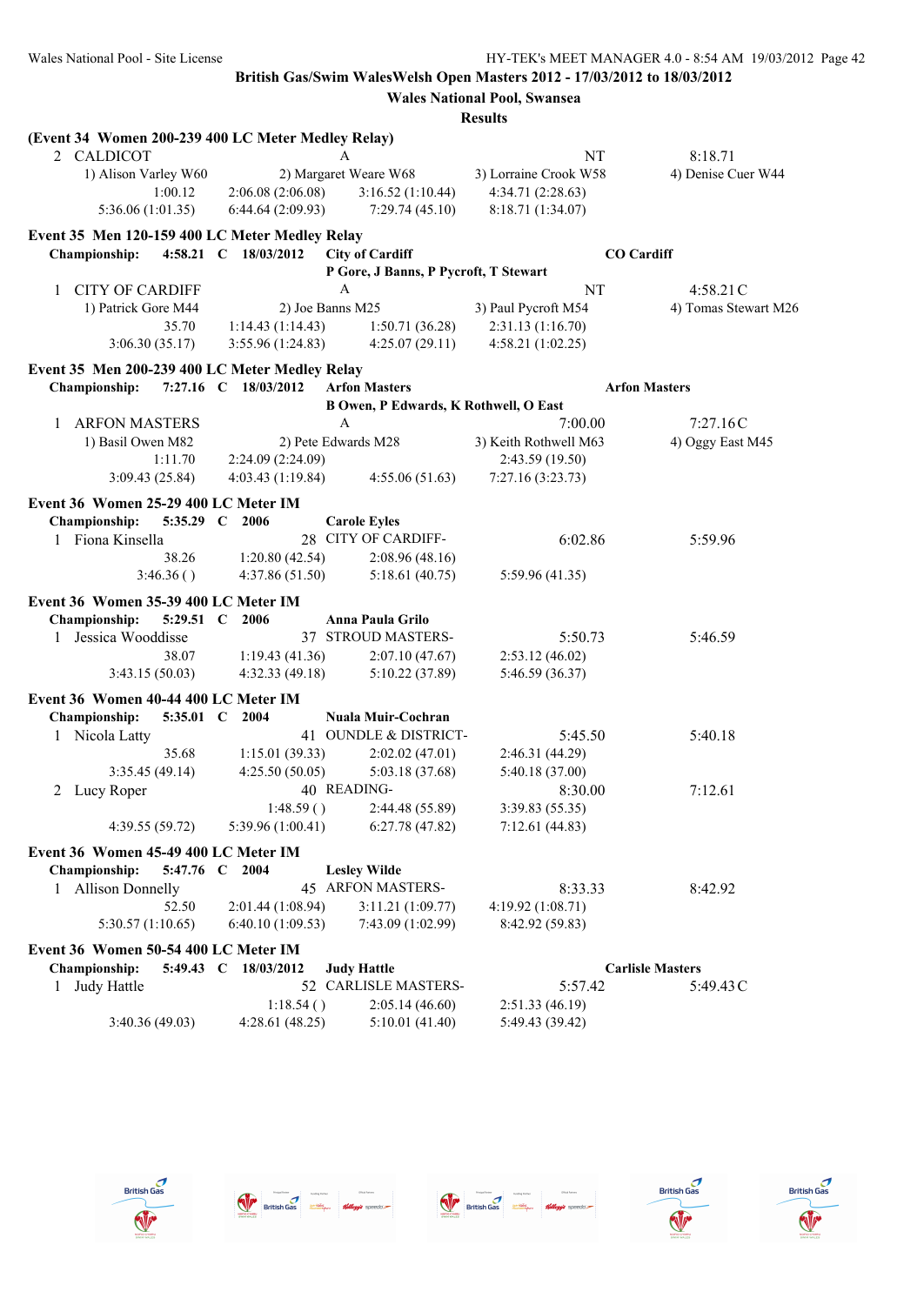**British Gas/Swim WalesWelsh Open Masters 2012 - 17/03/2012 to 18/03/2012**

**Wales National Pool, Swansea**

**Results**

**(Event 34 Women 200-239 400 LC Meter Medley Relay)**

```
  2  CALDICOT                           A                        NT            8:18.71
        1) Alison Varley W60      2) Margaret Weare W68   3) Lorraine Crook W58   4) Denise Cuer W44
               1:00.12     2:06.08 (2:06.08)   3:16.52 (1:10.44)   4:34.71 (2:28.63)
        5:36.06 (1:01.35)  6:44.64 (2:09.93)   7:29.74 (45.10)     8:18.71 (1:34.07)
```

**Event 35 Men 120-159 400 LC Meter Medley Relay**

```
  Championship:   4:58.21  C  18/03/2012   City of Cardiff                 CO Cardiff
                                           P Gore, J Banns, P Pycroft, T Stewart
  1  CITY OF CARDIFF                    A                        NT            4:58.21C
        1) Patrick Gore M44       2) Joe Banns M25        3) Paul Pycroft M54     4) Tomas Stewart M26
                 35.70     1:14.43 (1:14.43)   1:50.71 (36.28)     2:31.13 (1:16.70)
        3:06.30 (35.17)    3:55.96 (1:24.83)   4:25.07 (29.11)     4:58.21 (1:02.25)
```

**Event 35 Men 200-239 400 LC Meter Medley Relay**

```
  Championship:   7:27.16  C  18/03/2012   Arfon Masters                   Arfon Masters
                                           B Owen, P Edwards, K Rothwell, O East
  1  ARFON MASTERS                      A                        7:00.00       7:27.16C
        1) Basil Owen M82         2) Pete Edwards M28     3) Keith Rothwell M63   4) Oggy East M45
               1:11.70     2:24.09 (2:24.09)                       2:43.59 (19.50)
        3:09.43 (25.84)    4:03.43 (1:19.84)   4:55.06 (51.63)     7:27.16 (3:23.73)
```

**Event 36 Women 25-29 400 LC Meter IM**

```
  Championship:   5:35.29  C  2006         Carole Eyles
  1  Fiona Kinsella                    28  CITY OF CARDIFF-          6:02.86       5:59.96
                 38.26     1:20.80 (42.54)     2:08.96 (48.16)
           3:46.36 ( )     4:37.86 (51.50)     5:18.61 (40.75)     5:59.96 (41.35)
```

**Event 36 Women 35-39 400 LC Meter IM**

```
  Championship:   5:29.51  C  2006         Anna Paula Grilo
  1  Jessica Wooddisse                 37  STROUD MASTERS-           5:50.73       5:46.59
                 38.07     1:19.43 (41.36)     2:07.10 (47.67)     2:53.12 (46.02)
        3:43.15 (50.03)    4:32.33 (49.18)     5:10.22 (37.89)     5:46.59 (36.37)
```

**Event 36 Women 40-44 400 LC Meter IM**

```
  Championship:   5:35.01  C  2004         Nuala Muir-Cochran
  1  Nicola Latty                      41  OUNDLE & DISTRICT-        5:45.50       5:40.18
                 35.68     1:15.01 (39.33)     2:02.02 (47.01)     2:46.31 (44.29)
        3:35.45 (49.14)    4:25.50 (50.05)     5:03.18 (37.68)     5:40.18 (37.00)
  2  Lucy Roper                        40  READING-                  8:30.00       7:12.61
                           1:48.59 ( )         2:44.48 (55.89)     3:39.83 (55.35)
        4:39.55 (59.72)    5:39.96 (1:00.41)   6:27.78 (47.82)     7:12.61 (44.83)
```

**Event 36 Women 45-49 400 LC Meter IM**

```
  Championship:   5:47.76  C  2004         Lesley Wilde
  1  Allison Donnelly                  45  ARFON MASTERS-            8:33.33       8:42.92
                 52.50     2:01.44 (1:08.94)   3:11.21 (1:09.77)   4:19.92 (1:08.71)
      5:30.57 (1:10.65)    6:40.10 (1:09.53)   7:43.09 (1:02.99)   8:42.92 (59.83)
```

**Event 36 Women 50-54 400 LC Meter IM**

```
  Championship:   5:49.43  C  18/03/2012   Judy Hattle                     Carlisle Masters
  1  Judy Hattle                       52  CARLISLE MASTERS-         5:57.42       5:49.43C
                           1:18.54 ( )         2:05.14 (46.60)     2:51.33 (46.19)
        3:40.36 (49.03)    4:28.61 (48.25)     5:10.01 (41.40)     5:49.43 (39.42)
```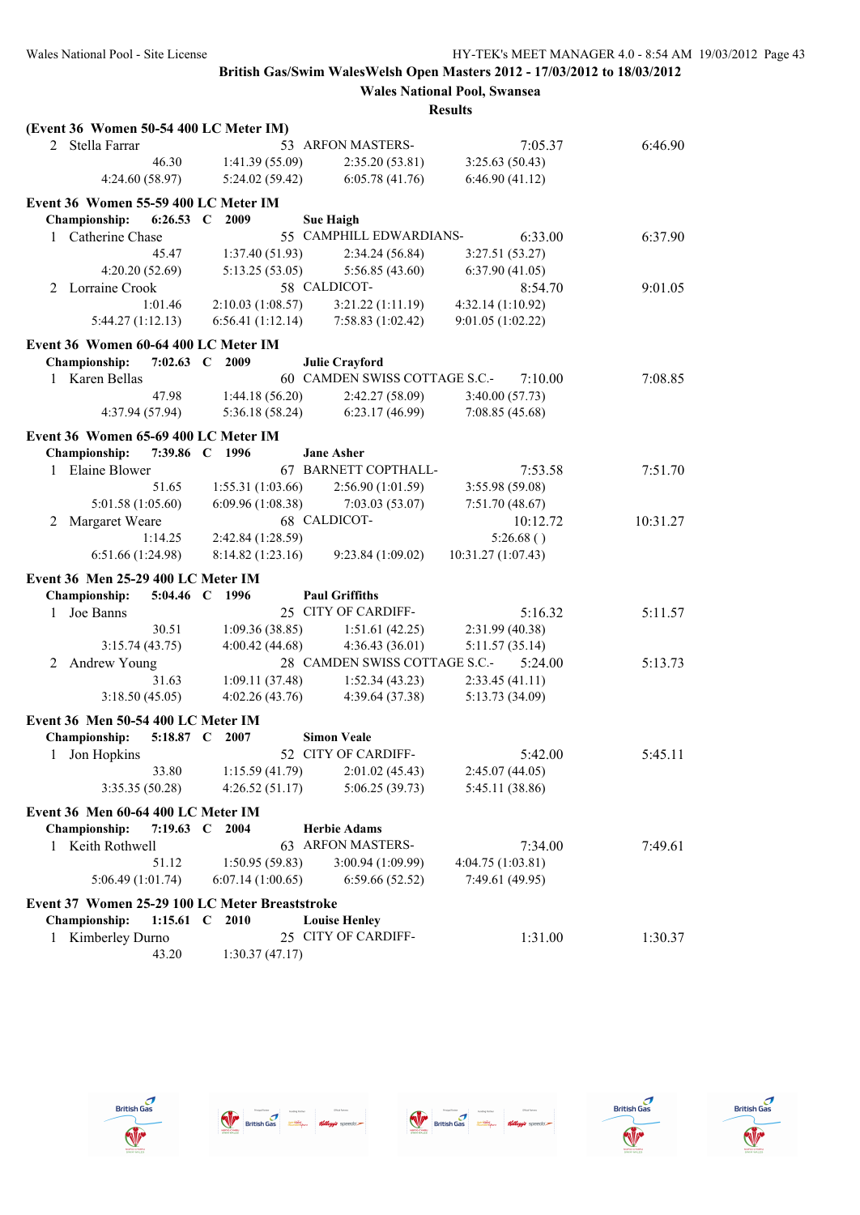British Gas/Swim WalesWelsh Open Masters 2012 - 17/03/2012 to 18/03/2012

Wales National Pool, Swansea

Results

**(Event 36 Women 50-54 400 LC Meter IM)**

2 Stella Farrar — 53 ARFON MASTERS- — 7:05.37 — 6:46.90

46.30 | 1:41.39 (55.09) | 2:35.20 (53.81) | 3:25.63 (50.43)
4:24.60 (58.97) | 5:24.02 (59.42) | 6:05.78 (41.76) | 6:46.90 (41.12)

**Event 36 Women 55-59 400 LC Meter IM**

**Championship: 6:26.53 C 2009 Sue Haigh**

1 Catherine Chase — 55 CAMPHILL EDWARDIANS- — 6:33.00 — 6:37.90

45.47 | 1:37.40 (51.93) | 2:34.24 (56.84) | 3:27.51 (53.27)
4:20.20 (52.69) | 5:13.25 (53.05) | 5:56.85 (43.60) | 6:37.90 (41.05)

2 Lorraine Crook — 58 CALDICOT- — 8:54.70 — 9:01.05

1:01.46 | 2:10.03 (1:08.57) | 3:21.22 (1:11.19) | 4:32.14 (1:10.92)
5:44.27 (1:12.13) | 6:56.41 (1:12.14) | 7:58.83 (1:02.42) | 9:01.05 (1:02.22)

**Event 36 Women 60-64 400 LC Meter IM**

**Championship: 7:02.63 C 2009 Julie Crayford**

1 Karen Bellas — 60 CAMDEN SWISS COTTAGE S.C.- — 7:10.00 — 7:08.85

47.98 | 1:44.18 (56.20) | 2:42.27 (58.09) | 3:40.00 (57.73)
4:37.94 (57.94) | 5:36.18 (58.24) | 6:23.17 (46.99) | 7:08.85 (45.68)

**Event 36 Women 65-69 400 LC Meter IM**

**Championship: 7:39.86 C 1996 Jane Asher**

1 Elaine Blower — 67 BARNETT COPTHALL- — 7:53.58 — 7:51.70

51.65 | 1:55.31 (1:03.66) | 2:56.90 (1:01.59) | 3:55.98 (59.08)
5:01.58 (1:05.60) | 6:09.96 (1:08.38) | 7:03.03 (53.07) | 7:51.70 (48.67)

2 Margaret Weare — 68 CALDICOT- — 10:12.72 — 10:31.27

1:14.25 | 2:42.84 (1:28.59) | | 5:26.68 ( )
6:51.66 (1:24.98) | 8:14.82 (1:23.16) | 9:23.84 (1:09.02) | 10:31.27 (1:07.43)

**Event 36 Men 25-29 400 LC Meter IM**

**Championship: 5:04.46 C 1996 Paul Griffiths**

1 Joe Banns — 25 CITY OF CARDIFF- — 5:16.32 — 5:11.57

30.51 | 1:09.36 (38.85) | 1:51.61 (42.25) | 2:31.99 (40.38)
3:15.74 (43.75) | 4:00.42 (44.68) | 4:36.43 (36.01) | 5:11.57 (35.14)

2 Andrew Young — 28 CAMDEN SWISS COTTAGE S.C.- — 5:24.00 — 5:13.73

31.63 | 1:09.11 (37.48) | 1:52.34 (43.23) | 2:33.45 (41.11)
3:18.50 (45.05) | 4:02.26 (43.76) | 4:39.64 (37.38) | 5:13.73 (34.09)

**Event 36 Men 50-54 400 LC Meter IM**

**Championship: 5:18.87 C 2007 Simon Veale**

1 Jon Hopkins — 52 CITY OF CARDIFF- — 5:42.00 — 5:45.11

33.80 | 1:15.59 (41.79) | 2:01.02 (45.43) | 2:45.07 (44.05)
3:35.35 (50.28) | 4:26.52 (51.17) | 5:06.25 (39.73) | 5:45.11 (38.86)

**Event 36 Men 60-64 400 LC Meter IM**

**Championship: 7:19.63 C 2004 Herbie Adams**

1 Keith Rothwell — 63 ARFON MASTERS- — 7:34.00 — 7:49.61

51.12 | 1:50.95 (59.83) | 3:00.94 (1:09.99) | 4:04.75 (1:03.81)
5:06.49 (1:01.74) | 6:07.14 (1:00.65) | 6:59.66 (52.52) | 7:49.61 (49.95)

**Event 37 Women 25-29 100 LC Meter Breaststroke**

**Championship: 1:15.61 C 2010 Louise Henley**

1 Kimberley Durno — 25 CITY OF CARDIFF- — 1:31.00 — 1:30.37

43.20 | 1:30.37 (47.17)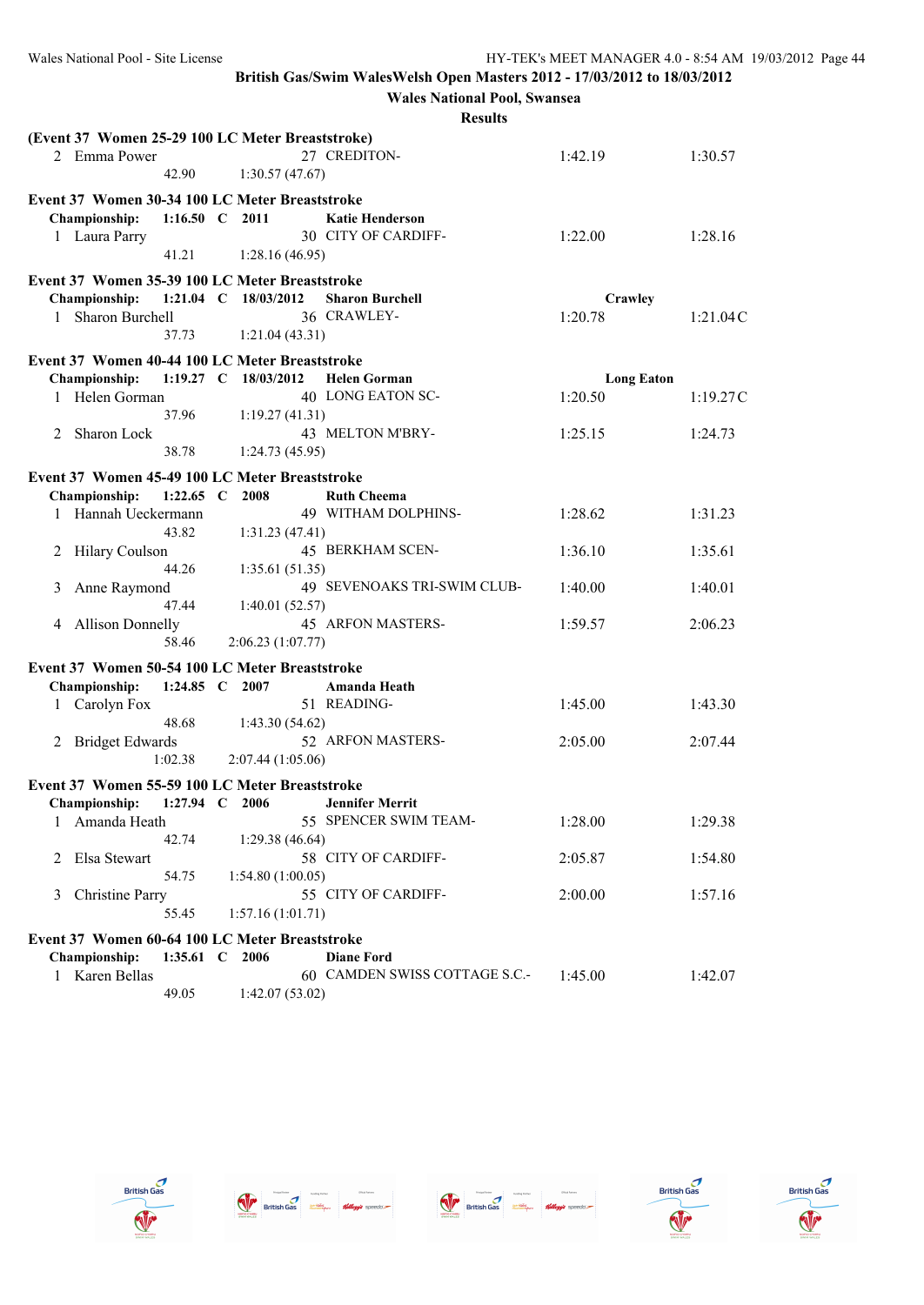**British Gas/Swim WalesWelsh Open Masters 2012 - 17/03/2012 to 18/03/2012**

**Wales National Pool, Swansea**

**Results**

**(Event 37 Women 25-29 100 LC Meter Breaststroke)**

| | | | | | |
|---|---|---|---|---|---|
| 2 | Emma Power | 27 | CREDITON- | 1:42.19 | 1:30.57 |
| | 42.90 | 1:30.57 (47.67) | | | |

**Event 37 Women 30-34 100 LC Meter Breaststroke**

**Championship: 1:16.50 C 2011 Katie Henderson**

| | | | | | |
|---|---|---|---|---|---|
| 1 | Laura Parry | 30 | CITY OF CARDIFF- | 1:22.00 | 1:28.16 |
| | 41.21 | 1:28.16 (46.95) | | | |

**Event 37 Women 35-39 100 LC Meter Breaststroke**

**Championship: 1:21.04 C 18/03/2012 Sharon Burchell Crawley**

| | | | | | |
|---|---|---|---|---|---|
| 1 | Sharon Burchell | 36 | CRAWLEY- | 1:20.78 | 1:21.04C |
| | 37.73 | 1:21.04 (43.31) | | | |

**Event 37 Women 40-44 100 LC Meter Breaststroke**

**Championship: 1:19.27 C 18/03/2012 Helen Gorman Long Eaton**

| | | | | | |
|---|---|---|---|---|---|
| 1 | Helen Gorman | 40 | LONG EATON SC- | 1:20.50 | 1:19.27C |
| | 37.96 | 1:19.27 (41.31) | | | |
| 2 | Sharon Lock | 43 | MELTON M'BRY- | 1:25.15 | 1:24.73 |
| | 38.78 | 1:24.73 (45.95) | | | |

**Event 37 Women 45-49 100 LC Meter Breaststroke**

**Championship: 1:22.65 C 2008 Ruth Cheema**

| | | | | | |
|---|---|---|---|---|---|
| 1 | Hannah Ueckermann | 49 | WITHAM DOLPHINS- | 1:28.62 | 1:31.23 |
| | 43.82 | 1:31.23 (47.41) | | | |
| 2 | Hilary Coulson | 45 | BERKHAM SCEN- | 1:36.10 | 1:35.61 |
| | 44.26 | 1:35.61 (51.35) | | | |
| 3 | Anne Raymond | 49 | SEVENOAKS TRI-SWIM CLUB- | 1:40.00 | 1:40.01 |
| | 47.44 | 1:40.01 (52.57) | | | |
| 4 | Allison Donnelly | 45 | ARFON MASTERS- | 1:59.57 | 2:06.23 |
| | 58.46 | 2:06.23 (1:07.77) | | | |

**Event 37 Women 50-54 100 LC Meter Breaststroke**

**Championship: 1:24.85 C 2007 Amanda Heath**

| | | | | | |
|---|---|---|---|---|---|
| 1 | Carolyn Fox | 51 | READING- | 1:45.00 | 1:43.30 |
| | 48.68 | 1:43.30 (54.62) | | | |
| 2 | Bridget Edwards | 52 | ARFON MASTERS- | 2:05.00 | 2:07.44 |
| | 1:02.38 | 2:07.44 (1:05.06) | | | |

**Event 37 Women 55-59 100 LC Meter Breaststroke**

**Championship: 1:27.94 C 2006 Jennifer Merrit**

| | | | | | |
|---|---|---|---|---|---|
| 1 | Amanda Heath | 55 | SPENCER SWIM TEAM- | 1:28.00 | 1:29.38 |
| | 42.74 | 1:29.38 (46.64) | | | |
| 2 | Elsa Stewart | 58 | CITY OF CARDIFF- | 2:05.87 | 1:54.80 |
| | 54.75 | 1:54.80 (1:00.05) | | | |
| 3 | Christine Parry | 55 | CITY OF CARDIFF- | 2:00.00 | 1:57.16 |
| | 55.45 | 1:57.16 (1:01.71) | | | |

**Event 37 Women 60-64 100 LC Meter Breaststroke**

**Championship: 1:35.61 C 2006 Diane Ford**

| | | | | | |
|---|---|---|---|---|---|
| 1 | Karen Bellas | 60 | CAMDEN SWISS COTTAGE S.C.- | 1:45.00 | 1:42.07 |
| | 49.05 | 1:42.07 (53.02) | | | |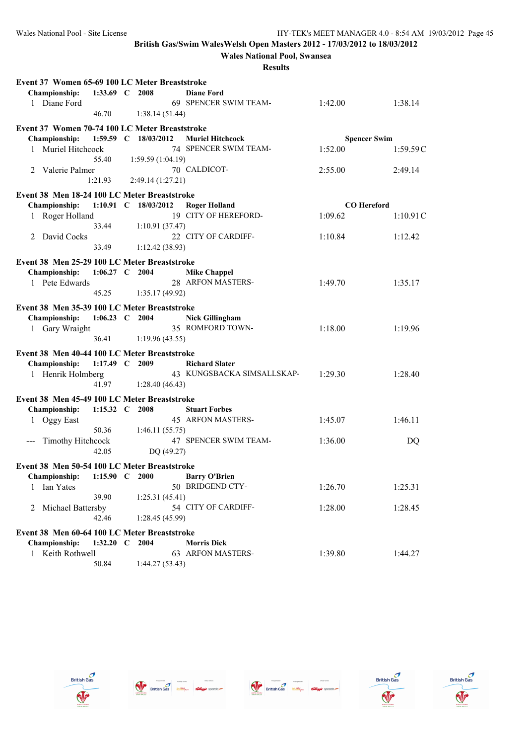British Gas/Swim WalesWelsh Open Masters 2012 - 17/03/2012 to 18/03/2012

Wales National Pool, Swansea

Results

**Event 37 Women 65-69 100 LC Meter Breaststroke**

**Championship: 1:33.69 C 2008 Diane Ford**

| | Name | Age | Team | Seed Time | Finals Time |
|---|---|---|---|---|---|
| 1 | Diane Ford | 69 | SPENCER SWIM TEAM- | 1:42.00 | 1:38.14 |
| | 46.70 | 1:38.14 (51.44) | | | |

**Event 37 Women 70-74 100 LC Meter Breaststroke**

**Championship: 1:59.59 C 18/03/2012 Muriel Hitchcock — Spencer Swim**

| | Name | Age | Team | Seed Time | Finals Time |
|---|---|---|---|---|---|
| 1 | Muriel Hitchcock | 74 | SPENCER SWIM TEAM- | 1:52.00 | 1:59.59C |
| | 55.40 | 1:59.59 (1:04.19) | | | |
| 2 | Valerie Palmer | 70 | CALDICOT- | 2:55.00 | 2:49.14 |
| | 1:21.93 | 2:49.14 (1:27.21) | | | |

**Event 38 Men 18-24 100 LC Meter Breaststroke**

**Championship: 1:10.91 C 18/03/2012 Roger Holland — CO Hereford**

| | Name | Age | Team | Seed Time | Finals Time |
|---|---|---|---|---|---|
| 1 | Roger Holland | 19 | CITY OF HEREFORD- | 1:09.62 | 1:10.91C |
| | 33.44 | 1:10.91 (37.47) | | | |
| 2 | David Cocks | 22 | CITY OF CARDIFF- | 1:10.84 | 1:12.42 |
| | 33.49 | 1:12.42 (38.93) | | | |

**Event 38 Men 25-29 100 LC Meter Breaststroke**

**Championship: 1:06.27 C 2004 Mike Chappel**

| | Name | Age | Team | Seed Time | Finals Time |
|---|---|---|---|---|---|
| 1 | Pete Edwards | 28 | ARFON MASTERS- | 1:49.70 | 1:35.17 |
| | 45.25 | 1:35.17 (49.92) | | | |

**Event 38 Men 35-39 100 LC Meter Breaststroke**

**Championship: 1:06.23 C 2004 Nick Gillingham**

| | Name | Age | Team | Seed Time | Finals Time |
|---|---|---|---|---|---|
| 1 | Gary Wraight | 35 | ROMFORD TOWN- | 1:18.00 | 1:19.96 |
| | 36.41 | 1:19.96 (43.55) | | | |

**Event 38 Men 40-44 100 LC Meter Breaststroke**

**Championship: 1:17.49 C 2009 Richard Slater**

| | Name | Age | Team | Seed Time | Finals Time |
|---|---|---|---|---|---|
| 1 | Henrik Holmberg | 43 | KUNGSBACKA SIMSALLSKAP- | 1:29.30 | 1:28.40 |
| | 41.97 | 1:28.40 (46.43) | | | |

**Event 38 Men 45-49 100 LC Meter Breaststroke**

**Championship: 1:15.32 C 2008 Stuart Forbes**

| | Name | Age | Team | Seed Time | Finals Time |
|---|---|---|---|---|---|
| 1 | Oggy East | 45 | ARFON MASTERS- | 1:45.07 | 1:46.11 |
| | 50.36 | 1:46.11 (55.75) | | | |
| --- | Timothy Hitchcock | 47 | SPENCER SWIM TEAM- | 1:36.00 | DQ |
| | 42.05 | DQ (49.27) | | | |

**Event 38 Men 50-54 100 LC Meter Breaststroke**

**Championship: 1:15.90 C 2000 Barry O'Brien**

| | Name | Age | Team | Seed Time | Finals Time |
|---|---|---|---|---|---|
| 1 | Ian Yates | 50 | BRIDGEND CTY- | 1:26.70 | 1:25.31 |
| | 39.90 | 1:25.31 (45.41) | | | |
| 2 | Michael Battersby | 54 | CITY OF CARDIFF- | 1:28.00 | 1:28.45 |
| | 42.46 | 1:28.45 (45.99) | | | |

**Event 38 Men 60-64 100 LC Meter Breaststroke**

**Championship: 1:32.20 C 2004 Morris Dick**

| | Name | Age | Team | Seed Time | Finals Time |
|---|---|---|---|---|---|
| 1 | Keith Rothwell | 63 | ARFON MASTERS- | 1:39.80 | 1:44.27 |
| | 50.84 | 1:44.27 (53.43) | | | |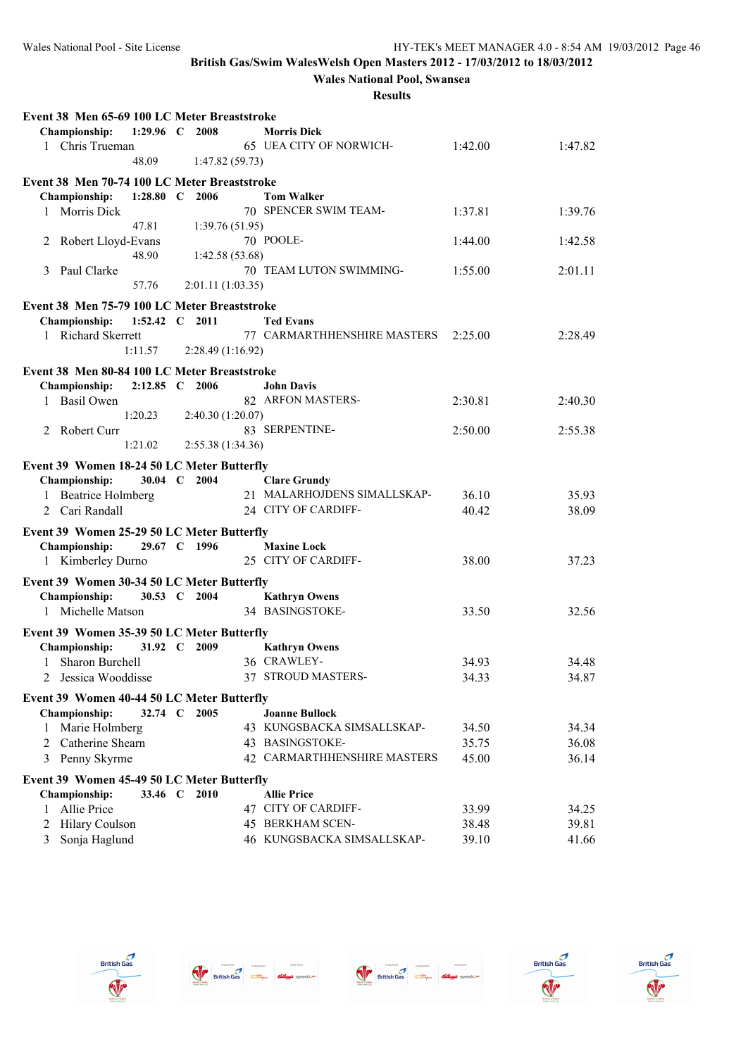**British Gas/Swim WalesWelsh Open Masters 2012 - 17/03/2012 to 18/03/2012**

**Wales National Pool, Swansea**

**Results**

### Event 38 Men 65-69 100 LC Meter Breaststroke

**Championship: 1:29.96 C 2008 Morris Dick**

| Place | Name | Age | Team | Seed Time | Finals Time |
|---|---|---|---|---|---|
| 1 | Chris Trueman | 65 | UEA CITY OF NORWICH- | 1:42.00 | 1:47.82 |
| | 48.09 | | 1:47.82 (59.73) | | |

### Event 38 Men 70-74 100 LC Meter Breaststroke

**Championship: 1:28.80 C 2006 Tom Walker**

| Place | Name | Age | Team | Seed Time | Finals Time |
|---|---|---|---|---|---|
| 1 | Morris Dick | 70 | SPENCER SWIM TEAM- | 1:37.81 | 1:39.76 |
| | 47.81 | | 1:39.76 (51.95) | | |
| 2 | Robert Lloyd-Evans | 70 | POOLE- | 1:44.00 | 1:42.58 |
| | 48.90 | | 1:42.58 (53.68) | | |
| 3 | Paul Clarke | 70 | TEAM LUTON SWIMMING- | 1:55.00 | 2:01.11 |
| | 57.76 | | 2:01.11 (1:03.35) | | |

### Event 38 Men 75-79 100 LC Meter Breaststroke

**Championship: 1:52.42 C 2011 Ted Evans**

| Place | Name | Age | Team | Seed Time | Finals Time |
|---|---|---|---|---|---|
| 1 | Richard Skerrett | 77 | CARMARTHHENSHIRE MASTERS | 2:25.00 | 2:28.49 |
| | 1:11.57 | | 2:28.49 (1:16.92) | | |

### Event 38 Men 80-84 100 LC Meter Breaststroke

**Championship: 2:12.85 C 2006 John Davis**

| Place | Name | Age | Team | Seed Time | Finals Time |
|---|---|---|---|---|---|
| 1 | Basil Owen | 82 | ARFON MASTERS- | 2:30.81 | 2:40.30 |
| | 1:20.23 | | 2:40.30 (1:20.07) | | |
| 2 | Robert Curr | 83 | SERPENTINE- | 2:50.00 | 2:55.38 |
| | 1:21.02 | | 2:55.38 (1:34.36) | | |

### Event 39 Women 18-24 50 LC Meter Butterfly

**Championship: 30.04 C 2004 Clare Grundy**

| Place | Name | Age | Team | Seed Time | Finals Time |
|---|---|---|---|---|---|
| 1 | Beatrice Holmberg | 21 | MALARHOJDENS SIMALLSKAP- | 36.10 | 35.93 |
| 2 | Cari Randall | 24 | CITY OF CARDIFF- | 40.42 | 38.09 |

### Event 39 Women 25-29 50 LC Meter Butterfly

**Championship: 29.67 C 1996 Maxine Lock**

| Place | Name | Age | Team | Seed Time | Finals Time |
|---|---|---|---|---|---|
| 1 | Kimberley Durno | 25 | CITY OF CARDIFF- | 38.00 | 37.23 |

### Event 39 Women 30-34 50 LC Meter Butterfly

**Championship: 30.53 C 2004 Kathryn Owens**

| Place | Name | Age | Team | Seed Time | Finals Time |
|---|---|---|---|---|---|
| 1 | Michelle Matson | 34 | BASINGSTOKE- | 33.50 | 32.56 |

### Event 39 Women 35-39 50 LC Meter Butterfly

**Championship: 31.92 C 2009 Kathryn Owens**

| Place | Name | Age | Team | Seed Time | Finals Time |
|---|---|---|---|---|---|
| 1 | Sharon Burchell | 36 | CRAWLEY- | 34.93 | 34.48 |
| 2 | Jessica Wooddisse | 37 | STROUD MASTERS- | 34.33 | 34.87 |

### Event 39 Women 40-44 50 LC Meter Butterfly

**Championship: 32.74 C 2005 Joanne Bullock**

| Place | Name | Age | Team | Seed Time | Finals Time |
|---|---|---|---|---|---|
| 1 | Marie Holmberg | 43 | KUNGSBACKA SIMSALLSKAP- | 34.50 | 34.34 |
| 2 | Catherine Shearn | 43 | BASINGSTOKE- | 35.75 | 36.08 |
| 3 | Penny Skyrme | 42 | CARMARTHHENSHIRE MASTERS | 45.00 | 36.14 |

### Event 39 Women 45-49 50 LC Meter Butterfly

**Championship: 33.46 C 2010 Allie Price**

| Place | Name | Age | Team | Seed Time | Finals Time |
|---|---|---|---|---|---|
| 1 | Allie Price | 47 | CITY OF CARDIFF- | 33.99 | 34.25 |
| 2 | Hilary Coulson | 45 | BERKHAM SCEN- | 38.48 | 39.81 |
| 3 | Sonja Haglund | 46 | KUNGSBACKA SIMSALLSKAP- | 39.10 | 41.66 |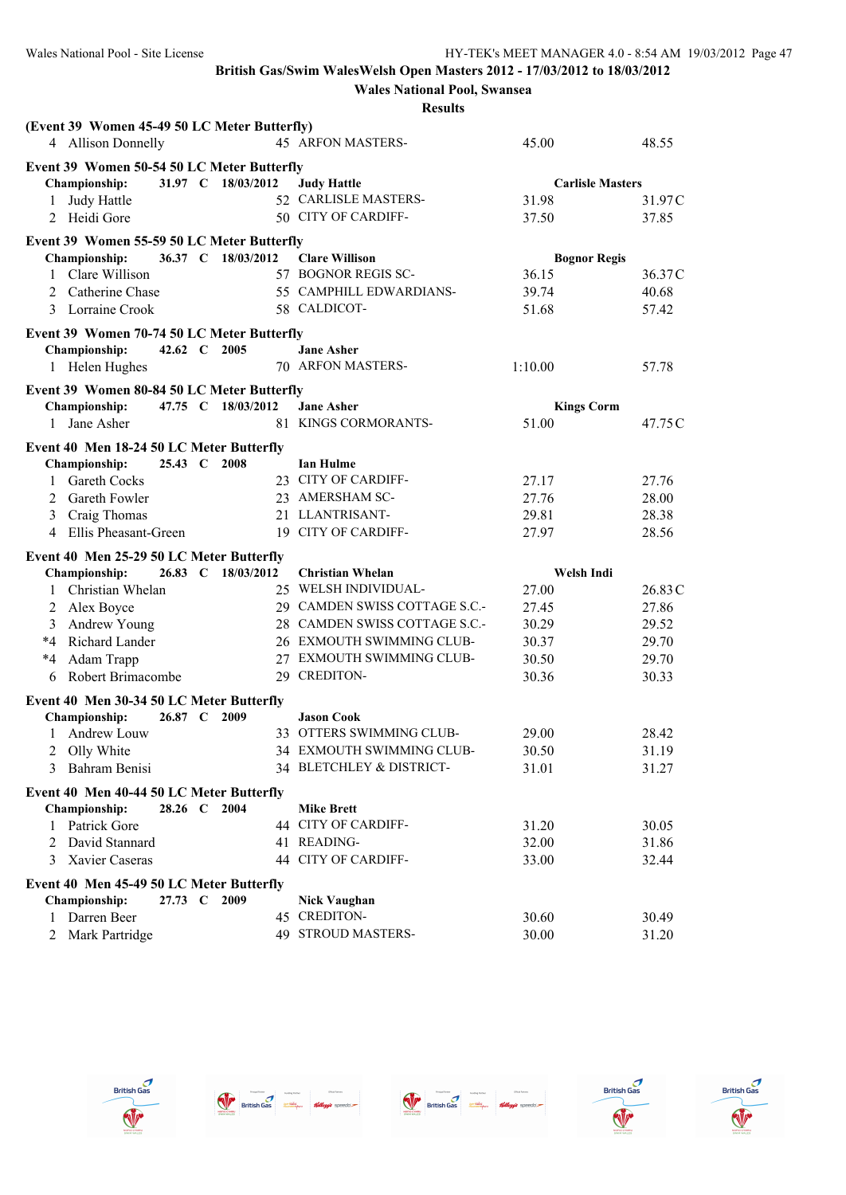**British Gas/Swim WalesWelsh Open Masters 2012 - 17/03/2012 to 18/03/2012**

**Wales National Pool, Swansea**

**Results**

**(Event 39 Women 45-49 50 LC Meter Butterfly)**

| | Name | Age | Team | Seed Time | Finals Time |
|---|---|---|---|---|---|
| 4 | Allison Donnelly | 45 | ARFON MASTERS- | 45.00 | 48.55 |

**Event 39 Women 50-54 50 LC Meter Butterfly**

**Championship: 31.97 C 18/03/2012 Judy Hattle Carlisle Masters**

| | Name | Age | Team | Seed Time | Finals Time |
|---|---|---|---|---|---|
| 1 | Judy Hattle | 52 | CARLISLE MASTERS- | 31.98 | 31.97C |
| 2 | Heidi Gore | 50 | CITY OF CARDIFF- | 37.50 | 37.85 |

**Event 39 Women 55-59 50 LC Meter Butterfly**

**Championship: 36.37 C 18/03/2012 Clare Willison Bognor Regis**

| | Name | Age | Team | Seed Time | Finals Time |
|---|---|---|---|---|---|
| 1 | Clare Willison | 57 | BOGNOR REGIS SC- | 36.15 | 36.37C |
| 2 | Catherine Chase | 55 | CAMPHILL EDWARDIANS- | 39.74 | 40.68 |
| 3 | Lorraine Crook | 58 | CALDICOT- | 51.68 | 57.42 |

**Event 39 Women 70-74 50 LC Meter Butterfly**

**Championship: 42.62 C 2005 Jane Asher**

| | Name | Age | Team | Seed Time | Finals Time |
|---|---|---|---|---|---|
| 1 | Helen Hughes | 70 | ARFON MASTERS- | 1:10.00 | 57.78 |

**Event 39 Women 80-84 50 LC Meter Butterfly**

**Championship: 47.75 C 18/03/2012 Jane Asher Kings Corm**

| | Name | Age | Team | Seed Time | Finals Time |
|---|---|---|---|---|---|
| 1 | Jane Asher | 81 | KINGS CORMORANTS- | 51.00 | 47.75C |

**Event 40 Men 18-24 50 LC Meter Butterfly**

**Championship: 25.43 C 2008 Ian Hulme**

| | Name | Age | Team | Seed Time | Finals Time |
|---|---|---|---|---|---|
| 1 | Gareth Cocks | 23 | CITY OF CARDIFF- | 27.17 | 27.76 |
| 2 | Gareth Fowler | 23 | AMERSHAM SC- | 27.76 | 28.00 |
| 3 | Craig Thomas | 21 | LLANTRISANT- | 29.81 | 28.38 |
| 4 | Ellis Pheasant-Green | 19 | CITY OF CARDIFF- | 27.97 | 28.56 |

**Event 40 Men 25-29 50 LC Meter Butterfly**

**Championship: 26.83 C 18/03/2012 Christian Whelan Welsh Indi**

| | Name | Age | Team | Seed Time | Finals Time |
|---|---|---|---|---|---|
| 1 | Christian Whelan | 25 | WELSH INDIVIDUAL- | 27.00 | 26.83C |
| 2 | Alex Boyce | 29 | CAMDEN SWISS COTTAGE S.C.- | 27.45 | 27.86 |
| 3 | Andrew Young | 28 | CAMDEN SWISS COTTAGE S.C.- | 30.29 | 29.52 |
| *4 | Richard Lander | 26 | EXMOUTH SWIMMING CLUB- | 30.37 | 29.70 |
| *4 | Adam Trapp | 27 | EXMOUTH SWIMMING CLUB- | 30.50 | 29.70 |
| 6 | Robert Brimacombe | 29 | CREDITON- | 30.36 | 30.33 |

**Event 40 Men 30-34 50 LC Meter Butterfly**

**Championship: 26.87 C 2009 Jason Cook**

| | Name | Age | Team | Seed Time | Finals Time |
|---|---|---|---|---|---|
| 1 | Andrew Louw | 33 | OTTERS SWIMMING CLUB- | 29.00 | 28.42 |
| 2 | Olly White | 34 | EXMOUTH SWIMMING CLUB- | 30.50 | 31.19 |
| 3 | Bahram Benisi | 34 | BLETCHLEY & DISTRICT- | 31.01 | 31.27 |

**Event 40 Men 40-44 50 LC Meter Butterfly**

**Championship: 28.26 C 2004 Mike Brett**

| | Name | Age | Team | Seed Time | Finals Time |
|---|---|---|---|---|---|
| 1 | Patrick Gore | 44 | CITY OF CARDIFF- | 31.20 | 30.05 |
| 2 | David Stannard | 41 | READING- | 32.00 | 31.86 |
| 3 | Xavier Caseras | 44 | CITY OF CARDIFF- | 33.00 | 32.44 |

**Event 40 Men 45-49 50 LC Meter Butterfly**

**Championship: 27.73 C 2009 Nick Vaughan**

| | Name | Age | Team | Seed Time | Finals Time |
|---|---|---|---|---|---|
| 1 | Darren Beer | 45 | CREDITON- | 30.60 | 30.49 |
| 2 | Mark Partridge | 49 | STROUD MASTERS- | 30.00 | 31.20 |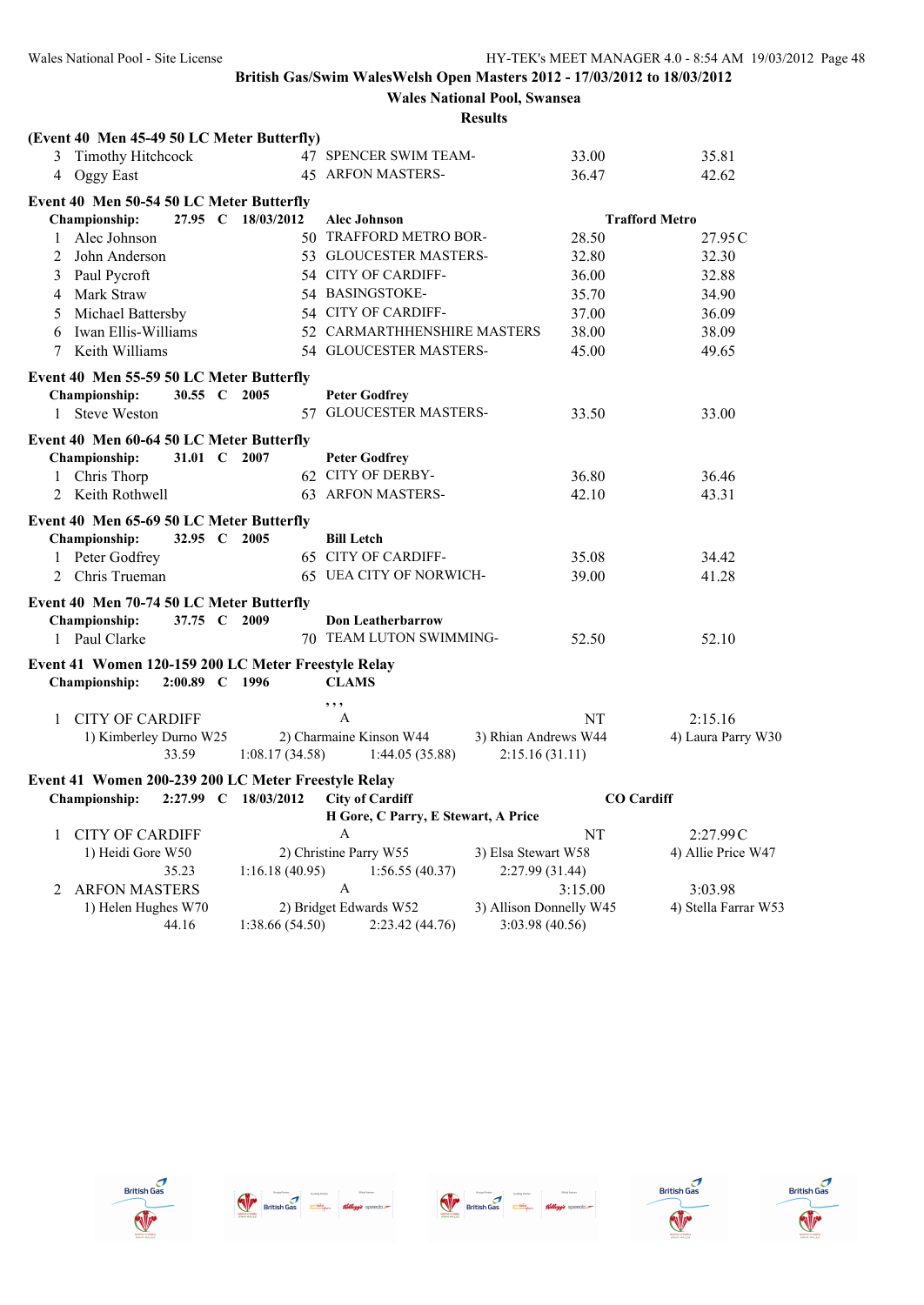**British Gas/Swim WalesWelsh Open Masters 2012 - 17/03/2012 to 18/03/2012**

**Wales National Pool, Swansea**

**Results**

**(Event 40 Men 45-49 50 LC Meter Butterfly)**

| | Name | Age | Team | Seed Time | Finals Time |
|---|---|---|---|---|---|
| 3 | Timothy Hitchcock | 47 | SPENCER SWIM TEAM- | 33.00 | 35.81 |
| 4 | Oggy East | 45 | ARFON MASTERS- | 36.47 | 42.62 |

**Event 40 Men 50-54 50 LC Meter Butterfly**

Championship: 27.95 C 18/03/2012 Alec Johnson Trafford Metro

| | Name | Age | Team | Seed Time | Finals Time |
|---|---|---|---|---|---|
| 1 | Alec Johnson | 50 | TRAFFORD METRO BOR- | 28.50 | 27.95C |
| 2 | John Anderson | 53 | GLOUCESTER MASTERS- | 32.80 | 32.30 |
| 3 | Paul Pycroft | 54 | CITY OF CARDIFF- | 36.00 | 32.88 |
| 4 | Mark Straw | 54 | BASINGSTOKE- | 35.70 | 34.90 |
| 5 | Michael Battersby | 54 | CITY OF CARDIFF- | 37.00 | 36.09 |
| 6 | Iwan Ellis-Williams | 52 | CARMARTHHENSHIRE MASTERS | 38.00 | 38.09 |
| 7 | Keith Williams | 54 | GLOUCESTER MASTERS- | 45.00 | 49.65 |

**Event 40 Men 55-59 50 LC Meter Butterfly**

Championship: 30.55 C 2005 Peter Godfrey

| | Name | Age | Team | Seed Time | Finals Time |
|---|---|---|---|---|---|
| 1 | Steve Weston | 57 | GLOUCESTER MASTERS- | 33.50 | 33.00 |

**Event 40 Men 60-64 50 LC Meter Butterfly**

Championship: 31.01 C 2007 Peter Godfrey

| | Name | Age | Team | Seed Time | Finals Time |
|---|---|---|---|---|---|
| 1 | Chris Thorp | 62 | CITY OF DERBY- | 36.80 | 36.46 |
| 2 | Keith Rothwell | 63 | ARFON MASTERS- | 42.10 | 43.31 |

**Event 40 Men 65-69 50 LC Meter Butterfly**

Championship: 32.95 C 2005 Bill Letch

| | Name | Age | Team | Seed Time | Finals Time |
|---|---|---|---|---|---|
| 1 | Peter Godfrey | 65 | CITY OF CARDIFF- | 35.08 | 34.42 |
| 2 | Chris Trueman | 65 | UEA CITY OF NORWICH- | 39.00 | 41.28 |

**Event 40 Men 70-74 50 LC Meter Butterfly**

Championship: 37.75 C 2009 Don Leatherbarrow

| | Name | Age | Team | Seed Time | Finals Time |
|---|---|---|---|---|---|
| 1 | Paul Clarke | 70 | TEAM LUTON SWIMMING- | 52.50 | 52.10 |

**Event 41 Women 120-159 200 LC Meter Freestyle Relay**

Championship: 2:00.89 C 1996 CLAMS

, , ,

| | Team | Relay | Seed Time | Finals Time |
|---|---|---|---|---|
| 1 | CITY OF CARDIFF | A | NT | 2:15.16 |

1) Kimberley Durno W25 — 33.59; 2) Charmaine Kinson W44 — 1:08.17 (34.58); 3) Rhian Andrews W44 — 1:44.05 (35.88); 4) Laura Parry W30 — 2:15.16 (31.11)

**Event 41 Women 200-239 200 LC Meter Freestyle Relay**

Championship: 2:27.99 C 18/03/2012 City of Cardiff CO Cardiff

H Gore, C Parry, E Stewart, A Price

| | Team | Relay | Seed Time | Finals Time |
|---|---|---|---|---|
| 1 | CITY OF CARDIFF | A | NT | 2:27.99C |

1) Heidi Gore W50 — 35.23; 2) Christine Parry W55 — 1:16.18 (40.95); 3) Elsa Stewart W58 — 1:56.55 (40.37); 4) Allie Price W47 — 2:27.99 (31.44)

| | Team | Relay | Seed Time | Finals Time |
|---|---|---|---|---|
| 2 | ARFON MASTERS | A | 3:15.00 | 3:03.98 |

1) Helen Hughes W70 — 44.16; 2) Bridget Edwards W52 — 1:38.66 (54.50); 3) Allison Donnelly W45 — 2:23.42 (44.76); 4) Stella Farrar W53 — 3:03.98 (40.56)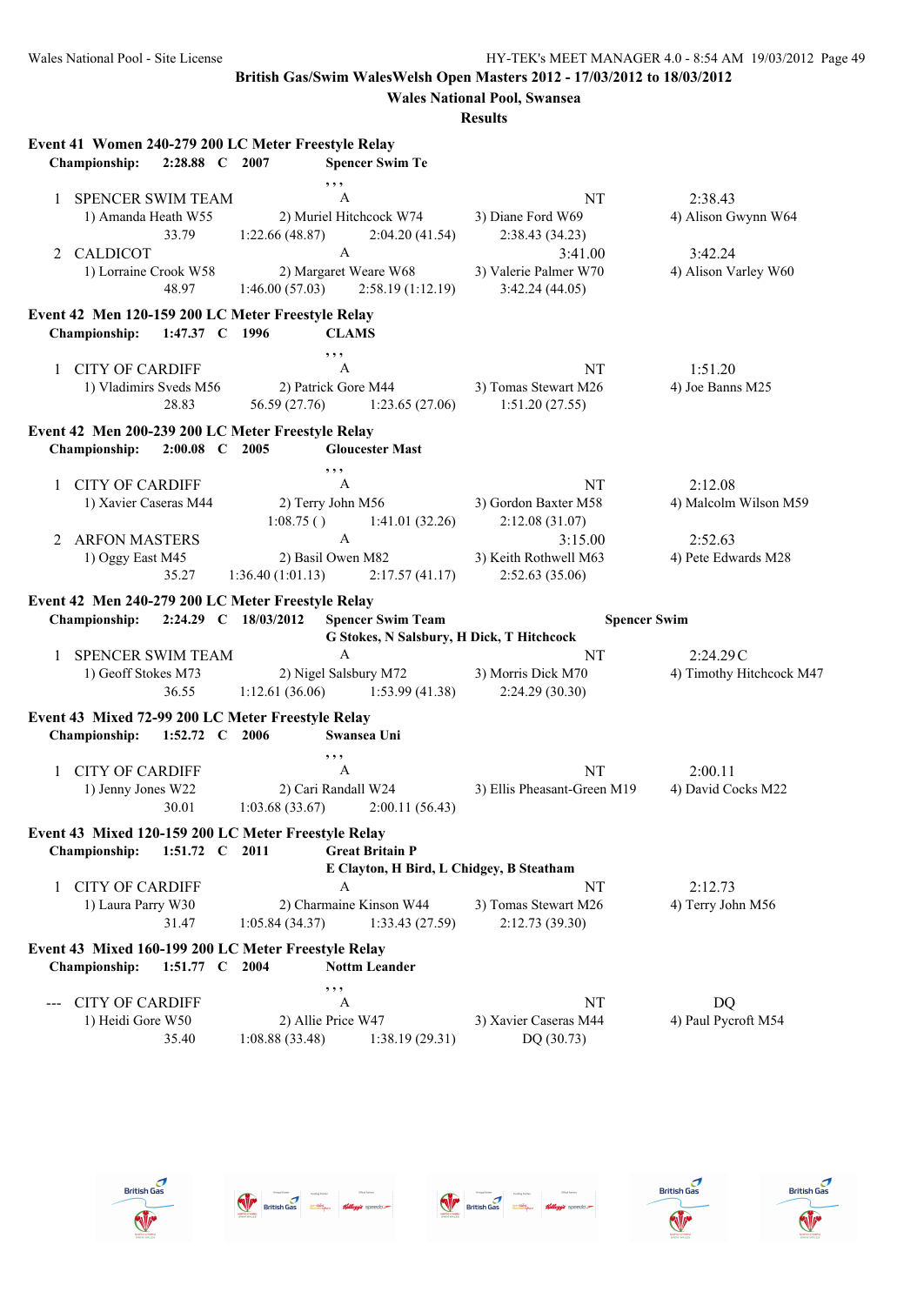British Gas/Swim WalesWelsh Open Masters 2012 - 17/03/2012 to 18/03/2012

Wales National Pool, Swansea

Results

### Event 41 Women 240-279 200 LC Meter Freestyle Relay

**Championship: 2:28.88 C 2007 Spencer Swim Te**

, , ,

| | Team | Relay | Seed Time | Finals Time |
|---|---|---|---|---|
| 1 | SPENCER SWIM TEAM | A | NT | 2:38.43 |
| | 1) Amanda Heath W55 | 2) Muriel Hitchcock W74 | 3) Diane Ford W69 | 4) Alison Gwynn W64 |
| | 33.79 | 1:22.66 (48.87) | 2:04.20 (41.54) | 2:38.43 (34.23) |
| 2 | CALDICOT | A | 3:41.00 | 3:42.24 |
| | 1) Lorraine Crook W58 | 2) Margaret Weare W68 | 3) Valerie Palmer W70 | 4) Alison Varley W60 |
| | 48.97 | 1:46.00 (57.03) | 2:58.19 (1:12.19) | 3:42.24 (44.05) |

### Event 42 Men 120-159 200 LC Meter Freestyle Relay

**Championship: 1:47.37 C 1996 CLAMS**

, , ,

| | Team | Relay | Seed Time | Finals Time |
|---|---|---|---|---|
| 1 | CITY OF CARDIFF | A | NT | 1:51.20 |
| | 1) Vladimirs Sveds M56 | 2) Patrick Gore M44 | 3) Tomas Stewart M26 | 4) Joe Banns M25 |
| | 28.83 | 56.59 (27.76) | 1:23.65 (27.06) | 1:51.20 (27.55) |

### Event 42 Men 200-239 200 LC Meter Freestyle Relay

**Championship: 2:00.08 C 2005 Gloucester Mast**

, , ,

| | Team | Relay | Seed Time | Finals Time |
|---|---|---|---|---|
| 1 | CITY OF CARDIFF | A | NT | 2:12.08 |
| | 1) Xavier Caseras M44 | 2) Terry John M56 | 3) Gordon Baxter M58 | 4) Malcolm Wilson M59 |
| | | 1:08.75 ( ) | 1:41.01 (32.26) | 2:12.08 (31.07) |
| 2 | ARFON MASTERS | A | 3:15.00 | 2:52.63 |
| | 1) Oggy East M45 | 2) Basil Owen M82 | 3) Keith Rothwell M63 | 4) Pete Edwards M28 |
| | 35.27 | 1:36.40 (1:01.13) | 2:17.57 (41.17) | 2:52.63 (35.06) |

### Event 42 Men 240-279 200 LC Meter Freestyle Relay

**Championship: 2:24.29 C 18/03/2012 Spencer Swim Team** — **Spencer Swim**

**G Stokes, N Salsbury, H Dick, T Hitchcock**

| | Team | Relay | Seed Time | Finals Time |
|---|---|---|---|---|
| 1 | SPENCER SWIM TEAM | A | NT | 2:24.29C |
| | 1) Geoff Stokes M73 | 2) Nigel Salsbury M72 | 3) Morris Dick M70 | 4) Timothy Hitchcock M47 |
| | 36.55 | 1:12.61 (36.06) | 1:53.99 (41.38) | 2:24.29 (30.30) |

### Event 43 Mixed 72-99 200 LC Meter Freestyle Relay

**Championship: 1:52.72 C 2006 Swansea Uni**

, , ,

| | Team | Relay | Seed Time | Finals Time |
|---|---|---|---|---|
| 1 | CITY OF CARDIFF | A | NT | 2:00.11 |
| | 1) Jenny Jones W22 | 2) Cari Randall W24 | 3) Ellis Pheasant-Green M19 | 4) David Cocks M22 |
| | 30.01 | 1:03.68 (33.67) | 2:00.11 (56.43) | |

### Event 43 Mixed 120-159 200 LC Meter Freestyle Relay

**Championship: 1:51.72 C 2011 Great Britain P**

**E Clayton, H Bird, L Chidgey, B Steatham**

| | Team | Relay | Seed Time | Finals Time |
|---|---|---|---|---|
| 1 | CITY OF CARDIFF | A | NT | 2:12.73 |
| | 1) Laura Parry W30 | 2) Charmaine Kinson W44 | 3) Tomas Stewart M26 | 4) Terry John M56 |
| | 31.47 | 1:05.84 (34.37) | 1:33.43 (27.59) | 2:12.73 (39.30) |

### Event 43 Mixed 160-199 200 LC Meter Freestyle Relay

**Championship: 1:51.77 C 2004 Nottm Leander**

, , ,

| | Team | Relay | Seed Time | Finals Time |
|---|---|---|---|---|
| --- | CITY OF CARDIFF | A | NT | DQ |
| | 1) Heidi Gore W50 | 2) Allie Price W47 | 3) Xavier Caseras M44 | 4) Paul Pycroft M54 |
| | 35.40 | 1:08.88 (33.48) | 1:38.19 (29.31) | DQ (30.73) |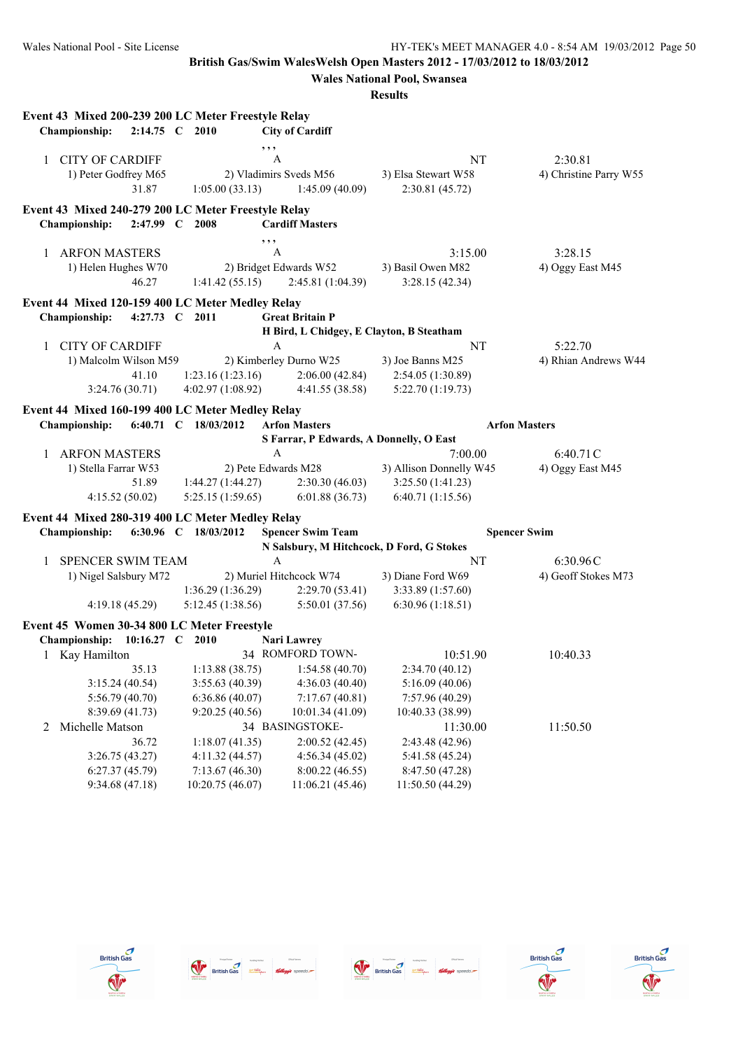British Gas/Swim WalesWelsh Open Masters 2012 - 17/03/2012 to 18/03/2012

Wales National Pool, Swansea

Results

**Event 43 Mixed 200-239 200 LC Meter Freestyle Relay**

**Championship: 2:14.75 C 2010 City of Cardiff**

, , ,

| | | | | |
|---|---|---|---|---|
| 1 CITY OF CARDIFF | | A | NT | 2:30.81 |
| 1) Peter Godfrey M65 | 2) Vladimirs Sveds M56 | | 3) Elsa Stewart W58 | 4) Christine Parry W55 |
| 31.87 | 1:05.00 (33.13) | 1:45.09 (40.09) | 2:30.81 (45.72) | |

**Event 43 Mixed 240-279 200 LC Meter Freestyle Relay**

**Championship: 2:47.99 C 2008 Cardiff Masters**

, , ,

| | | | | |
|---|---|---|---|---|
| 1 ARFON MASTERS | | A | 3:15.00 | 3:28.15 |
| 1) Helen Hughes W70 | 2) Bridget Edwards W52 | | 3) Basil Owen M82 | 4) Oggy East M45 |
| 46.27 | 1:41.42 (55.15) | 2:45.81 (1:04.39) | 3:28.15 (42.34) | |

**Event 44 Mixed 120-159 400 LC Meter Medley Relay**

**Championship: 4:27.73 C 2011 Great Britain P**

**H Bird, L Chidgey, E Clayton, B Steatham**

| | | | | |
|---|---|---|---|---|
| 1 CITY OF CARDIFF | | A | NT | 5:22.70 |
| 1) Malcolm Wilson M59 | 2) Kimberley Durno W25 | | 3) Joe Banns M25 | 4) Rhian Andrews W44 |
| 41.10 | 1:23.16 (1:23.16) | 2:06.00 (42.84) | 2:54.05 (1:30.89) | |
| 3:24.76 (30.71) | 4:02.97 (1:08.92) | 4:41.55 (38.58) | 5:22.70 (1:19.73) | |

**Event 44 Mixed 160-199 400 LC Meter Medley Relay**

**Championship: 6:40.71 C 18/03/2012 Arfon Masters** **Arfon Masters**

**S Farrar, P Edwards, A Donnelly, O East**

| | | | | |
|---|---|---|---|---|
| 1 ARFON MASTERS | | A | 7:00.00 | 6:40.71C |
| 1) Stella Farrar W53 | 2) Pete Edwards M28 | | 3) Allison Donnelly W45 | 4) Oggy East M45 |
| 51.89 | 1:44.27 (1:44.27) | 2:30.30 (46.03) | 3:25.50 (1:41.23) | |
| 4:15.52 (50.02) | 5:25.15 (1:59.65) | 6:01.88 (36.73) | 6:40.71 (1:15.56) | |

**Event 44 Mixed 280-319 400 LC Meter Medley Relay**

**Championship: 6:30.96 C 18/03/2012 Spencer Swim Team** **Spencer Swim**

**N Salsbury, M Hitchcock, D Ford, G Stokes**

| | | | | |
|---|---|---|---|---|
| 1 SPENCER SWIM TEAM | | A | NT | 6:30.96C |
| 1) Nigel Salsbury M72 | 2) Muriel Hitchcock W74 | | 3) Diane Ford W69 | 4) Geoff Stokes M73 |
| | 1:36.29 (1:36.29) | 2:29.70 (53.41) | 3:33.89 (1:57.60) | |
| 4:19.18 (45.29) | 5:12.45 (1:38.56) | 5:50.01 (37.56) | 6:30.96 (1:18.51) | |

**Event 45 Women 30-34 800 LC Meter Freestyle**

**Championship: 10:16.27 C 2010 Nari Lawrey**

| | | | | |
|---|---|---|---|---|
| 1 Kay Hamilton | | 34 ROMFORD TOWN- | 10:51.90 | 10:40.33 |
| 35.13 | 1:13.88 (38.75) | 1:54.58 (40.70) | 2:34.70 (40.12) | |
| 3:15.24 (40.54) | 3:55.63 (40.39) | 4:36.03 (40.40) | 5:16.09 (40.06) | |
| 5:56.79 (40.70) | 6:36.86 (40.07) | 7:17.67 (40.81) | 7:57.96 (40.29) | |
| 8:39.69 (41.73) | 9:20.25 (40.56) | 10:01.34 (41.09) | 10:40.33 (38.99) | |
| 2 Michelle Matson | | 34 BASINGSTOKE- | 11:30.00 | 11:50.50 |
| 36.72 | 1:18.07 (41.35) | 2:00.52 (42.45) | 2:43.48 (42.96) | |
| 3:26.75 (43.27) | 4:11.32 (44.57) | 4:56.34 (45.02) | 5:41.58 (45.24) | |
| 6:27.37 (45.79) | 7:13.67 (46.30) | 8:00.22 (46.55) | 8:47.50 (47.28) | |
| 9:34.68 (47.18) | 10:20.75 (46.07) | 11:06.21 (45.46) | 11:50.50 (44.29) | |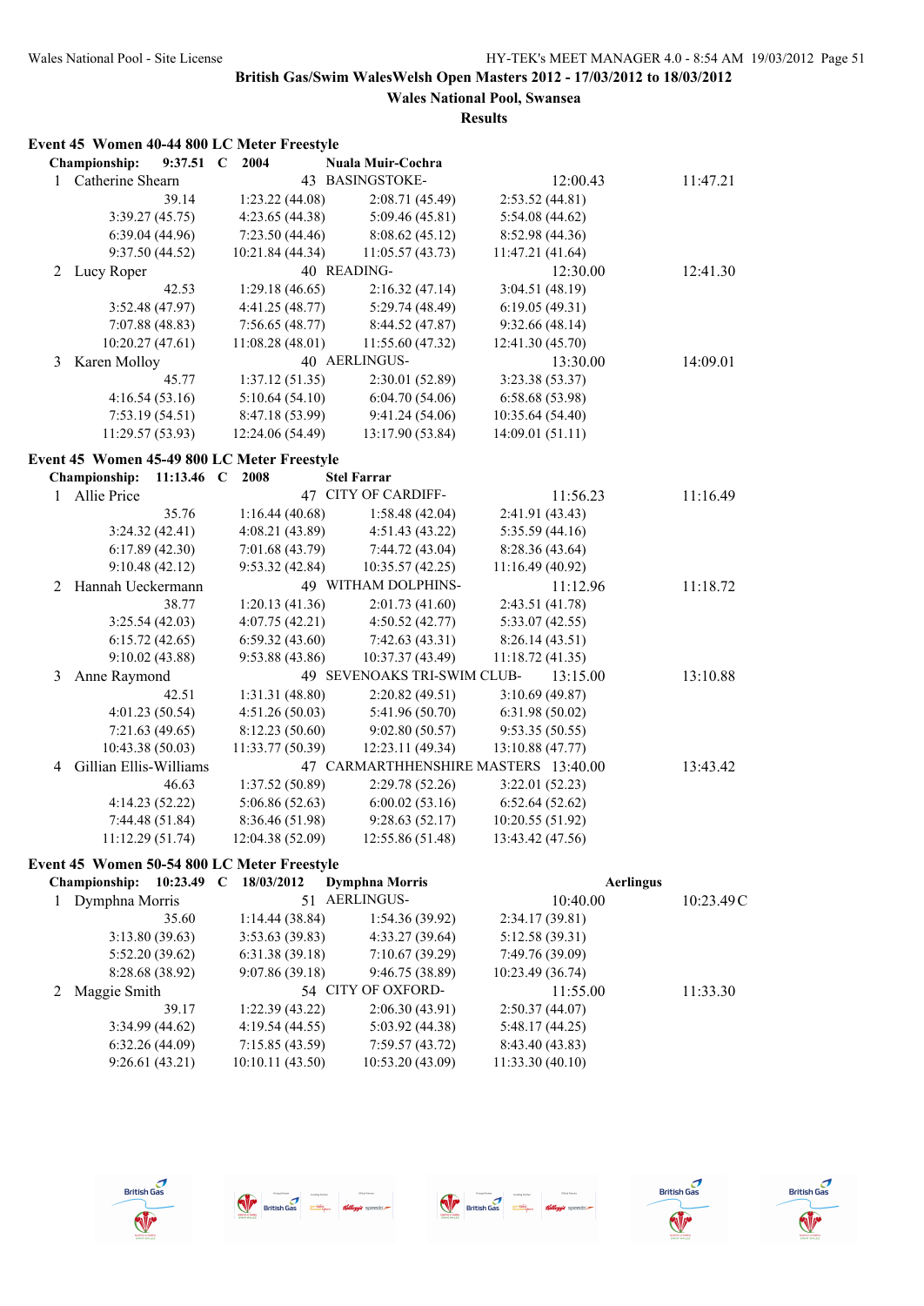British Gas/Swim WalesWelsh Open Masters 2012 - 17/03/2012 to 18/03/2012

Wales National Pool, Swansea

Results

### Event 45 Women 40-44 800 LC Meter Freestyle

**Championship: 9:37.51 C 2004 Nuala Muir-Cochra**

1 Catherine Shearn 43 BASINGSTOKE- 12:00.43 11:47.21

| | | | |
|---|---|---|---|
| 39.14 | 1:23.22 (44.08) | 2:08.71 (45.49) | 2:53.52 (44.81) |
| 3:39.27 (45.75) | 4:23.65 (44.38) | 5:09.46 (45.81) | 5:54.08 (44.62) |
| 6:39.04 (44.96) | 7:23.50 (44.46) | 8:08.62 (45.12) | 8:52.98 (44.36) |
| 9:37.50 (44.52) | 10:21.84 (44.34) | 11:05.57 (43.73) | 11:47.21 (41.64) |

2 Lucy Roper 40 READING- 12:30.00 12:41.30

| | | | |
|---|---|---|---|
| 42.53 | 1:29.18 (46.65) | 2:16.32 (47.14) | 3:04.51 (48.19) |
| 3:52.48 (47.97) | 4:41.25 (48.77) | 5:29.74 (48.49) | 6:19.05 (49.31) |
| 7:07.88 (48.83) | 7:56.65 (48.77) | 8:44.52 (47.87) | 9:32.66 (48.14) |
| 10:20.27 (47.61) | 11:08.28 (48.01) | 11:55.60 (47.32) | 12:41.30 (45.70) |

3 Karen Molloy 40 AERLINGUS- 13:30.00 14:09.01

| | | | |
|---|---|---|---|
| 45.77 | 1:37.12 (51.35) | 2:30.01 (52.89) | 3:23.38 (53.37) |
| 4:16.54 (53.16) | 5:10.64 (54.10) | 6:04.70 (54.06) | 6:58.68 (53.98) |
| 7:53.19 (54.51) | 8:47.18 (53.99) | 9:41.24 (54.06) | 10:35.64 (54.40) |
| 11:29.57 (53.93) | 12:24.06 (54.49) | 13:17.90 (53.84) | 14:09.01 (51.11) |

### Event 45 Women 45-49 800 LC Meter Freestyle

**Championship: 11:13.46 C 2008 Stel Farrar**

1 Allie Price 47 CITY OF CARDIFF- 11:56.23 11:16.49

| | | | |
|---|---|---|---|
| 35.76 | 1:16.44 (40.68) | 1:58.48 (42.04) | 2:41.91 (43.43) |
| 3:24.32 (42.41) | 4:08.21 (43.89) | 4:51.43 (43.22) | 5:35.59 (44.16) |
| 6:17.89 (42.30) | 7:01.68 (43.79) | 7:44.72 (43.04) | 8:28.36 (43.64) |
| 9:10.48 (42.12) | 9:53.32 (42.84) | 10:35.57 (42.25) | 11:16.49 (40.92) |

2 Hannah Ueckermann 49 WITHAM DOLPHINS- 11:12.96 11:18.72

| | | | |
|---|---|---|---|
| 38.77 | 1:20.13 (41.36) | 2:01.73 (41.60) | 2:43.51 (41.78) |
| 3:25.54 (42.03) | 4:07.75 (42.21) | 4:50.52 (42.77) | 5:33.07 (42.55) |
| 6:15.72 (42.65) | 6:59.32 (43.60) | 7:42.63 (43.31) | 8:26.14 (43.51) |
| 9:10.02 (43.88) | 9:53.88 (43.86) | 10:37.37 (43.49) | 11:18.72 (41.35) |

3 Anne Raymond 49 SEVENOAKS TRI-SWIM CLUB- 13:15.00 13:10.88

| | | | |
|---|---|---|---|
| 42.51 | 1:31.31 (48.80) | 2:20.82 (49.51) | 3:10.69 (49.87) |
| 4:01.23 (50.54) | 4:51.26 (50.03) | 5:41.96 (50.70) | 6:31.98 (50.02) |
| 7:21.63 (49.65) | 8:12.23 (50.60) | 9:02.80 (50.57) | 9:53.35 (50.55) |
| 10:43.38 (50.03) | 11:33.77 (50.39) | 12:23.11 (49.34) | 13:10.88 (47.77) |

4 Gillian Ellis-Williams 47 CARMARTHHENSHIRE MASTERS 13:40.00 13:43.42

| | | | |
|---|---|---|---|
| 46.63 | 1:37.52 (50.89) | 2:29.78 (52.26) | 3:22.01 (52.23) |
| 4:14.23 (52.22) | 5:06.86 (52.63) | 6:00.02 (53.16) | 6:52.64 (52.62) |
| 7:44.48 (51.84) | 8:36.46 (51.98) | 9:28.63 (52.17) | 10:20.55 (51.92) |
| 11:12.29 (51.74) | 12:04.38 (52.09) | 12:55.86 (51.48) | 13:43.42 (47.56) |

### Event 45 Women 50-54 800 LC Meter Freestyle

**Championship: 10:23.49 C 18/03/2012 Dymphna Morris Aerlingus**

1 Dymphna Morris 51 AERLINGUS- 10:40.00 10:23.49C

| | | | |
|---|---|---|---|
| 35.60 | 1:14.44 (38.84) | 1:54.36 (39.92) | 2:34.17 (39.81) |
| 3:13.80 (39.63) | 3:53.63 (39.83) | 4:33.27 (39.64) | 5:12.58 (39.31) |
| 5:52.20 (39.62) | 6:31.38 (39.18) | 7:10.67 (39.29) | 7:49.76 (39.09) |
| 8:28.68 (38.92) | 9:07.86 (39.18) | 9:46.75 (38.89) | 10:23.49 (36.74) |

2 Maggie Smith 54 CITY OF OXFORD- 11:55.00 11:33.30

| | | | |
|---|---|---|---|
| 39.17 | 1:22.39 (43.22) | 2:06.30 (43.91) | 2:50.37 (44.07) |
| 3:34.99 (44.62) | 4:19.54 (44.55) | 5:03.92 (44.38) | 5:48.17 (44.25) |
| 6:32.26 (44.09) | 7:15.85 (43.59) | 7:59.57 (43.72) | 8:43.40 (43.83) |
| 9:26.61 (43.21) | 10:10.11 (43.50) | 10:53.20 (43.09) | 11:33.30 (40.10) |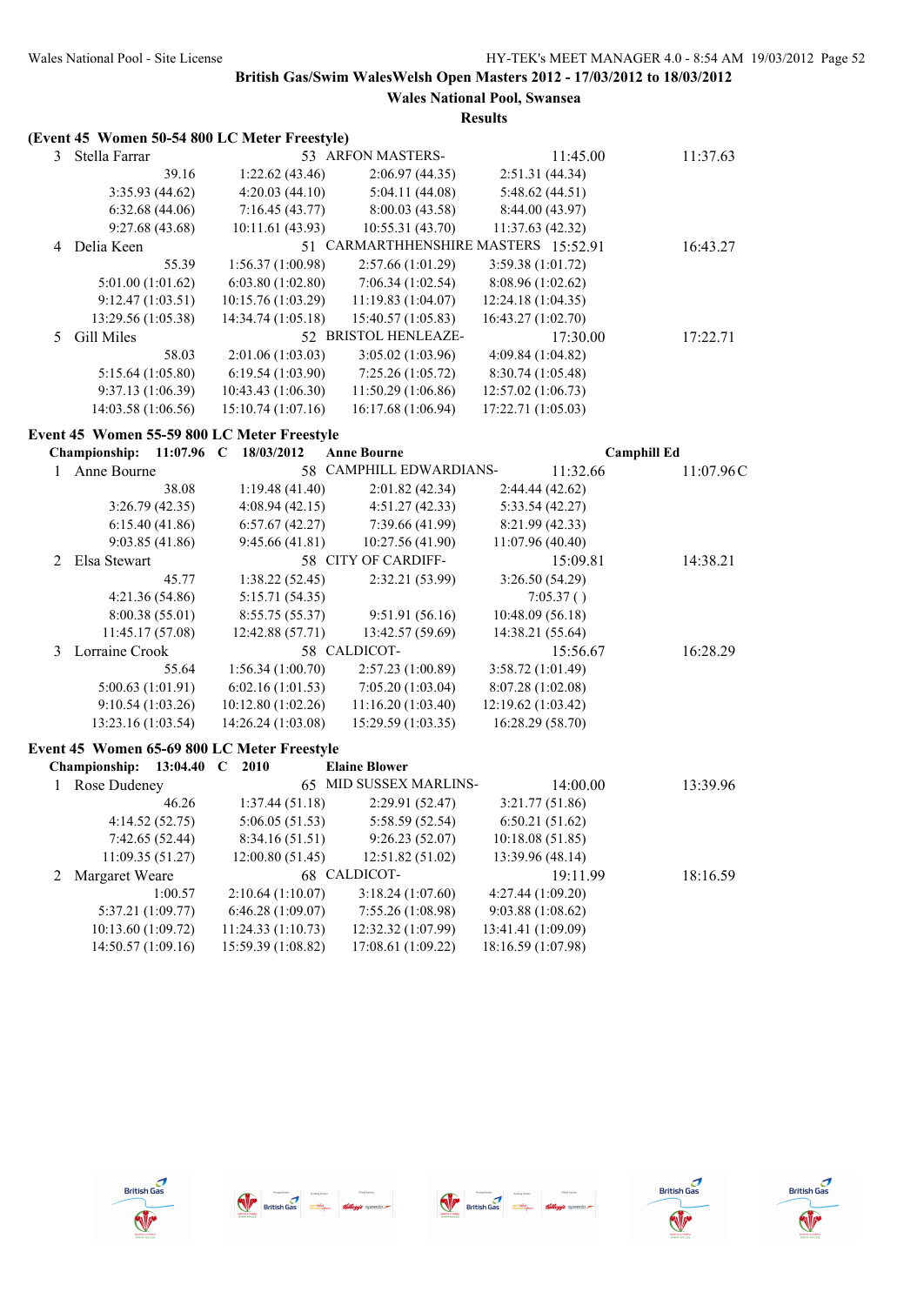**British Gas/Swim WalesWelsh Open Masters 2012 - 17/03/2012 to 18/03/2012**

**Wales National Pool, Swansea**

**Results**

**(Event 45 Women 50-54 800 LC Meter Freestyle)**

| | Name | Age | Team | Seed Time | Finals Time |
|---|---|---|---|---|---|
| 3 | Stella Farrar | 53 | ARFON MASTERS- | 11:45.00 | 11:37.63 |
| | 39.16 | 1:22.62 (43.46) | 2:06.97 (44.35) | 2:51.31 (44.34) | |
| | 3:35.93 (44.62) | 4:20.03 (44.10) | 5:04.11 (44.08) | 5:48.62 (44.51) | |
| | 6:32.68 (44.06) | 7:16.45 (43.77) | 8:00.03 (43.58) | 8:44.00 (43.97) | |
| | 9:27.68 (43.68) | 10:11.61 (43.93) | 10:55.31 (43.70) | 11:37.63 (42.32) | |
| 4 | Delia Keen | 51 | CARMARTHENSHIRE MASTERS | 15:52.91 | 16:43.27 |
| | 55.39 | 1:56.37 (1:00.98) | 2:57.66 (1:01.29) | 3:59.38 (1:01.72) | |
| | 5:01.00 (1:01.62) | 6:03.80 (1:02.80) | 7:06.34 (1:02.54) | 8:08.96 (1:02.62) | |
| | 9:12.47 (1:03.51) | 10:15.76 (1:03.29) | 11:19.83 (1:04.07) | 12:24.18 (1:04.35) | |
| | 13:29.56 (1:05.38) | 14:34.74 (1:05.18) | 15:40.57 (1:05.83) | 16:43.27 (1:02.70) | |
| 5 | Gill Miles | 52 | BRISTOL HENLEAZE- | 17:30.00 | 17:22.71 |
| | 58.03 | 2:01.06 (1:03.03) | 3:05.02 (1:03.96) | 4:09.84 (1:04.82) | |
| | 5:15.64 (1:05.80) | 6:19.54 (1:03.90) | 7:25.26 (1:05.72) | 8:30.74 (1:05.48) | |
| | 9:37.13 (1:06.39) | 10:43.43 (1:06.30) | 11:50.29 (1:06.86) | 12:57.02 (1:06.73) | |
| | 14:03.58 (1:06.56) | 15:10.74 (1:07.16) | 16:17.68 (1:06.94) | 17:22.71 (1:05.03) | |

**Event 45 Women 55-59 800 LC Meter Freestyle**

**Championship: 11:07.96 C 18/03/2012 Anne Bourne Camphill Ed**

| | Name | Age | Team | Seed Time | Finals Time |
|---|---|---|---|---|---|
| 1 | Anne Bourne | 58 | CAMPHILL EDWARDIANS- | 11:32.66 | 11:07.96C |
| | 38.08 | 1:19.48 (41.40) | 2:01.82 (42.34) | 2:44.44 (42.62) | |
| | 3:26.79 (42.35) | 4:08.94 (42.15) | 4:51.27 (42.33) | 5:33.54 (42.27) | |
| | 6:15.40 (41.86) | 6:57.67 (42.27) | 7:39.66 (41.99) | 8:21.99 (42.33) | |
| | 9:03.85 (41.86) | 9:45.66 (41.81) | 10:27.56 (41.90) | 11:07.96 (40.40) | |
| 2 | Elsa Stewart | 58 | CITY OF CARDIFF- | 15:09.81 | 14:38.21 |
| | 45.77 | 1:38.22 (52.45) | 2:32.21 (53.99) | 3:26.50 (54.29) | |
| | 4:21.36 (54.86) | 5:15.71 (54.35) | | 7:05.37 ( ) | |
| | 8:00.38 (55.01) | 8:55.75 (55.37) | 9:51.91 (56.16) | 10:48.09 (56.18) | |
| | 11:45.17 (57.08) | 12:42.88 (57.71) | 13:42.57 (59.69) | 14:38.21 (55.64) | |
| 3 | Lorraine Crook | 58 | CALDICOT- | 15:56.67 | 16:28.29 |
| | 55.64 | 1:56.34 (1:00.70) | 2:57.23 (1:00.89) | 3:58.72 (1:01.49) | |
| | 5:00.63 (1:01.91) | 6:02.16 (1:01.53) | 7:05.20 (1:03.04) | 8:07.28 (1:02.08) | |
| | 9:10.54 (1:03.26) | 10:12.80 (1:02.26) | 11:16.20 (1:03.40) | 12:19.62 (1:03.42) | |
| | 13:23.16 (1:03.54) | 14:26.24 (1:03.08) | 15:29.59 (1:03.35) | 16:28.29 (58.70) | |

**Event 45 Women 65-69 800 LC Meter Freestyle**

**Championship: 13:04.40 C 2010 Elaine Blower**

| | Name | Age | Team | Seed Time | Finals Time |
|---|---|---|---|---|---|
| 1 | Rose Dudeney | 65 | MID SUSSEX MARLINS- | 14:00.00 | 13:39.96 |
| | 46.26 | 1:37.44 (51.18) | 2:29.91 (52.47) | 3:21.77 (51.86) | |
| | 4:14.52 (52.75) | 5:06.05 (51.53) | 5:58.59 (52.54) | 6:50.21 (51.62) | |
| | 7:42.65 (52.44) | 8:34.16 (51.51) | 9:26.23 (52.07) | 10:18.08 (51.85) | |
| | 11:09.35 (51.27) | 12:00.80 (51.45) | 12:51.82 (51.02) | 13:39.96 (48.14) | |
| 2 | Margaret Weare | 68 | CALDICOT- | 19:11.99 | 18:16.59 |
| | 1:00.57 | 2:10.64 (1:10.07) | 3:18.24 (1:07.60) | 4:27.44 (1:09.20) | |
| | 5:37.21 (1:09.77) | 6:46.28 (1:09.07) | 7:55.26 (1:08.98) | 9:03.88 (1:08.62) | |
| | 10:13.60 (1:09.72) | 11:24.33 (1:10.73) | 12:32.32 (1:07.99) | 13:41.41 (1:09.09) | |
| | 14:50.57 (1:09.16) | 15:59.39 (1:08.82) | 17:08.61 (1:09.22) | 18:16.59 (1:07.98) | |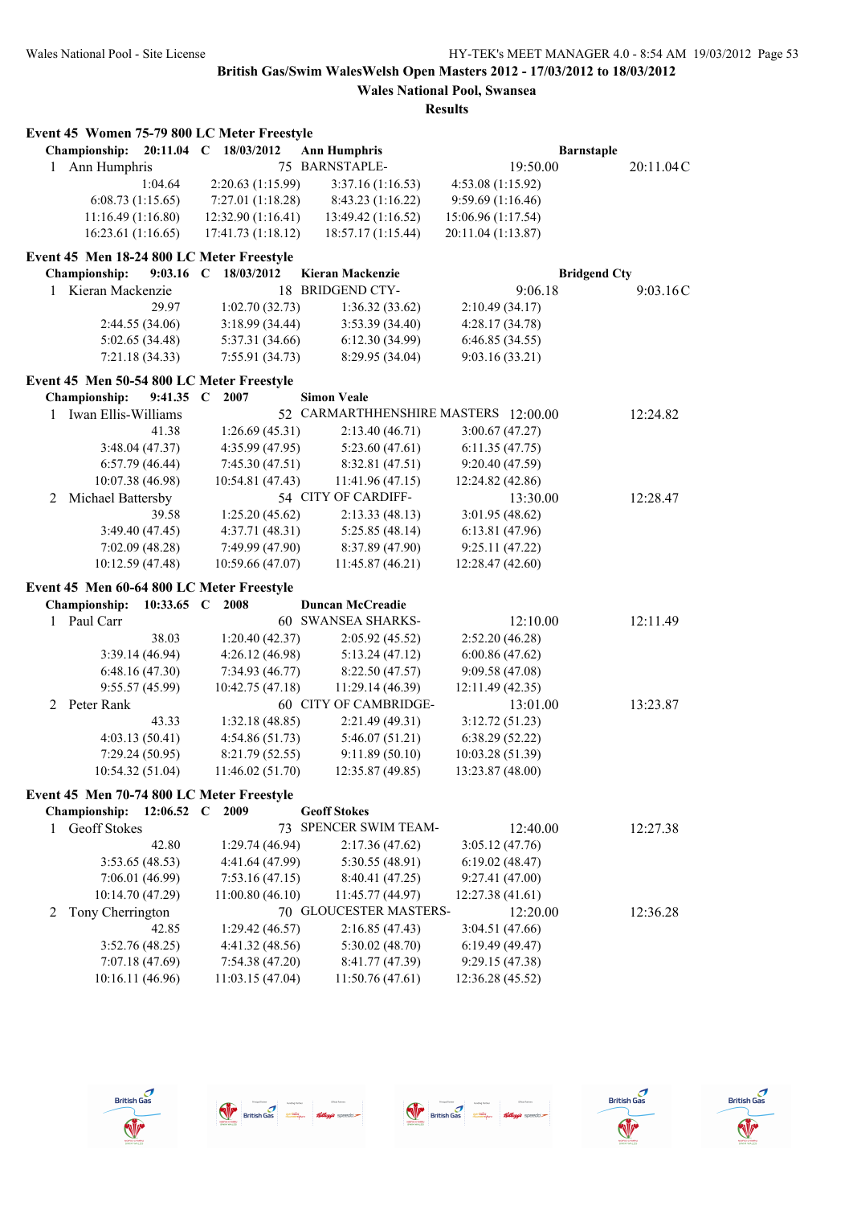**British Gas/Swim WalesWelsh Open Masters 2012 - 17/03/2012 to 18/03/2012**

**Wales National Pool, Swansea**

**Results**

### Event 45 Women 75-79 800 LC Meter Freestyle

**Championship: 20:11.04 C 18/03/2012 Ann Humphris Barnstaple**

| | Name | Age | Team | Seed Time | Finals Time |
|---|---|---|---|---|---|
| 1 | Ann Humphris | 75 | BARNSTAPLE- | 19:50.00 | 20:11.04C |

1:04.64 | 2:20.63 (1:15.99) | 3:37.16 (1:16.53) | 4:53.08 (1:15.92)
6:08.73 (1:15.65) | 7:27.01 (1:18.28) | 8:43.23 (1:16.22) | 9:59.69 (1:16.46)
11:16.49 (1:16.80) | 12:32.90 (1:16.41) | 13:49.42 (1:16.52) | 15:06.96 (1:17.54)
16:23.61 (1:16.65) | 17:41.73 (1:18.12) | 18:57.17 (1:15.44) | 20:11.04 (1:13.87)

### Event 45 Men 18-24 800 LC Meter Freestyle

**Championship: 9:03.16 C 18/03/2012 Kieran Mackenzie Bridgend Cty**

| | Name | Age | Team | Seed Time | Finals Time |
|---|---|---|---|---|---|
| 1 | Kieran Mackenzie | 18 | BRIDGEND CTY- | 9:06.18 | 9:03.16C |

29.97 | 1:02.70 (32.73) | 1:36.32 (33.62) | 2:10.49 (34.17)
2:44.55 (34.06) | 3:18.99 (34.44) | 3:53.39 (34.40) | 4:28.17 (34.78)
5:02.65 (34.48) | 5:37.31 (34.66) | 6:12.30 (34.99) | 6:46.85 (34.55)
7:21.18 (34.33) | 7:55.91 (34.73) | 8:29.95 (34.04) | 9:03.16 (33.21)

### Event 45 Men 50-54 800 LC Meter Freestyle

**Championship: 9:41.35 C 2007 Simon Veale**

| | Name | Age | Team | Seed Time | Finals Time |
|---|---|---|---|---|---|
| 1 | Iwan Ellis-Williams | 52 | CARMARTHHENSHIRE MASTERS | 12:00.00 | 12:24.82 |

41.38 | 1:26.69 (45.31) | 2:13.40 (46.71) | 3:00.67 (47.27)
3:48.04 (47.37) | 4:35.99 (47.95) | 5:23.60 (47.61) | 6:11.35 (47.75)
6:57.79 (46.44) | 7:45.30 (47.51) | 8:32.81 (47.51) | 9:20.40 (47.59)
10:07.38 (46.98) | 10:54.81 (47.43) | 11:41.96 (47.15) | 12:24.82 (42.86)

| | Name | Age | Team | Seed Time | Finals Time |
|---|---|---|---|---|---|
| 2 | Michael Battersby | 54 | CITY OF CARDIFF- | 13:30.00 | 12:28.47 |

39.58 | 1:25.20 (45.62) | 2:13.33 (48.13) | 3:01.95 (48.62)
3:49.40 (47.45) | 4:37.71 (48.31) | 5:25.85 (48.14) | 6:13.81 (47.96)
7:02.09 (48.28) | 7:49.99 (47.90) | 8:37.89 (47.90) | 9:25.11 (47.22)
10:12.59 (47.48) | 10:59.66 (47.07) | 11:45.87 (46.21) | 12:28.47 (42.60)

### Event 45 Men 60-64 800 LC Meter Freestyle

**Championship: 10:33.65 C 2008 Duncan McCreadie**

| | Name | Age | Team | Seed Time | Finals Time |
|---|---|---|---|---|---|
| 1 | Paul Carr | 60 | SWANSEA SHARKS- | 12:10.00 | 12:11.49 |

38.03 | 1:20.40 (42.37) | 2:05.92 (45.52) | 2:52.20 (46.28)
3:39.14 (46.94) | 4:26.12 (46.98) | 5:13.24 (47.12) | 6:00.86 (47.62)
6:48.16 (47.30) | 7:34.93 (46.77) | 8:22.50 (47.57) | 9:09.58 (47.08)
9:55.57 (45.99) | 10:42.75 (47.18) | 11:29.14 (46.39) | 12:11.49 (42.35)

| | Name | Age | Team | Seed Time | Finals Time |
|---|---|---|---|---|---|
| 2 | Peter Rank | 60 | CITY OF CAMBRIDGE- | 13:01.00 | 13:23.87 |

43.33 | 1:32.18 (48.85) | 2:21.49 (49.31) | 3:12.72 (51.23)
4:03.13 (50.41) | 4:54.86 (51.73) | 5:46.07 (51.21) | 6:38.29 (52.22)
7:29.24 (50.95) | 8:21.79 (52.55) | 9:11.89 (50.10) | 10:03.28 (51.39)
10:54.32 (51.04) | 11:46.02 (51.70) | 12:35.87 (49.85) | 13:23.87 (48.00)

### Event 45 Men 70-74 800 LC Meter Freestyle

**Championship: 12:06.52 C 2009 Geoff Stokes**

| | Name | Age | Team | Seed Time | Finals Time |
|---|---|---|---|---|---|
| 1 | Geoff Stokes | 73 | SPENCER SWIM TEAM- | 12:40.00 | 12:27.38 |

42.80 | 1:29.74 (46.94) | 2:17.36 (47.62) | 3:05.12 (47.76)
3:53.65 (48.53) | 4:41.64 (47.99) | 5:30.55 (48.91) | 6:19.02 (48.47)
7:06.01 (46.99) | 7:53.16 (47.15) | 8:40.41 (47.25) | 9:27.41 (47.00)
10:14.70 (47.29) | 11:00.80 (46.10) | 11:45.77 (44.97) | 12:27.38 (41.61)

| | Name | Age | Team | Seed Time | Finals Time |
|---|---|---|---|---|---|
| 2 | Tony Cherrington | 70 | GLOUCESTER MASTERS- | 12:20.00 | 12:36.28 |

42.85 | 1:29.42 (46.57) | 2:16.85 (47.43) | 3:04.51 (47.66)
3:52.76 (48.25) | 4:41.32 (48.56) | 5:30.02 (48.70) | 6:19.49 (49.47)
7:07.18 (47.69) | 7:54.38 (47.20) | 8:41.77 (47.39) | 9:29.15 (47.38)
10:16.11 (46.96) | 11:03.15 (47.04) | 11:50.76 (47.61) | 12:36.28 (45.52)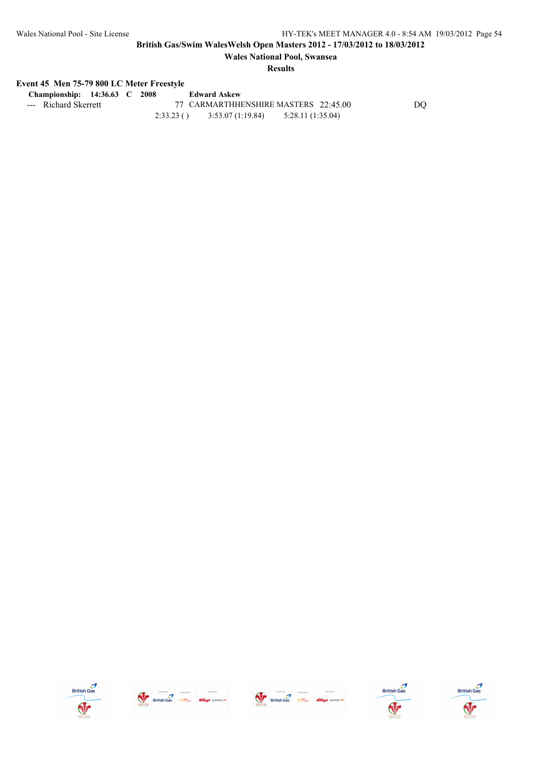**British Gas/Swim WalesWelsh Open Masters 2012 - 17/03/2012 to 18/03/2012**

**Wales National Pool, Swansea**

**Results**

### Event 45 Men 75-79 800 LC Meter Freestyle

**Championship: 14:36.63 C 2008 Edward Askew**

| | | | | | |
|---|---|---|---|---|---|
| --- | Richard Skerrett | 77 | CARMARTHHENSHIRE MASTERS | 22:45.00 | DQ |
| | 2:33.23 ( ) | 3:53.07 (1:19.84) | 5:28.11 (1:35.04) | | |